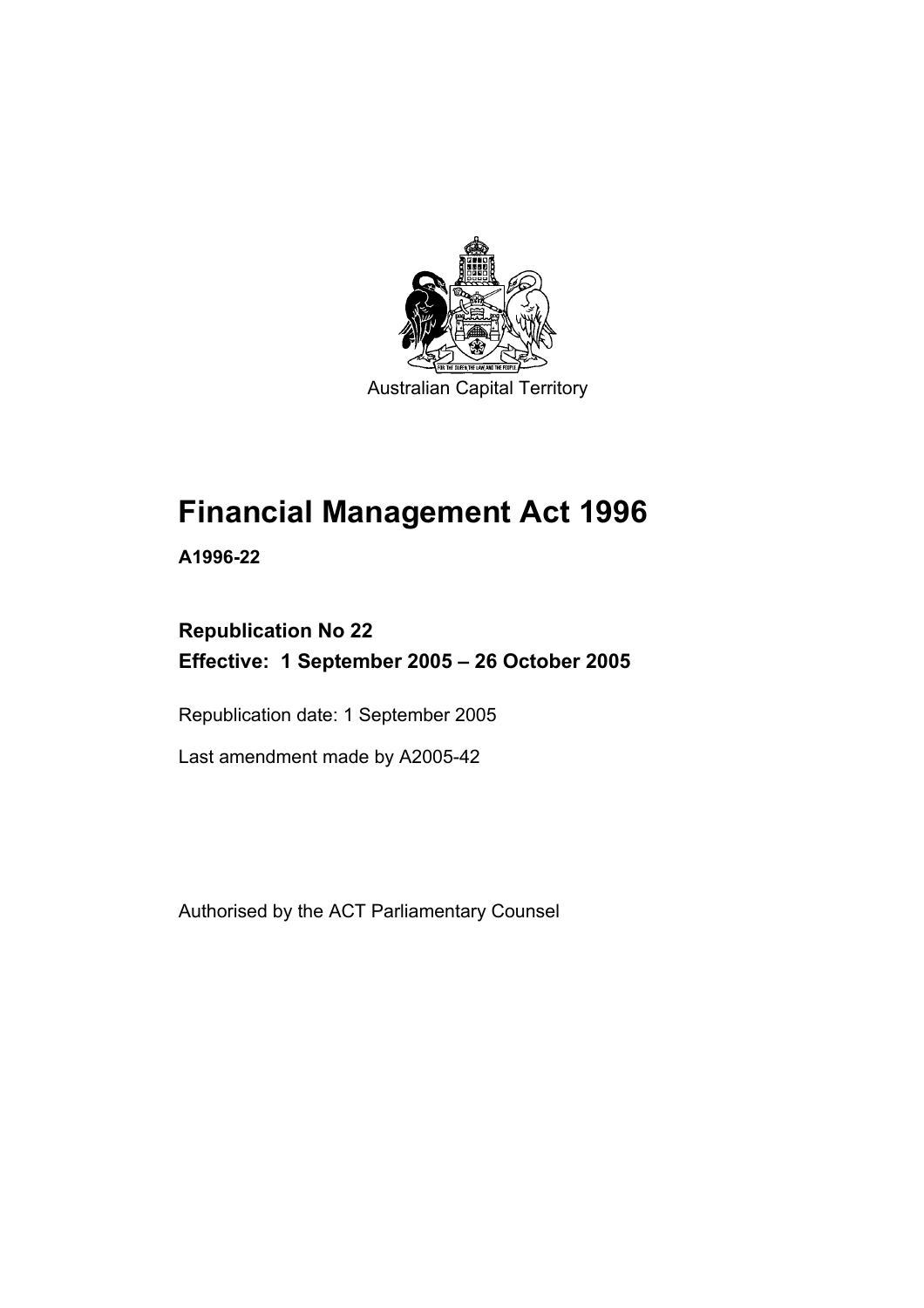Australian Capital Territory

# Financial Management Act 1996

**A1996-22**

**Republication No 22**
**Effective: 1 September 2005 – 26 October 2005**

Republication date: 1 September 2005

Last amendment made by A2005-42

Authorised by the ACT Parliamentary Counsel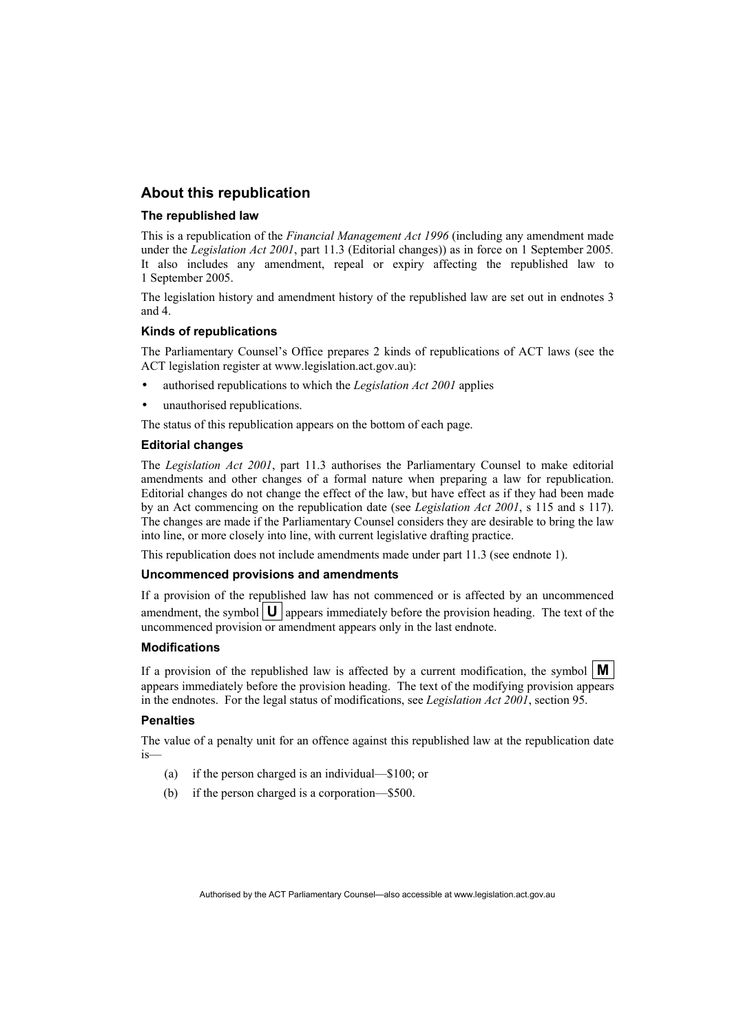## About this republication

### The republished law

This is a republication of the *Financial Management Act 1996* (including any amendment made under the *Legislation Act 2001*, part 11.3 (Editorial changes)) as in force on 1 September 2005*.* It also includes any amendment, repeal or expiry affecting the republished law to 1 September 2005.

The legislation history and amendment history of the republished law are set out in endnotes 3 and 4.

### Kinds of republications

The Parliamentary Counsel's Office prepares 2 kinds of republications of ACT laws (see the ACT legislation register at www.legislation.act.gov.au):

- authorised republications to which the *Legislation Act 2001* applies
- unauthorised republications.

The status of this republication appears on the bottom of each page.

### Editorial changes

The *Legislation Act 2001*, part 11.3 authorises the Parliamentary Counsel to make editorial amendments and other changes of a formal nature when preparing a law for republication. Editorial changes do not change the effect of the law, but have effect as if they had been made by an Act commencing on the republication date (see *Legislation Act 2001*, s 115 and s 117). The changes are made if the Parliamentary Counsel considers they are desirable to bring the law into line, or more closely into line, with current legislative drafting practice.

This republication does not include amendments made under part 11.3 (see endnote 1).

### Uncommenced provisions and amendments

If a provision of the republished law has not commenced or is affected by an uncommenced amendment, the symbol **U** appears immediately before the provision heading. The text of the uncommenced provision or amendment appears only in the last endnote.

### Modifications

If a provision of the republished law is affected by a current modification, the symbol **M** appears immediately before the provision heading. The text of the modifying provision appears in the endnotes. For the legal status of modifications, see *Legislation Act 2001*, section 95.

### Penalties

The value of a penalty unit for an offence against this republished law at the republication date is—

(a) if the person charged is an individual—$100; or

(b) if the person charged is a corporation—$500.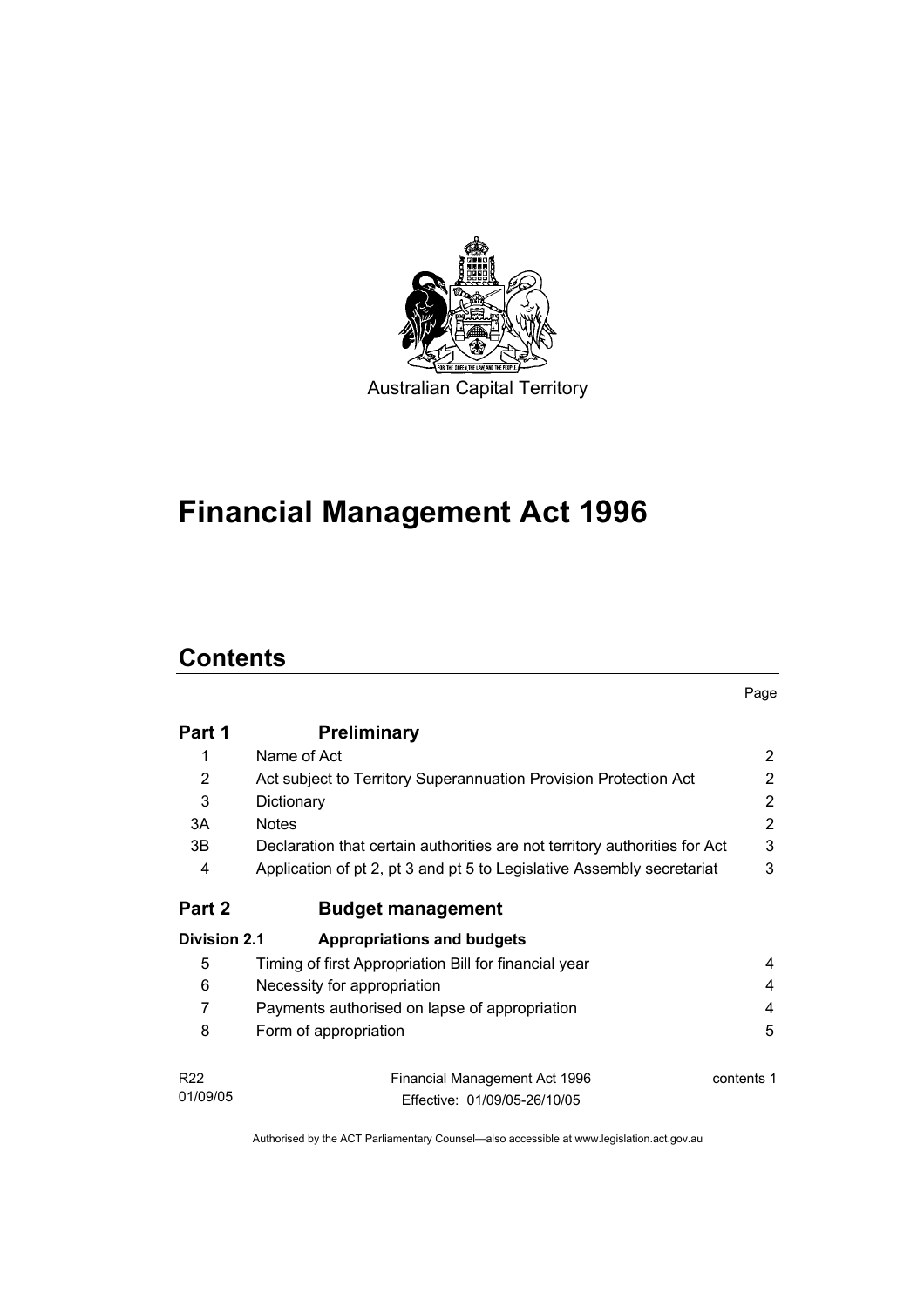Australian Capital Territory

# Financial Management Act 1996

## Contents

| | | Page |
|---|---|---|
| **Part 1** | **Preliminary** | |
| 1 | Name of Act | 2 |
| 2 | Act subject to Territory Superannuation Provision Protection Act | 2 |
| 3 | Dictionary | 2 |
| 3A | Notes | 2 |
| 3B | Declaration that certain authorities are not territory authorities for Act | 3 |
| 4 | Application of pt 2, pt 3 and pt 5 to Legislative Assembly secretariat | 3 |
| **Part 2** | **Budget management** | |
| **Division 2.1** | **Appropriations and budgets** | |
| 5 | Timing of first Appropriation Bill for financial year | 4 |
| 6 | Necessity for appropriation | 4 |
| 7 | Payments authorised on lapse of appropriation | 4 |
| 8 | Form of appropriation | 5 |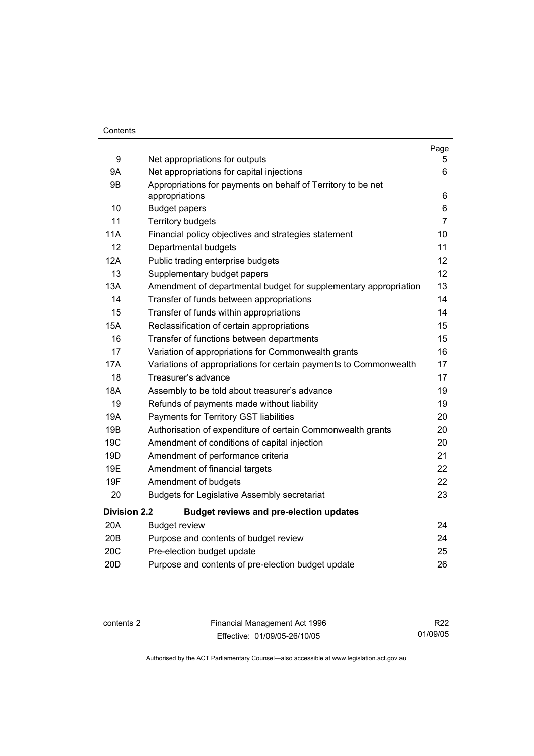| | | Page |
|---|---|---|
| 9 | Net appropriations for outputs | 5 |
| 9A | Net appropriations for capital injections | 6 |
| 9B | Appropriations for payments on behalf of Territory to be net appropriations | 6 |
| 10 | Budget papers | 6 |
| 11 | Territory budgets | 7 |
| 11A | Financial policy objectives and strategies statement | 10 |
| 12 | Departmental budgets | 11 |
| 12A | Public trading enterprise budgets | 12 |
| 13 | Supplementary budget papers | 12 |
| 13A | Amendment of departmental budget for supplementary appropriation | 13 |
| 14 | Transfer of funds between appropriations | 14 |
| 15 | Transfer of funds within appropriations | 14 |
| 15A | Reclassification of certain appropriations | 15 |
| 16 | Transfer of functions between departments | 15 |
| 17 | Variation of appropriations for Commonwealth grants | 16 |
| 17A | Variations of appropriations for certain payments to Commonwealth | 17 |
| 18 | Treasurer's advance | 17 |
| 18A | Assembly to be told about treasurer's advance | 19 |
| 19 | Refunds of payments made without liability | 19 |
| 19A | Payments for Territory GST liabilities | 20 |
| 19B | Authorisation of expenditure of certain Commonwealth grants | 20 |
| 19C | Amendment of conditions of capital injection | 20 |
| 19D | Amendment of performance criteria | 21 |
| 19E | Amendment of financial targets | 22 |
| 19F | Amendment of budgets | 22 |
| 20 | Budgets for Legislative Assembly secretariat | 23 |
| **Division 2.2** | **Budget reviews and pre-election updates** | |
| 20A | Budget review | 24 |
| 20B | Purpose and contents of budget review | 24 |
| 20C | Pre-election budget update | 25 |
| 20D | Purpose and contents of pre-election budget update | 26 |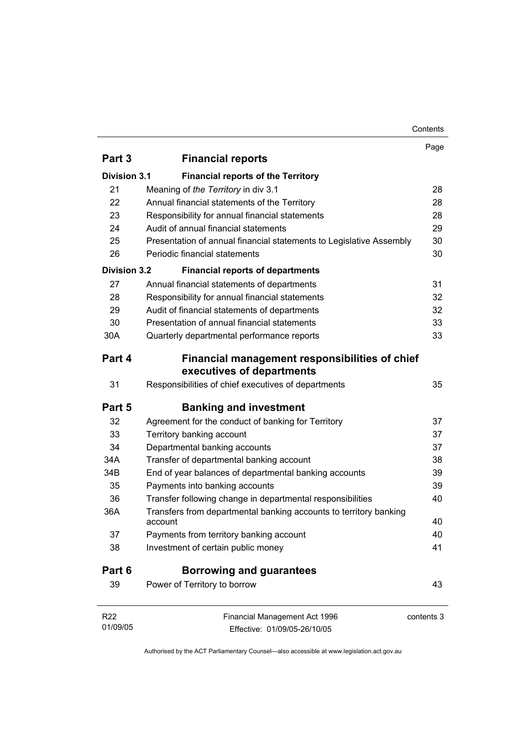| | | Page |
|---|---|---|
| **Part 3** | **Financial reports** | |
| **Division 3.1** | **Financial reports of the Territory** | |
| 21 | Meaning of *the Territory* in div 3.1 | 28 |
| 22 | Annual financial statements of the Territory | 28 |
| 23 | Responsibility for annual financial statements | 28 |
| 24 | Audit of annual financial statements | 29 |
| 25 | Presentation of annual financial statements to Legislative Assembly | 30 |
| 26 | Periodic financial statements | 30 |
| **Division 3.2** | **Financial reports of departments** | |
| 27 | Annual financial statements of departments | 31 |
| 28 | Responsibility for annual financial statements | 32 |
| 29 | Audit of financial statements of departments | 32 |
| 30 | Presentation of annual financial statements | 33 |
| 30A | Quarterly departmental performance reports | 33 |
| **Part 4** | **Financial management responsibilities of chief executives of departments** | |
| 31 | Responsibilities of chief executives of departments | 35 |
| **Part 5** | **Banking and investment** | |
| 32 | Agreement for the conduct of banking for Territory | 37 |
| 33 | Territory banking account | 37 |
| 34 | Departmental banking accounts | 37 |
| 34A | Transfer of departmental banking account | 38 |
| 34B | End of year balances of departmental banking accounts | 39 |
| 35 | Payments into banking accounts | 39 |
| 36 | Transfer following change in departmental responsibilities | 40 |
| 36A | Transfers from departmental banking accounts to territory banking account | 40 |
| 37 | Payments from territory banking account | 40 |
| 38 | Investment of certain public money | 41 |
| **Part 6** | **Borrowing and guarantees** | |
| 39 | Power of Territory to borrow | 43 |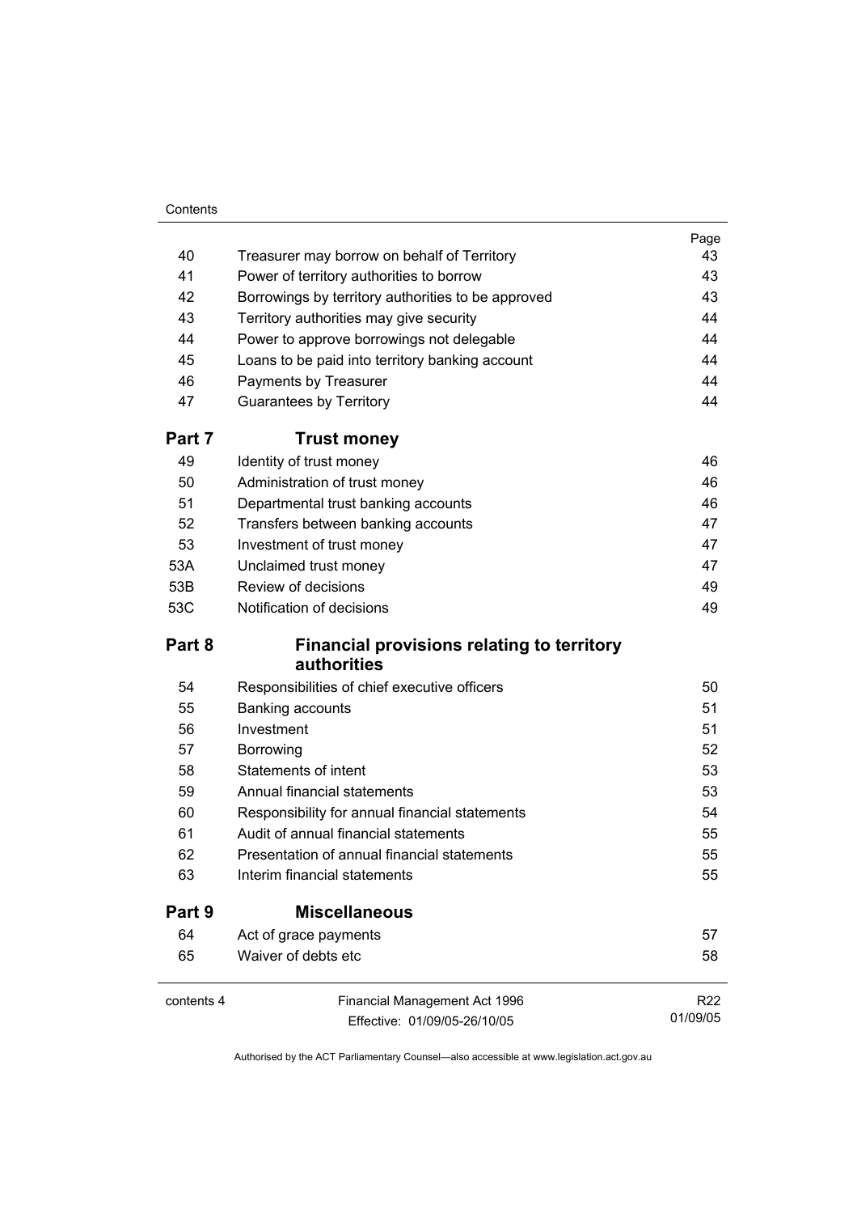| | | Page |
|---|---|---|
| 40 | Treasurer may borrow on behalf of Territory | 43 |
| 41 | Power of territory authorities to borrow | 43 |
| 42 | Borrowings by territory authorities to be approved | 43 |
| 43 | Territory authorities may give security | 44 |
| 44 | Power to approve borrowings not delegable | 44 |
| 45 | Loans to be paid into territory banking account | 44 |
| 46 | Payments by Treasurer | 44 |
| 47 | Guarantees by Territory | 44 |

## Part 7 Trust money

| | | |
|---|---|---|
| 49 | Identity of trust money | 46 |
| 50 | Administration of trust money | 46 |
| 51 | Departmental trust banking accounts | 46 |
| 52 | Transfers between banking accounts | 47 |
| 53 | Investment of trust money | 47 |
| 53A | Unclaimed trust money | 47 |
| 53B | Review of decisions | 49 |
| 53C | Notification of decisions | 49 |

## Part 8 Financial provisions relating to territory authorities

| | | |
|---|---|---|
| 54 | Responsibilities of chief executive officers | 50 |
| 55 | Banking accounts | 51 |
| 56 | Investment | 51 |
| 57 | Borrowing | 52 |
| 58 | Statements of intent | 53 |
| 59 | Annual financial statements | 53 |
| 60 | Responsibility for annual financial statements | 54 |
| 61 | Audit of annual financial statements | 55 |
| 62 | Presentation of annual financial statements | 55 |
| 63 | Interim financial statements | 55 |

## Part 9 Miscellaneous

| | | |
|---|---|---|
| 64 | Act of grace payments | 57 |
| 65 | Waiver of debts etc | 58 |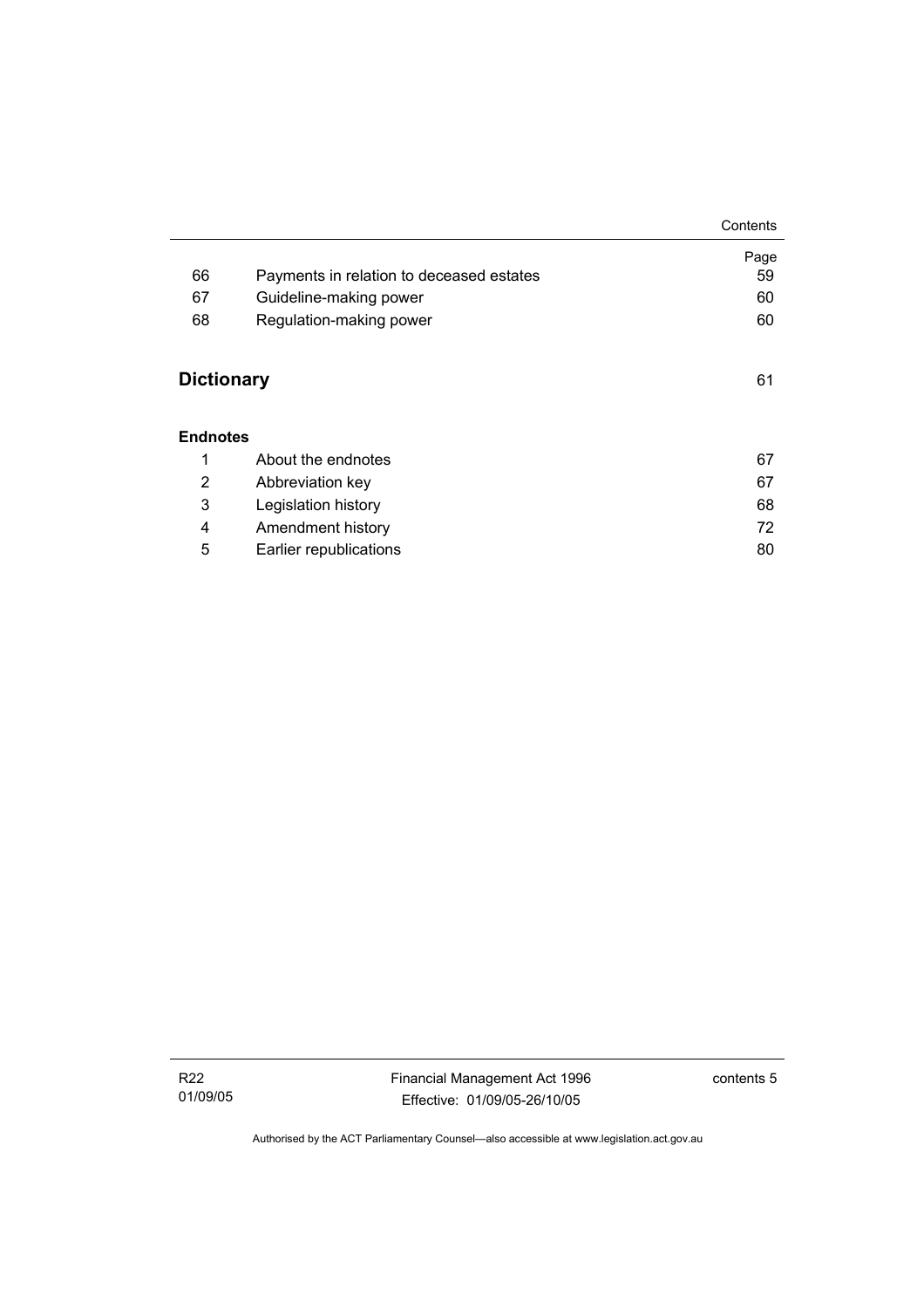| | | Page |
|---|---|---|
| 66 | Payments in relation to deceased estates | 59 |
| 67 | Guideline-making power | 60 |
| 68 | Regulation-making power | 60 |

## Dictionary 61

### Endnotes

| | | |
|---|---|---|
| 1 | About the endnotes | 67 |
| 2 | Abbreviation key | 67 |
| 3 | Legislation history | 68 |
| 4 | Amendment history | 72 |
| 5 | Earlier republications | 80 |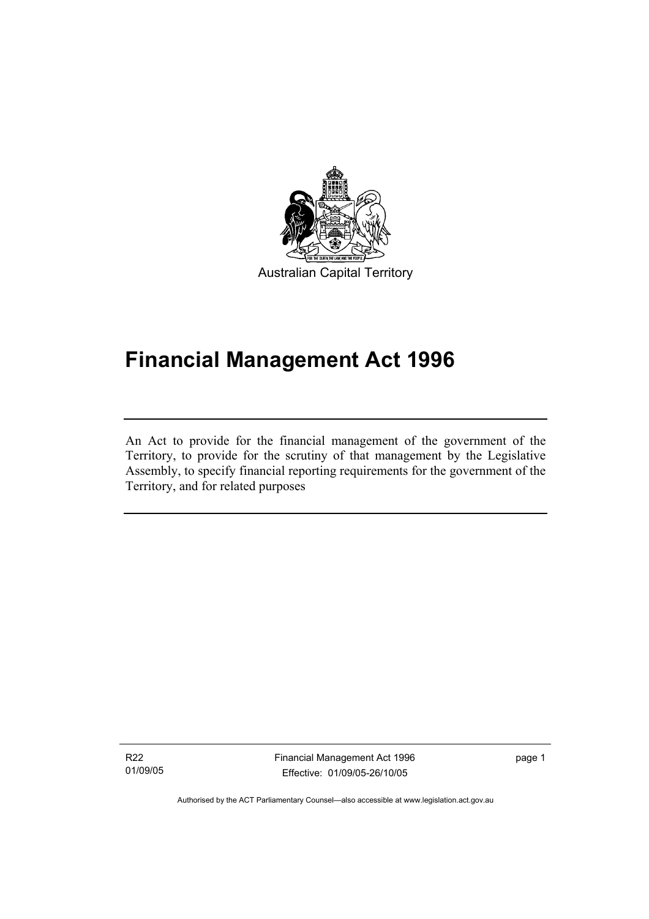Australian Capital Territory

# Financial Management Act 1996

An Act to provide for the financial management of the government of the Territory, to provide for the scrutiny of that management by the Legislative Assembly, to specify financial reporting requirements for the government of the Territory, and for related purposes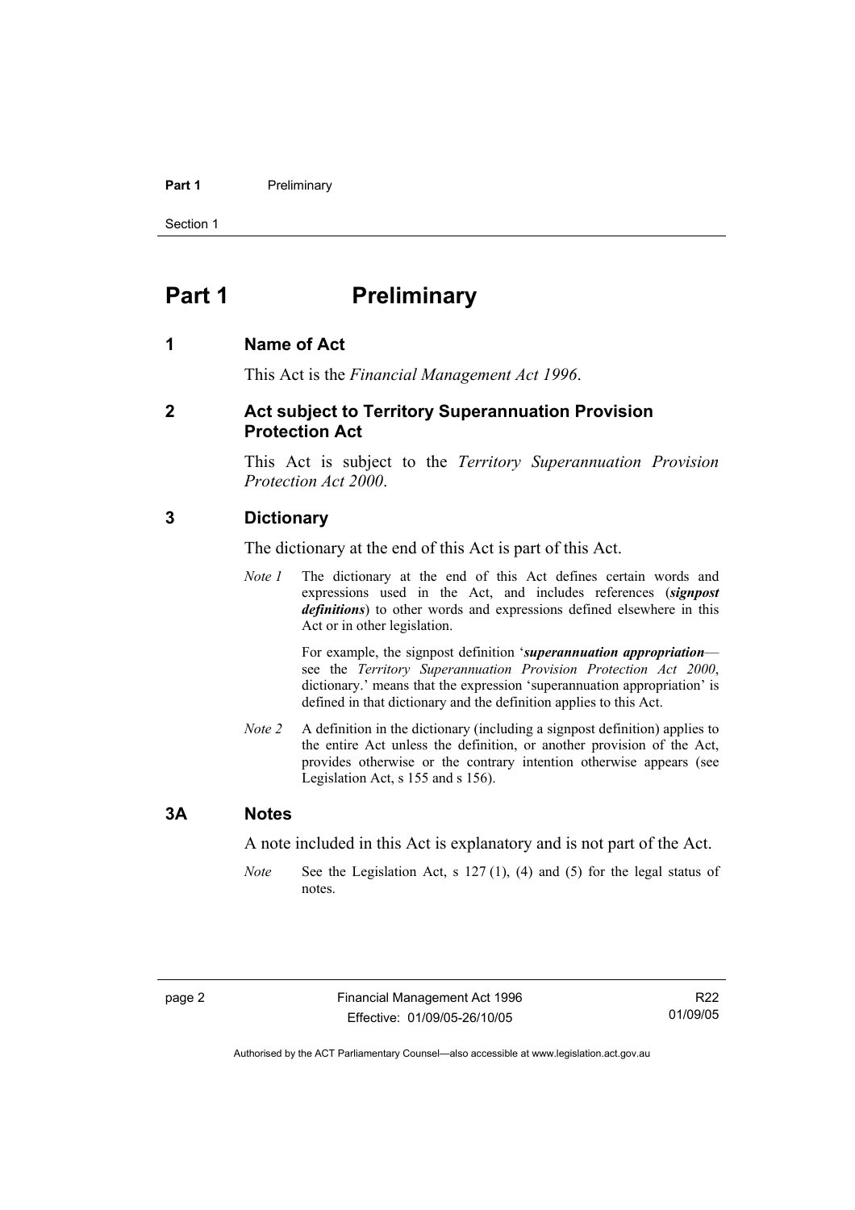# Part 1 Preliminary

## 1 Name of Act

This Act is the *Financial Management Act 1996*.

## 2 Act subject to Territory Superannuation Provision Protection Act

This Act is subject to the *Territory Superannuation Provision Protection Act 2000*.

## 3 Dictionary

The dictionary at the end of this Act is part of this Act.

*Note 1* The dictionary at the end of this Act defines certain words and expressions used in the Act, and includes references (***signpost definitions***) to other words and expressions defined elsewhere in this Act or in other legislation.

For example, the signpost definition '***superannuation appropriation***—see the *Territory Superannuation Provision Protection Act 2000*, dictionary.' means that the expression 'superannuation appropriation' is defined in that dictionary and the definition applies to this Act.

*Note 2* A definition in the dictionary (including a signpost definition) applies to the entire Act unless the definition, or another provision of the Act, provides otherwise or the contrary intention otherwise appears (see Legislation Act, s 155 and s 156).

## 3A Notes

A note included in this Act is explanatory and is not part of the Act.

*Note* See the Legislation Act, s 127 (1), (4) and (5) for the legal status of notes.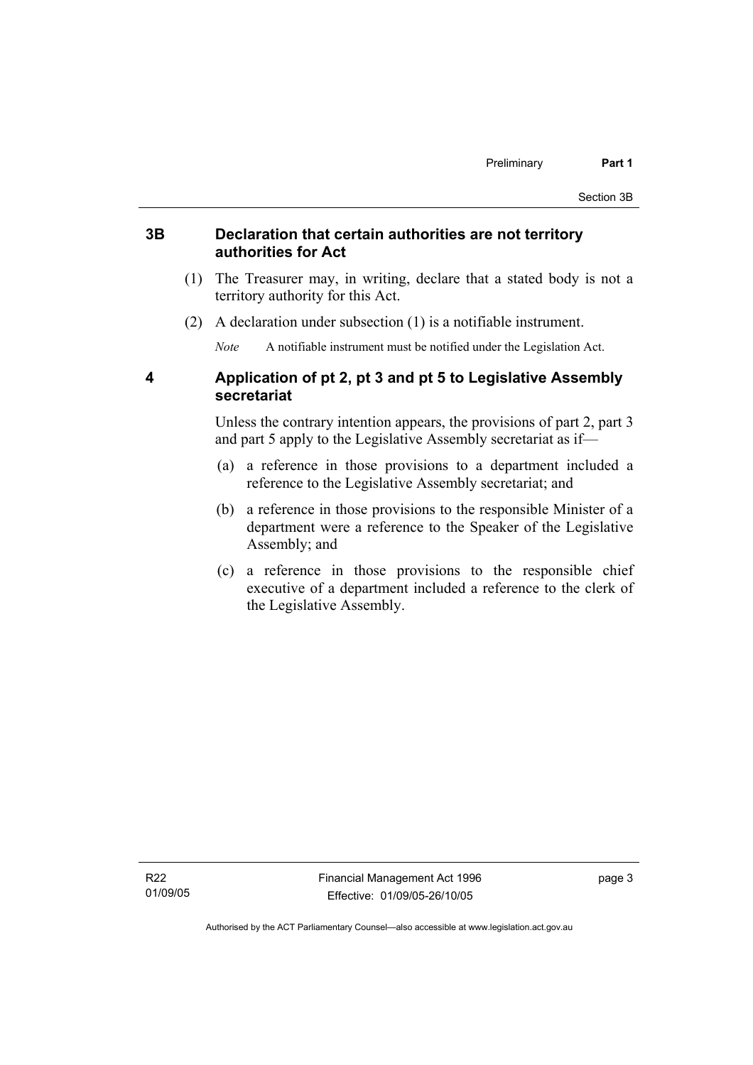## 3B Declaration that certain authorities are not territory authorities for Act

(1) The Treasurer may, in writing, declare that a stated body is not a territory authority for this Act.

(2) A declaration under subsection (1) is a notifiable instrument.

*Note* A notifiable instrument must be notified under the Legislation Act.

## 4 Application of pt 2, pt 3 and pt 5 to Legislative Assembly secretariat

Unless the contrary intention appears, the provisions of part 2, part 3 and part 5 apply to the Legislative Assembly secretariat as if—

(a) a reference in those provisions to a department included a reference to the Legislative Assembly secretariat; and

(b) a reference in those provisions to the responsible Minister of a department were a reference to the Speaker of the Legislative Assembly; and

(c) a reference in those provisions to the responsible chief executive of a department included a reference to the clerk of the Legislative Assembly.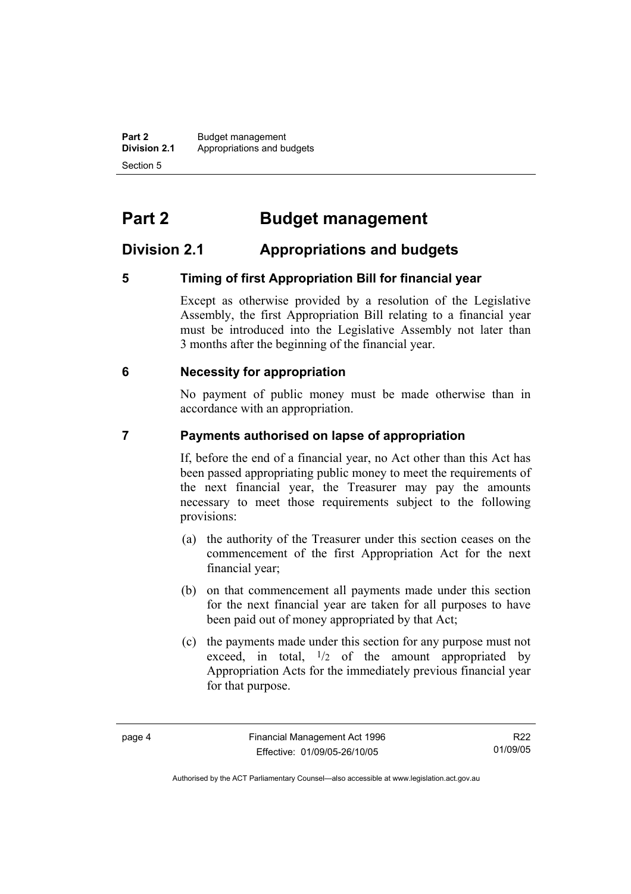# Part 2 Budget management

## Division 2.1 Appropriations and budgets

### 5 Timing of first Appropriation Bill for financial year

Except as otherwise provided by a resolution of the Legislative Assembly, the first Appropriation Bill relating to a financial year must be introduced into the Legislative Assembly not later than 3 months after the beginning of the financial year.

### 6 Necessity for appropriation

No payment of public money must be made otherwise than in accordance with an appropriation.

### 7 Payments authorised on lapse of appropriation

If, before the end of a financial year, no Act other than this Act has been passed appropriating public money to meet the requirements of the next financial year, the Treasurer may pay the amounts necessary to meet those requirements subject to the following provisions:

(a) the authority of the Treasurer under this section ceases on the commencement of the first Appropriation Act for the next financial year;

(b) on that commencement all payments made under this section for the next financial year are taken for all purposes to have been paid out of money appropriated by that Act;

(c) the payments made under this section for any purpose must not exceed, in total, $^1/_2$ of the amount appropriated by Appropriation Acts for the immediately previous financial year for that purpose.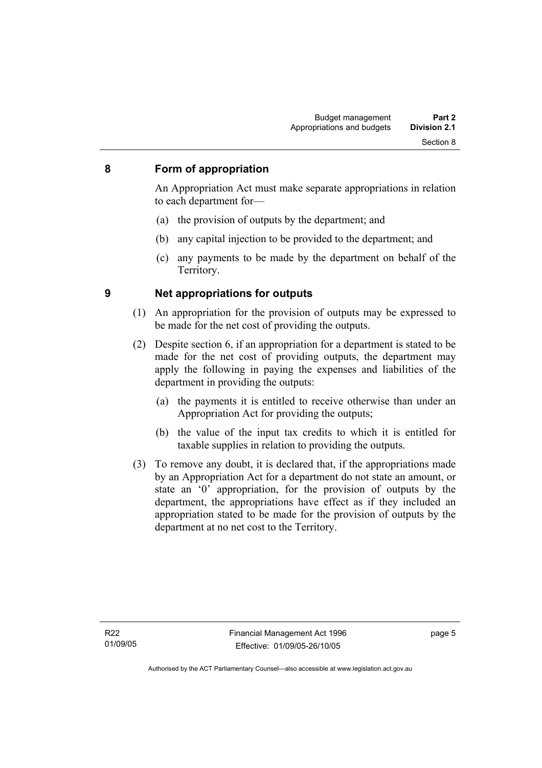## 8 Form of appropriation

An Appropriation Act must make separate appropriations in relation to each department for—

(a) the provision of outputs by the department; and

(b) any capital injection to be provided to the department; and

(c) any payments to be made by the department on behalf of the Territory.

## 9 Net appropriations for outputs

(1) An appropriation for the provision of outputs may be expressed to be made for the net cost of providing the outputs.

(2) Despite section 6, if an appropriation for a department is stated to be made for the net cost of providing outputs, the department may apply the following in paying the expenses and liabilities of the department in providing the outputs:

(a) the payments it is entitled to receive otherwise than under an Appropriation Act for providing the outputs;

(b) the value of the input tax credits to which it is entitled for taxable supplies in relation to providing the outputs.

(3) To remove any doubt, it is declared that, if the appropriations made by an Appropriation Act for a department do not state an amount, or state an '0' appropriation, for the provision of outputs by the department, the appropriations have effect as if they included an appropriation stated to be made for the provision of outputs by the department at no net cost to the Territory.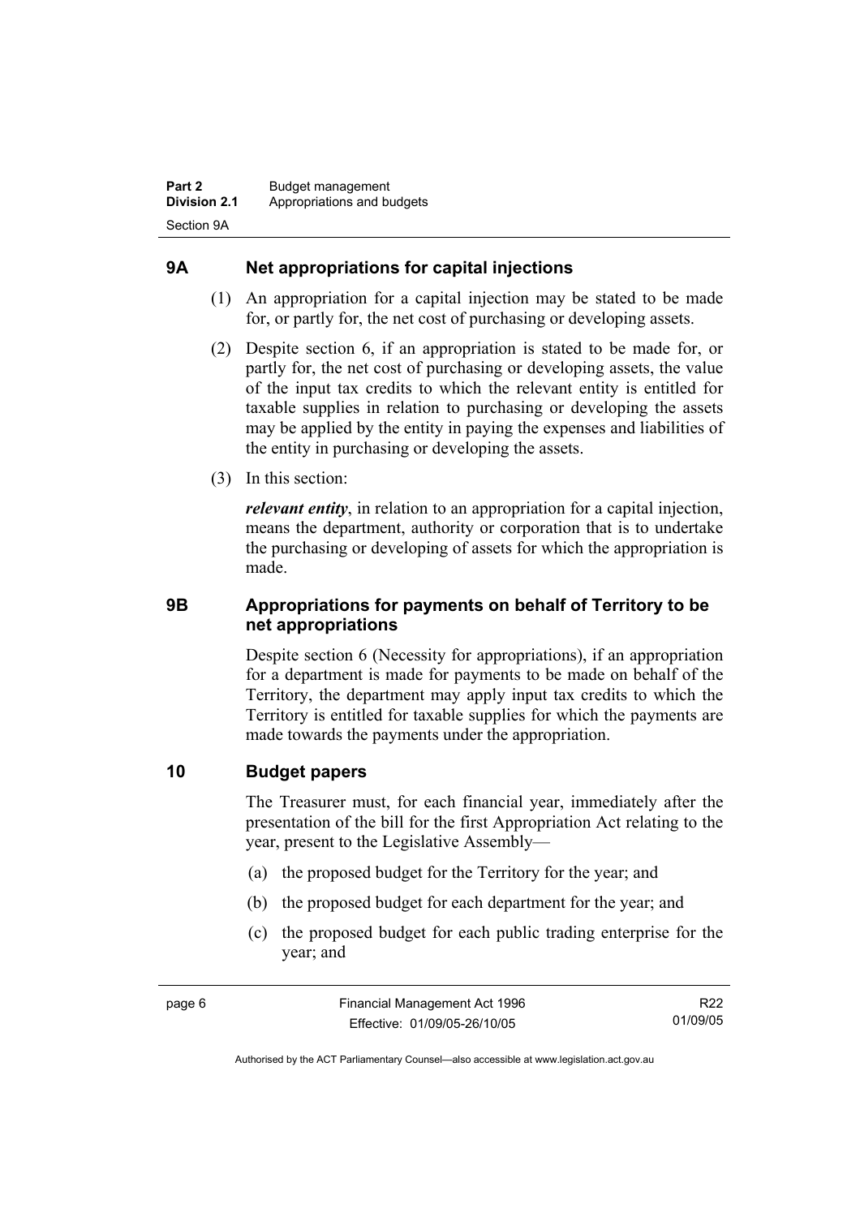## 9A Net appropriations for capital injections

(1) An appropriation for a capital injection may be stated to be made for, or partly for, the net cost of purchasing or developing assets.

(2) Despite section 6, if an appropriation is stated to be made for, or partly for, the net cost of purchasing or developing assets, the value of the input tax credits to which the relevant entity is entitled for taxable supplies in relation to purchasing or developing the assets may be applied by the entity in paying the expenses and liabilities of the entity in purchasing or developing the assets.

(3) In this section:

***relevant entity***, in relation to an appropriation for a capital injection, means the department, authority or corporation that is to undertake the purchasing or developing of assets for which the appropriation is made.

## 9B Appropriations for payments on behalf of Territory to be net appropriations

Despite section 6 (Necessity for appropriations), if an appropriation for a department is made for payments to be made on behalf of the Territory, the department may apply input tax credits to which the Territory is entitled for taxable supplies for which the payments are made towards the payments under the appropriation.

## 10 Budget papers

The Treasurer must, for each financial year, immediately after the presentation of the bill for the first Appropriation Act relating to the year, present to the Legislative Assembly—

(a) the proposed budget for the Territory for the year; and

(b) the proposed budget for each department for the year; and

(c) the proposed budget for each public trading enterprise for the year; and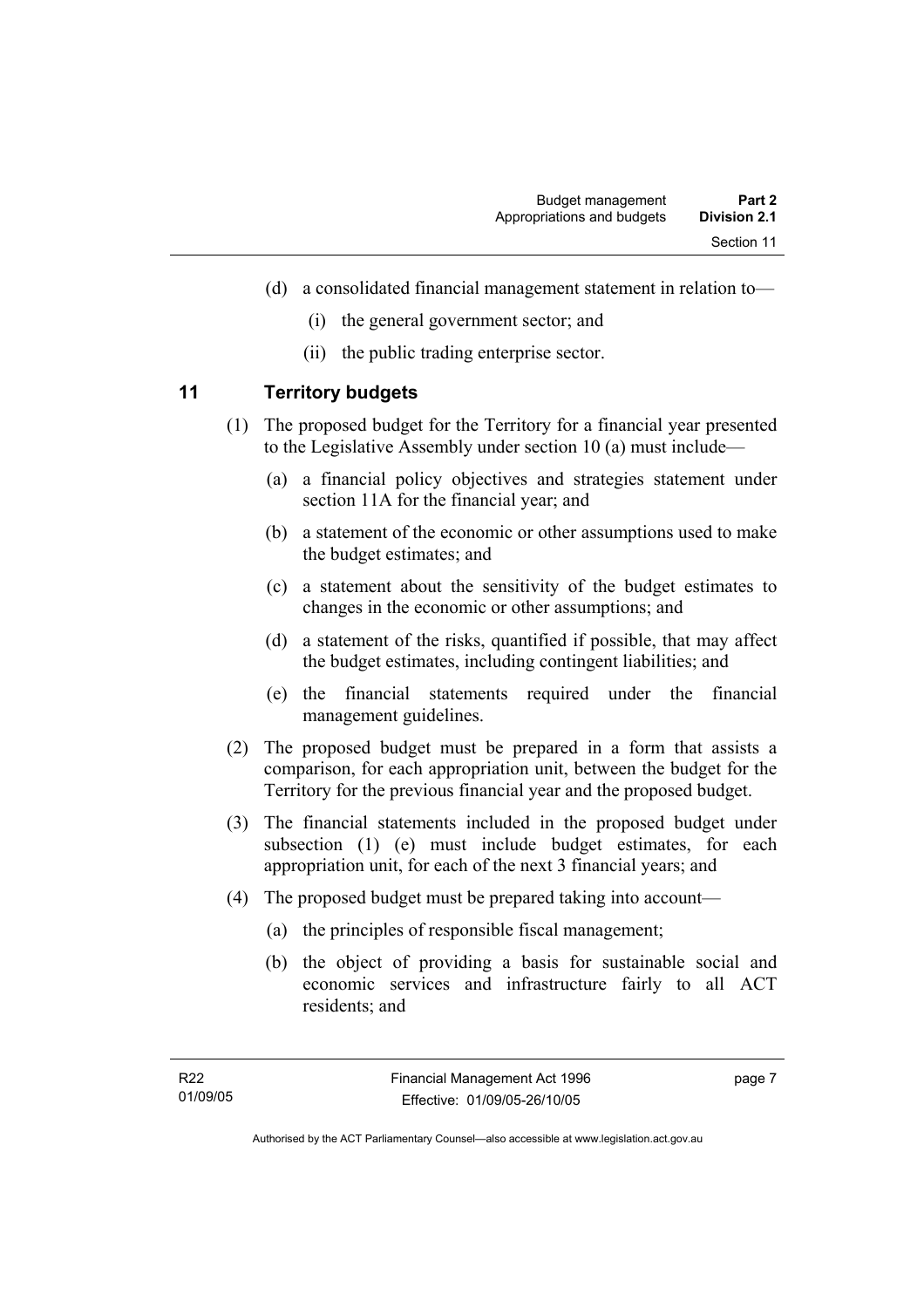(d) a consolidated financial management statement in relation to—

(i) the general government sector; and

(ii) the public trading enterprise sector.

## 11 Territory budgets

(1) The proposed budget for the Territory for a financial year presented to the Legislative Assembly under section 10 (a) must include—

(a) a financial policy objectives and strategies statement under section 11A for the financial year; and

(b) a statement of the economic or other assumptions used to make the budget estimates; and

(c) a statement about the sensitivity of the budget estimates to changes in the economic or other assumptions; and

(d) a statement of the risks, quantified if possible, that may affect the budget estimates, including contingent liabilities; and

(e) the financial statements required under the financial management guidelines.

(2) The proposed budget must be prepared in a form that assists a comparison, for each appropriation unit, between the budget for the Territory for the previous financial year and the proposed budget.

(3) The financial statements included in the proposed budget under subsection (1) (e) must include budget estimates, for each appropriation unit, for each of the next 3 financial years; and

(4) The proposed budget must be prepared taking into account—

(a) the principles of responsible fiscal management;

(b) the object of providing a basis for sustainable social and economic services and infrastructure fairly to all ACT residents; and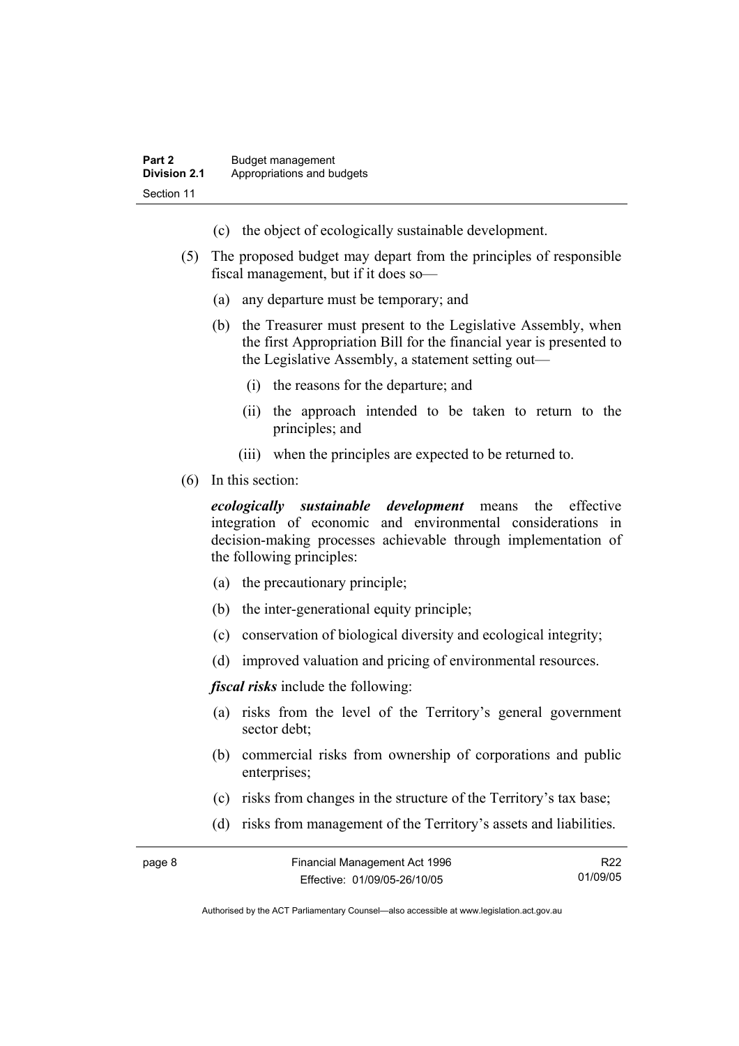(c) the object of ecologically sustainable development.

(5) The proposed budget may depart from the principles of responsible fiscal management, but if it does so—

(a) any departure must be temporary; and

(b) the Treasurer must present to the Legislative Assembly, when the first Appropriation Bill for the financial year is presented to the Legislative Assembly, a statement setting out—

(i) the reasons for the departure; and

(ii) the approach intended to be taken to return to the principles; and

(iii) when the principles are expected to be returned to.

(6) In this section:

***ecologically sustainable development*** means the effective integration of economic and environmental considerations in decision-making processes achievable through implementation of the following principles:

(a) the precautionary principle;

(b) the inter-generational equity principle;

(c) conservation of biological diversity and ecological integrity;

(d) improved valuation and pricing of environmental resources.

***fiscal risks*** include the following:

(a) risks from the level of the Territory's general government sector debt;

(b) commercial risks from ownership of corporations and public enterprises;

(c) risks from changes in the structure of the Territory's tax base;

(d) risks from management of the Territory's assets and liabilities.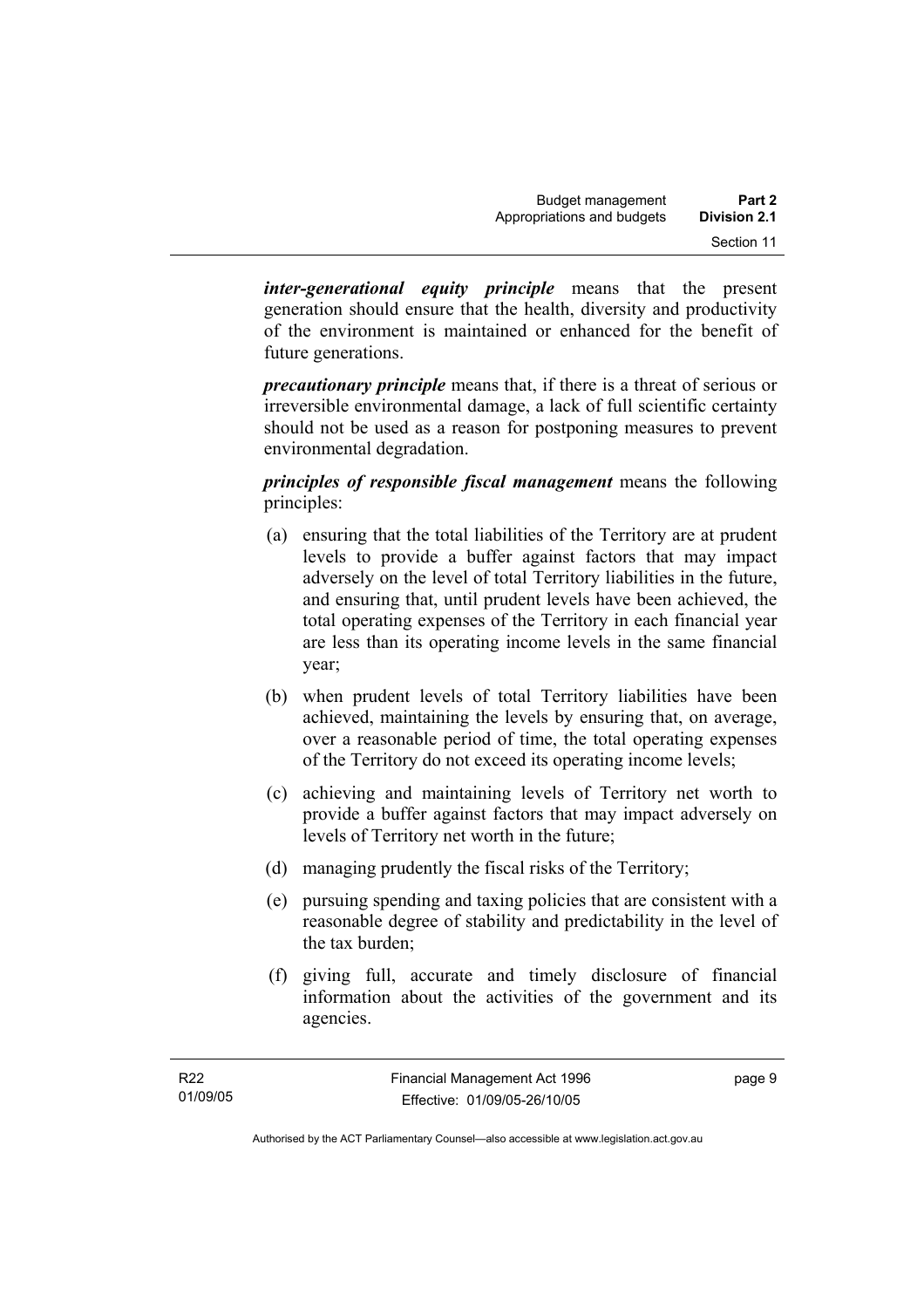***inter-generational equity principle*** means that the present generation should ensure that the health, diversity and productivity of the environment is maintained or enhanced for the benefit of future generations.

***precautionary principle*** means that, if there is a threat of serious or irreversible environmental damage, a lack of full scientific certainty should not be used as a reason for postponing measures to prevent environmental degradation.

***principles of responsible fiscal management*** means the following principles:

(a) ensuring that the total liabilities of the Territory are at prudent levels to provide a buffer against factors that may impact adversely on the level of total Territory liabilities in the future, and ensuring that, until prudent levels have been achieved, the total operating expenses of the Territory in each financial year are less than its operating income levels in the same financial year;

(b) when prudent levels of total Territory liabilities have been achieved, maintaining the levels by ensuring that, on average, over a reasonable period of time, the total operating expenses of the Territory do not exceed its operating income levels;

(c) achieving and maintaining levels of Territory net worth to provide a buffer against factors that may impact adversely on levels of Territory net worth in the future;

(d) managing prudently the fiscal risks of the Territory;

(e) pursuing spending and taxing policies that are consistent with a reasonable degree of stability and predictability in the level of the tax burden;

(f) giving full, accurate and timely disclosure of financial information about the activities of the government and its agencies.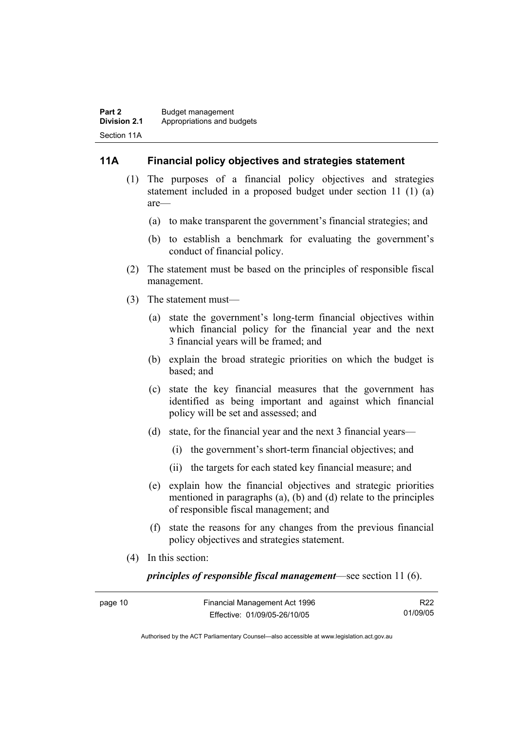## 11A Financial policy objectives and strategies statement

(1) The purposes of a financial policy objectives and strategies statement included in a proposed budget under section 11 (1) (a) are—

(a) to make transparent the government's financial strategies; and

(b) to establish a benchmark for evaluating the government's conduct of financial policy.

(2) The statement must be based on the principles of responsible fiscal management.

(3) The statement must—

(a) state the government's long-term financial objectives within which financial policy for the financial year and the next 3 financial years will be framed; and

(b) explain the broad strategic priorities on which the budget is based; and

(c) state the key financial measures that the government has identified as being important and against which financial policy will be set and assessed; and

(d) state, for the financial year and the next 3 financial years—

(i) the government's short-term financial objectives; and

(ii) the targets for each stated key financial measure; and

(e) explain how the financial objectives and strategic priorities mentioned in paragraphs (a), (b) and (d) relate to the principles of responsible fiscal management; and

(f) state the reasons for any changes from the previous financial policy objectives and strategies statement.

(4) In this section:

***principles of responsible fiscal management***—see section 11 (6).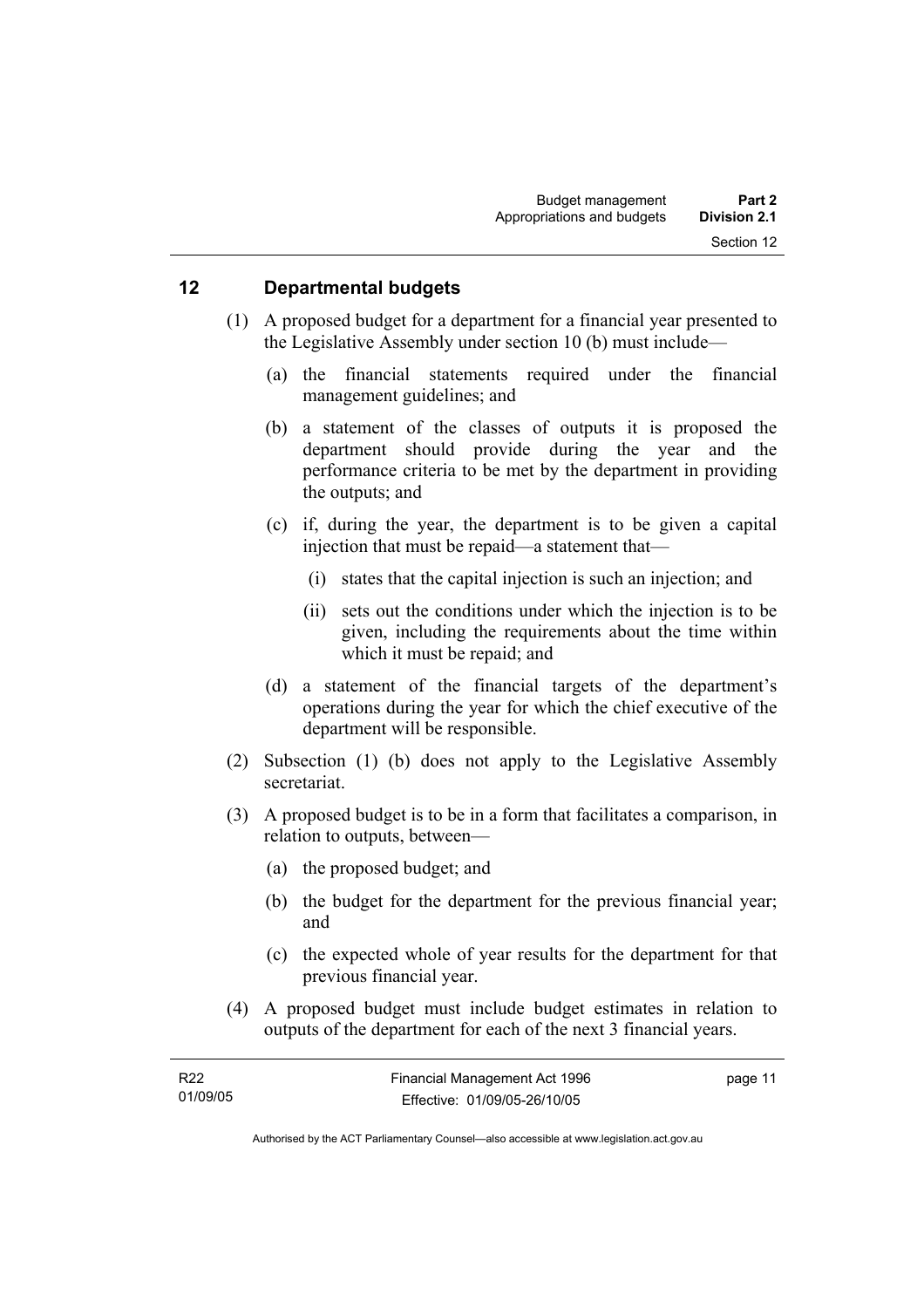## 12 Departmental budgets

(1) A proposed budget for a department for a financial year presented to the Legislative Assembly under section 10 (b) must include—

(a) the financial statements required under the financial management guidelines; and

(b) a statement of the classes of outputs it is proposed the department should provide during the year and the performance criteria to be met by the department in providing the outputs; and

(c) if, during the year, the department is to be given a capital injection that must be repaid—a statement that—

(i) states that the capital injection is such an injection; and

(ii) sets out the conditions under which the injection is to be given, including the requirements about the time within which it must be repaid; and

(d) a statement of the financial targets of the department's operations during the year for which the chief executive of the department will be responsible.

(2) Subsection (1) (b) does not apply to the Legislative Assembly secretariat.

(3) A proposed budget is to be in a form that facilitates a comparison, in relation to outputs, between—

(a) the proposed budget; and

(b) the budget for the department for the previous financial year; and

(c) the expected whole of year results for the department for that previous financial year.

(4) A proposed budget must include budget estimates in relation to outputs of the department for each of the next 3 financial years.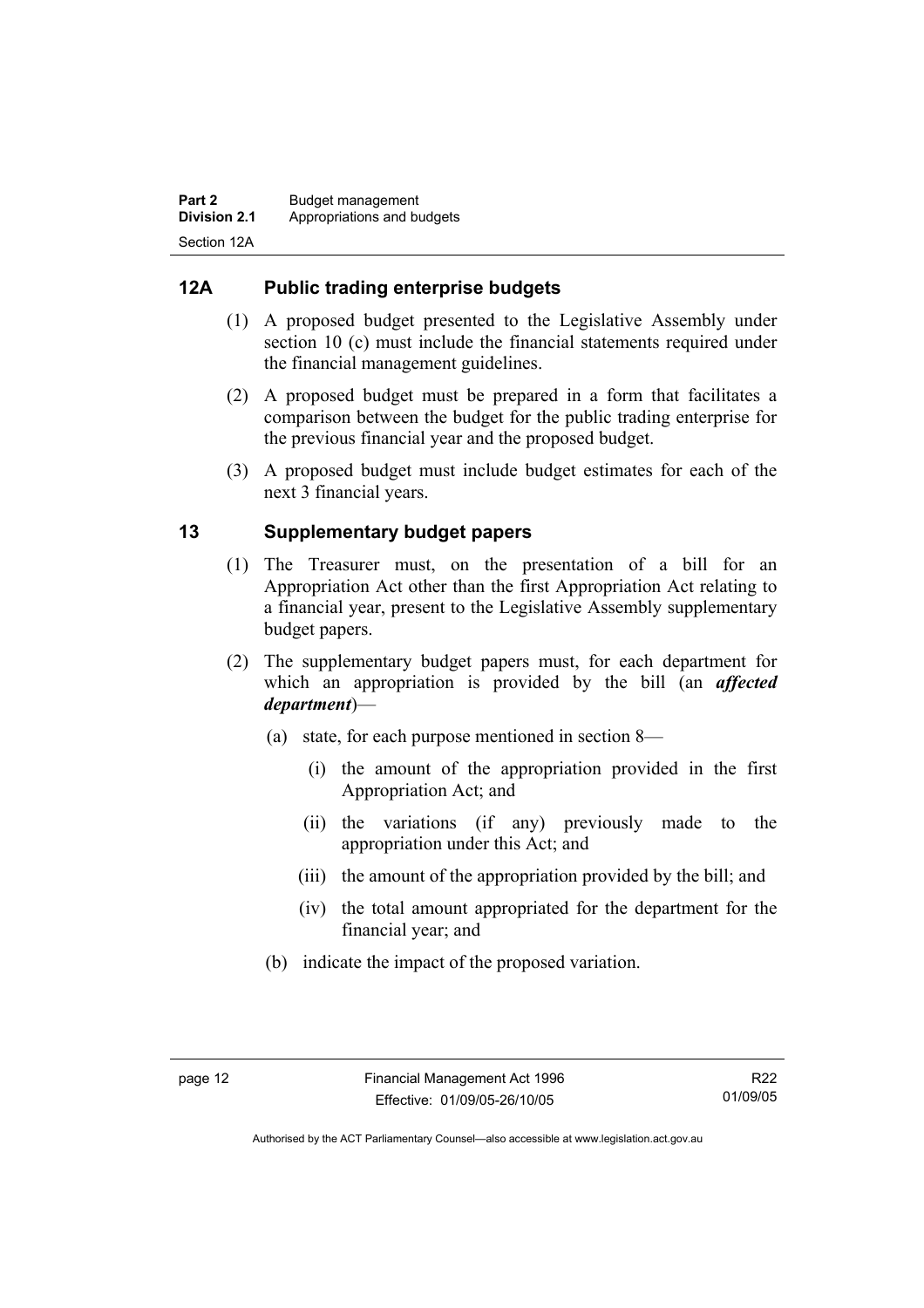## 12A Public trading enterprise budgets

(1) A proposed budget presented to the Legislative Assembly under section 10 (c) must include the financial statements required under the financial management guidelines.

(2) A proposed budget must be prepared in a form that facilitates a comparison between the budget for the public trading enterprise for the previous financial year and the proposed budget.

(3) A proposed budget must include budget estimates for each of the next 3 financial years.

## 13 Supplementary budget papers

(1) The Treasurer must, on the presentation of a bill for an Appropriation Act other than the first Appropriation Act relating to a financial year, present to the Legislative Assembly supplementary budget papers.

(2) The supplementary budget papers must, for each department for which an appropriation is provided by the bill (an ***affected department***)—

(a) state, for each purpose mentioned in section 8—

(i) the amount of the appropriation provided in the first Appropriation Act; and

(ii) the variations (if any) previously made to the appropriation under this Act; and

(iii) the amount of the appropriation provided by the bill; and

(iv) the total amount appropriated for the department for the financial year; and

(b) indicate the impact of the proposed variation.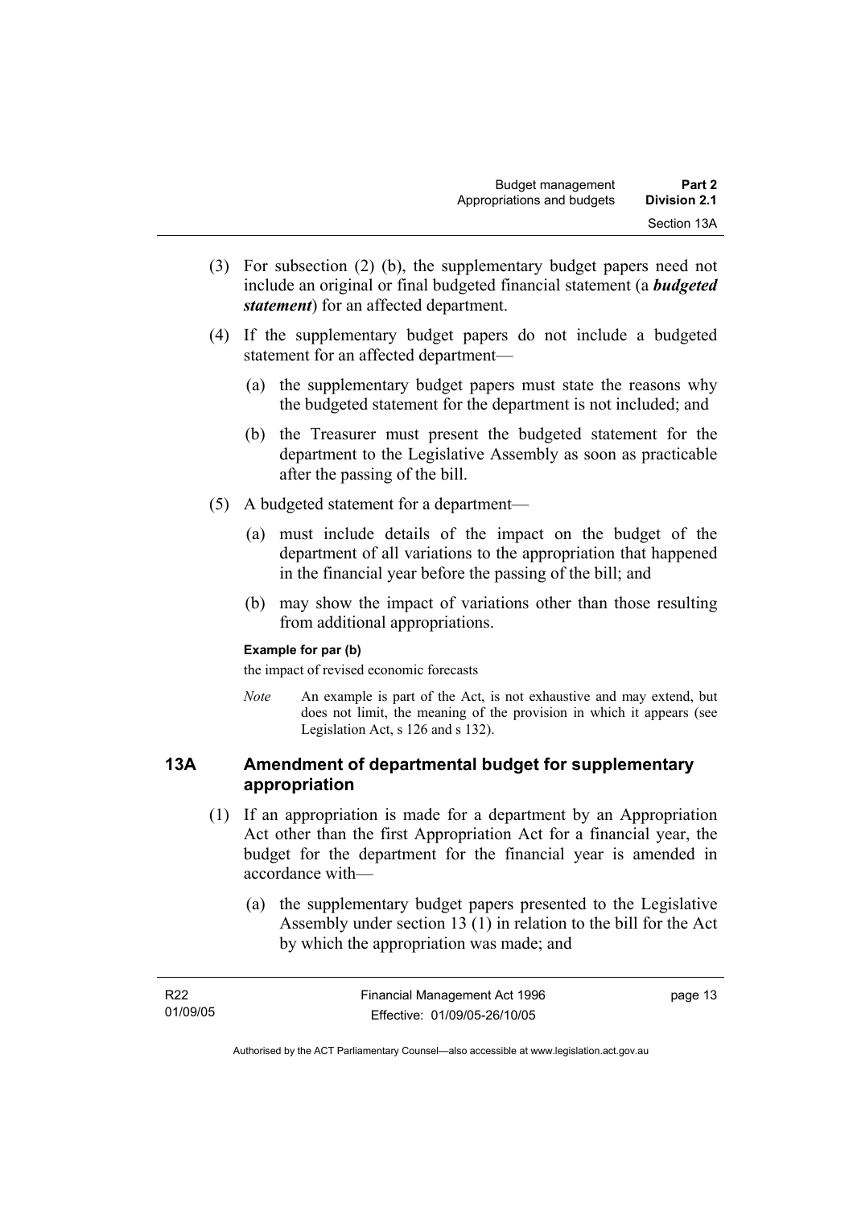(3) For subsection (2) (b), the supplementary budget papers need not include an original or final budgeted financial statement (a ***budgeted statement***) for an affected department.

(4) If the supplementary budget papers do not include a budgeted statement for an affected department—

(a) the supplementary budget papers must state the reasons why the budgeted statement for the department is not included; and

(b) the Treasurer must present the budgeted statement for the department to the Legislative Assembly as soon as practicable after the passing of the bill.

(5) A budgeted statement for a department—

(a) must include details of the impact on the budget of the department of all variations to the appropriation that happened in the financial year before the passing of the bill; and

(b) may show the impact of variations other than those resulting from additional appropriations.

**Example for par (b)**

the impact of revised economic forecasts

*Note* An example is part of the Act, is not exhaustive and may extend, but does not limit, the meaning of the provision in which it appears (see Legislation Act, s 126 and s 132).

### 13A Amendment of departmental budget for supplementary appropriation

(1) If an appropriation is made for a department by an Appropriation Act other than the first Appropriation Act for a financial year, the budget for the department for the financial year is amended in accordance with—

(a) the supplementary budget papers presented to the Legislative Assembly under section 13 (1) in relation to the bill for the Act by which the appropriation was made; and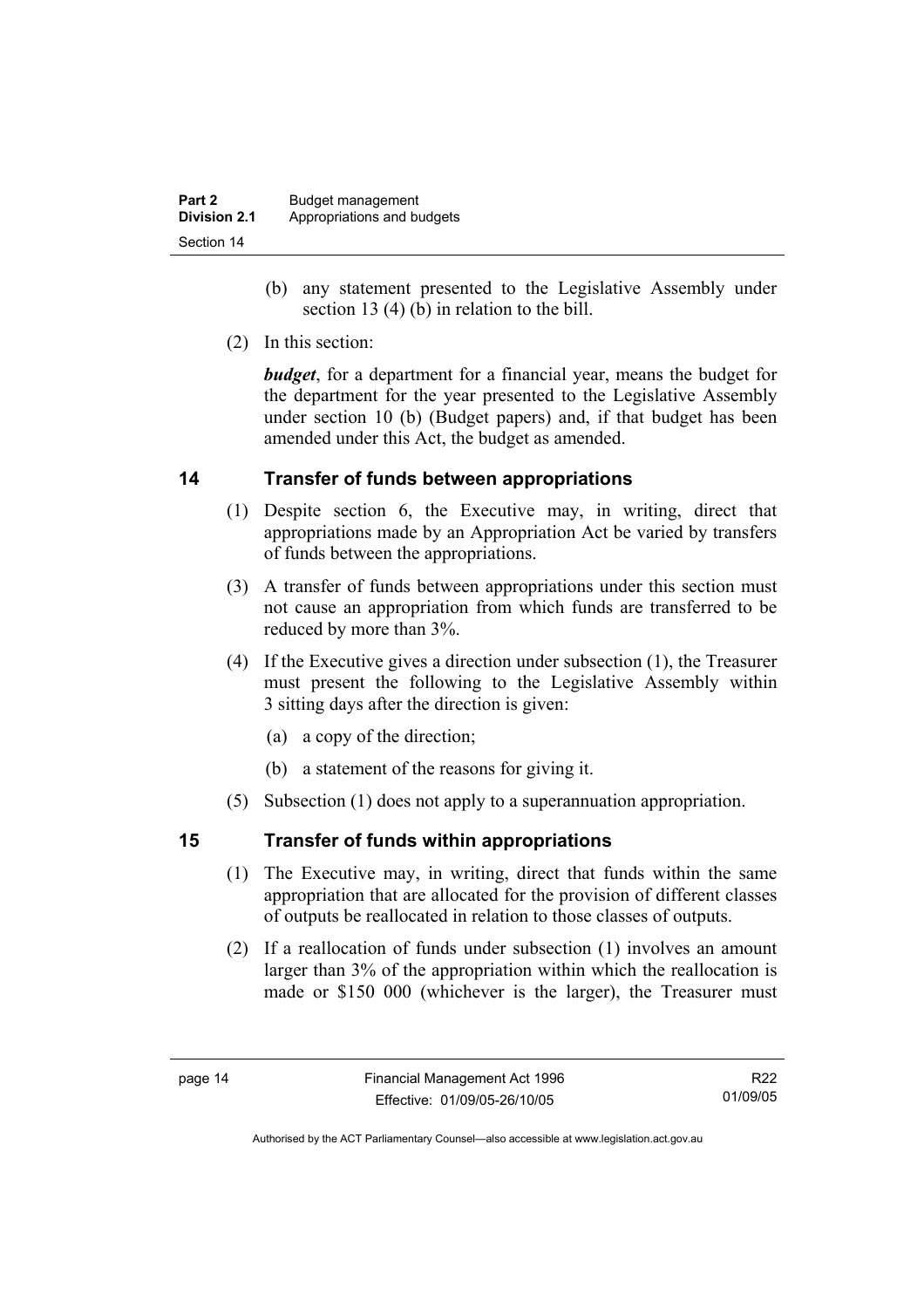(b) any statement presented to the Legislative Assembly under section 13 (4) (b) in relation to the bill.

(2) In this section:

***budget***, for a department for a financial year, means the budget for the department for the year presented to the Legislative Assembly under section 10 (b) (Budget papers) and, if that budget has been amended under this Act, the budget as amended.

## 14 Transfer of funds between appropriations

(1) Despite section 6, the Executive may, in writing, direct that appropriations made by an Appropriation Act be varied by transfers of funds between the appropriations.

(3) A transfer of funds between appropriations under this section must not cause an appropriation from which funds are transferred to be reduced by more than 3%.

(4) If the Executive gives a direction under subsection (1), the Treasurer must present the following to the Legislative Assembly within 3 sitting days after the direction is given:

(a) a copy of the direction;

(b) a statement of the reasons for giving it.

(5) Subsection (1) does not apply to a superannuation appropriation.

## 15 Transfer of funds within appropriations

(1) The Executive may, in writing, direct that funds within the same appropriation that are allocated for the provision of different classes of outputs be reallocated in relation to those classes of outputs.

(2) If a reallocation of funds under subsection (1) involves an amount larger than 3% of the appropriation within which the reallocation is made or $150 000 (whichever is the larger), the Treasurer must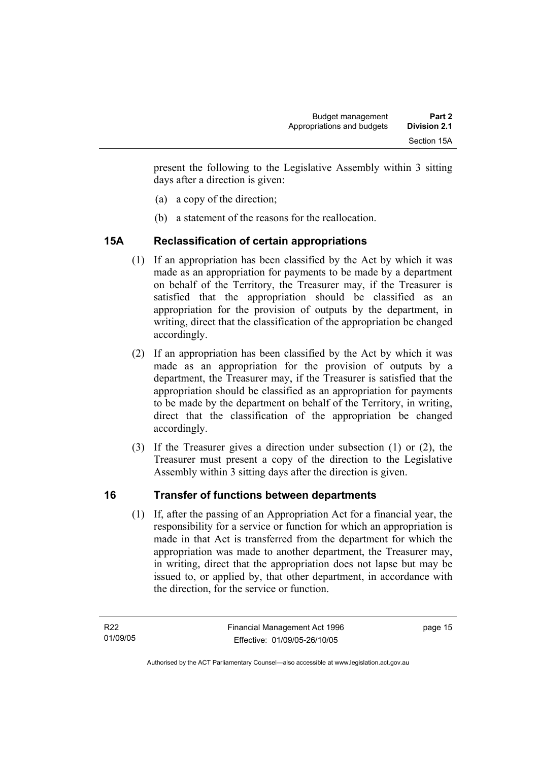present the following to the Legislative Assembly within 3 sitting days after a direction is given:

(a) a copy of the direction;

(b) a statement of the reasons for the reallocation.

### 15A Reclassification of certain appropriations

(1) If an appropriation has been classified by the Act by which it was made as an appropriation for payments to be made by a department on behalf of the Territory, the Treasurer may, if the Treasurer is satisfied that the appropriation should be classified as an appropriation for the provision of outputs by the department, in writing, direct that the classification of the appropriation be changed accordingly.

(2) If an appropriation has been classified by the Act by which it was made as an appropriation for the provision of outputs by a department, the Treasurer may, if the Treasurer is satisfied that the appropriation should be classified as an appropriation for payments to be made by the department on behalf of the Territory, in writing, direct that the classification of the appropriation be changed accordingly.

(3) If the Treasurer gives a direction under subsection (1) or (2), the Treasurer must present a copy of the direction to the Legislative Assembly within 3 sitting days after the direction is given.

### 16 Transfer of functions between departments

(1) If, after the passing of an Appropriation Act for a financial year, the responsibility for a service or function for which an appropriation is made in that Act is transferred from the department for which the appropriation was made to another department, the Treasurer may, in writing, direct that the appropriation does not lapse but may be issued to, or applied by, that other department, in accordance with the direction, for the service or function.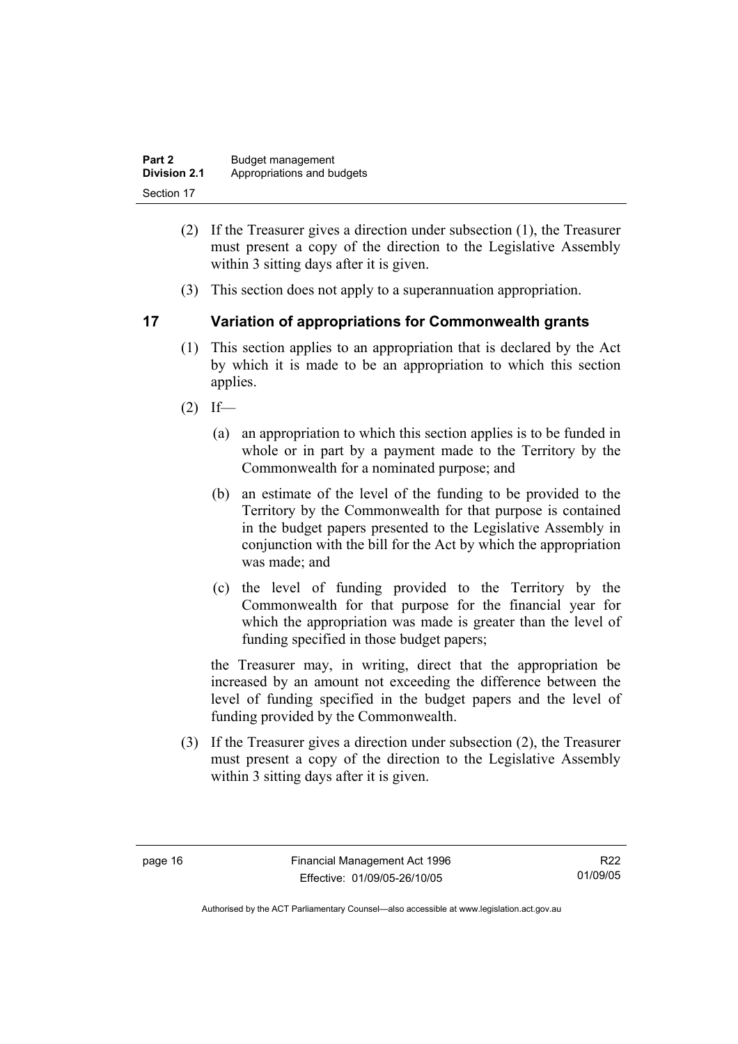(2) If the Treasurer gives a direction under subsection (1), the Treasurer must present a copy of the direction to the Legislative Assembly within 3 sitting days after it is given.

(3) This section does not apply to a superannuation appropriation.

## 17 Variation of appropriations for Commonwealth grants

(1) This section applies to an appropriation that is declared by the Act by which it is made to be an appropriation to which this section applies.

(2) If—

(a) an appropriation to which this section applies is to be funded in whole or in part by a payment made to the Territory by the Commonwealth for a nominated purpose; and

(b) an estimate of the level of the funding to be provided to the Territory by the Commonwealth for that purpose is contained in the budget papers presented to the Legislative Assembly in conjunction with the bill for the Act by which the appropriation was made; and

(c) the level of funding provided to the Territory by the Commonwealth for that purpose for the financial year for which the appropriation was made is greater than the level of funding specified in those budget papers;

the Treasurer may, in writing, direct that the appropriation be increased by an amount not exceeding the difference between the level of funding specified in the budget papers and the level of funding provided by the Commonwealth.

(3) If the Treasurer gives a direction under subsection (2), the Treasurer must present a copy of the direction to the Legislative Assembly within 3 sitting days after it is given.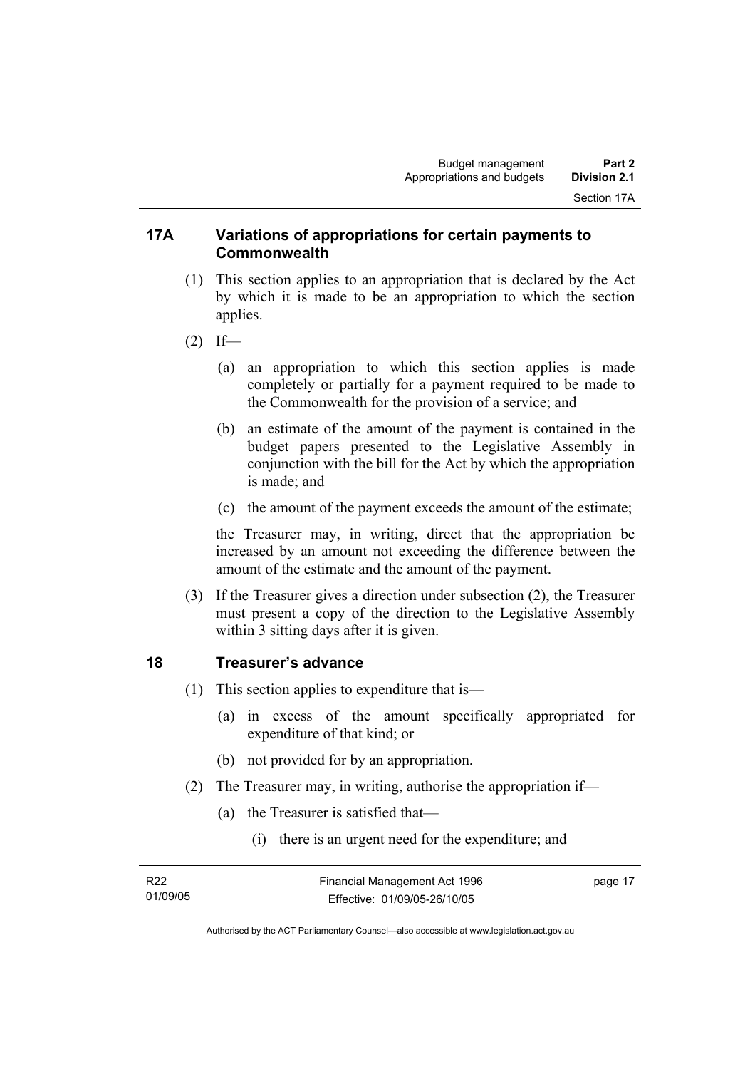## 17A Variations of appropriations for certain payments to Commonwealth

(1) This section applies to an appropriation that is declared by the Act by which it is made to be an appropriation to which the section applies.

(2) If—

(a) an appropriation to which this section applies is made completely or partially for a payment required to be made to the Commonwealth for the provision of a service; and

(b) an estimate of the amount of the payment is contained in the budget papers presented to the Legislative Assembly in conjunction with the bill for the Act by which the appropriation is made; and

(c) the amount of the payment exceeds the amount of the estimate;

the Treasurer may, in writing, direct that the appropriation be increased by an amount not exceeding the difference between the amount of the estimate and the amount of the payment.

(3) If the Treasurer gives a direction under subsection (2), the Treasurer must present a copy of the direction to the Legislative Assembly within 3 sitting days after it is given.

## 18 Treasurer's advance

(1) This section applies to expenditure that is—

(a) in excess of the amount specifically appropriated for expenditure of that kind; or

(b) not provided for by an appropriation.

(2) The Treasurer may, in writing, authorise the appropriation if—

(a) the Treasurer is satisfied that—

(i) there is an urgent need for the expenditure; and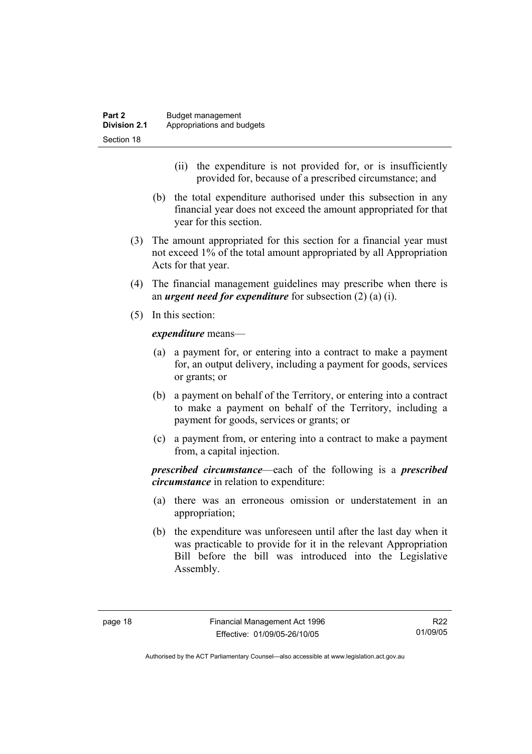(ii) the expenditure is not provided for, or is insufficiently provided for, because of a prescribed circumstance; and

(b) the total expenditure authorised under this subsection in any financial year does not exceed the amount appropriated for that year for this section.

(3) The amount appropriated for this section for a financial year must not exceed 1% of the total amount appropriated by all Appropriation Acts for that year.

(4) The financial management guidelines may prescribe when there is an ***urgent need for expenditure*** for subsection (2) (a) (i).

(5) In this section:

***expenditure*** means—

(a) a payment for, or entering into a contract to make a payment for, an output delivery, including a payment for goods, services or grants; or

(b) a payment on behalf of the Territory, or entering into a contract to make a payment on behalf of the Territory, including a payment for goods, services or grants; or

(c) a payment from, or entering into a contract to make a payment from, a capital injection.

***prescribed circumstance***—each of the following is a ***prescribed circumstance*** in relation to expenditure:

(a) there was an erroneous omission or understatement in an appropriation;

(b) the expenditure was unforeseen until after the last day when it was practicable to provide for it in the relevant Appropriation Bill before the bill was introduced into the Legislative Assembly.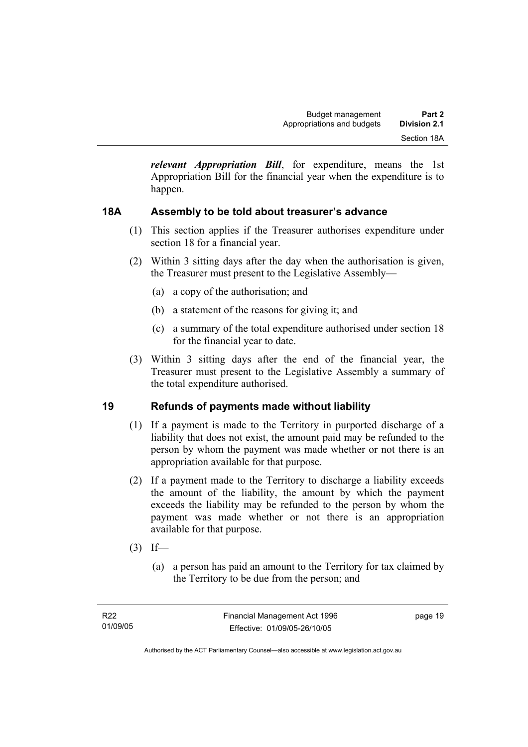***relevant Appropriation Bill***, for expenditure, means the 1st Appropriation Bill for the financial year when the expenditure is to happen.

### 18A Assembly to be told about treasurer's advance

(1) This section applies if the Treasurer authorises expenditure under section 18 for a financial year.

(2) Within 3 sitting days after the day when the authorisation is given, the Treasurer must present to the Legislative Assembly—

(a) a copy of the authorisation; and

(b) a statement of the reasons for giving it; and

(c) a summary of the total expenditure authorised under section 18 for the financial year to date.

(3) Within 3 sitting days after the end of the financial year, the Treasurer must present to the Legislative Assembly a summary of the total expenditure authorised.

### 19 Refunds of payments made without liability

(1) If a payment is made to the Territory in purported discharge of a liability that does not exist, the amount paid may be refunded to the person by whom the payment was made whether or not there is an appropriation available for that purpose.

(2) If a payment made to the Territory to discharge a liability exceeds the amount of the liability, the amount by which the payment exceeds the liability may be refunded to the person by whom the payment was made whether or not there is an appropriation available for that purpose.

(3) If—

(a) a person has paid an amount to the Territory for tax claimed by the Territory to be due from the person; and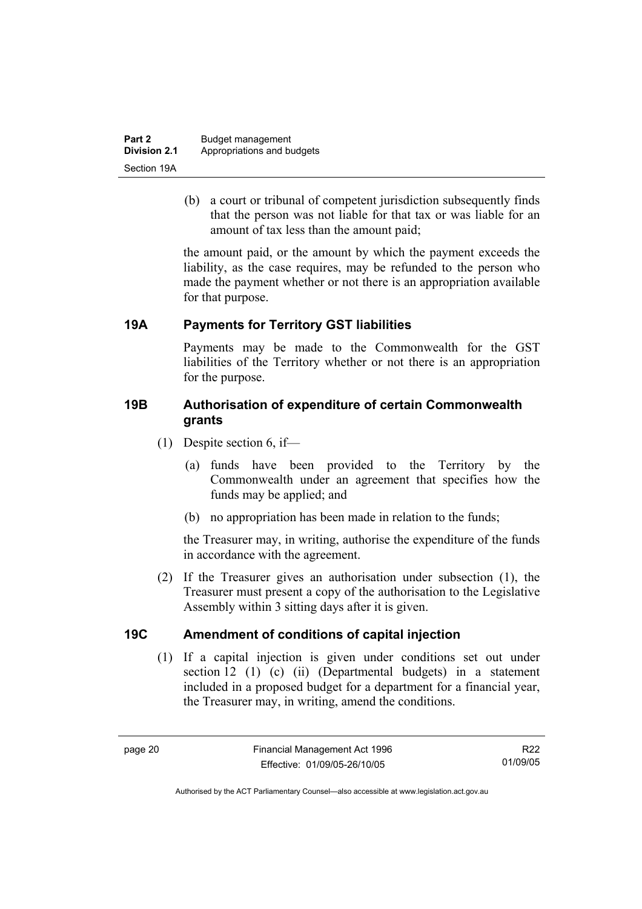(b) a court or tribunal of competent jurisdiction subsequently finds that the person was not liable for that tax or was liable for an amount of tax less than the amount paid;

the amount paid, or the amount by which the payment exceeds the liability, as the case requires, may be refunded to the person who made the payment whether or not there is an appropriation available for that purpose.

## 19A Payments for Territory GST liabilities

Payments may be made to the Commonwealth for the GST liabilities of the Territory whether or not there is an appropriation for the purpose.

## 19B Authorisation of expenditure of certain Commonwealth grants

(1) Despite section 6, if—

(a) funds have been provided to the Territory by the Commonwealth under an agreement that specifies how the funds may be applied; and

(b) no appropriation has been made in relation to the funds;

the Treasurer may, in writing, authorise the expenditure of the funds in accordance with the agreement.

(2) If the Treasurer gives an authorisation under subsection (1), the Treasurer must present a copy of the authorisation to the Legislative Assembly within 3 sitting days after it is given.

## 19C Amendment of conditions of capital injection

(1) If a capital injection is given under conditions set out under section 12 (1) (c) (ii) (Departmental budgets) in a statement included in a proposed budget for a department for a financial year, the Treasurer may, in writing, amend the conditions.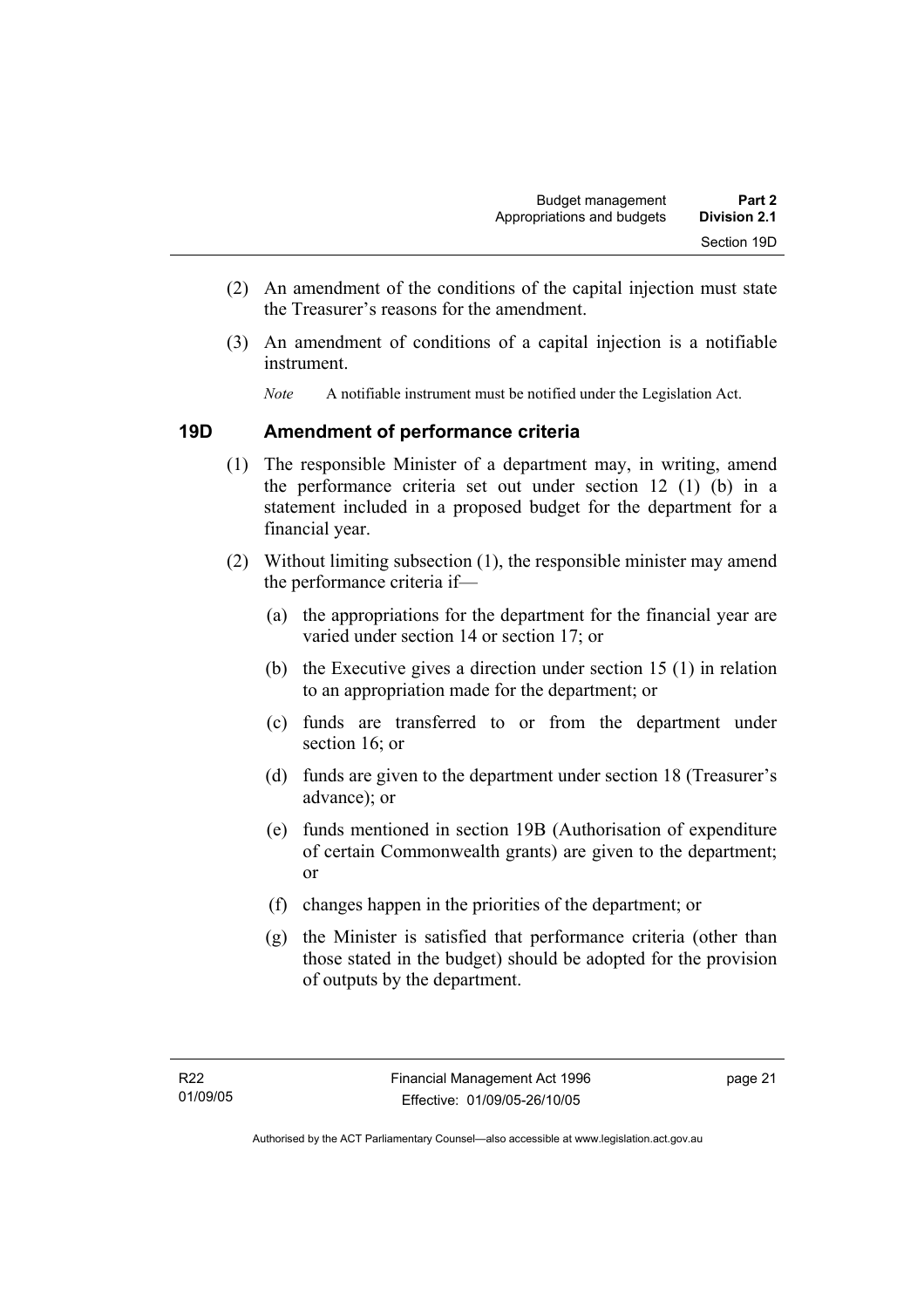(2) An amendment of the conditions of the capital injection must state the Treasurer's reasons for the amendment.

(3) An amendment of conditions of a capital injection is a notifiable instrument.

*Note* A notifiable instrument must be notified under the Legislation Act.

## 19D Amendment of performance criteria

(1) The responsible Minister of a department may, in writing, amend the performance criteria set out under section 12 (1) (b) in a statement included in a proposed budget for the department for a financial year.

(2) Without limiting subsection (1), the responsible minister may amend the performance criteria if—

(a) the appropriations for the department for the financial year are varied under section 14 or section 17; or

(b) the Executive gives a direction under section 15 (1) in relation to an appropriation made for the department; or

(c) funds are transferred to or from the department under section 16; or

(d) funds are given to the department under section 18 (Treasurer's advance); or

(e) funds mentioned in section 19B (Authorisation of expenditure of certain Commonwealth grants) are given to the department; or

(f) changes happen in the priorities of the department; or

(g) the Minister is satisfied that performance criteria (other than those stated in the budget) should be adopted for the provision of outputs by the department.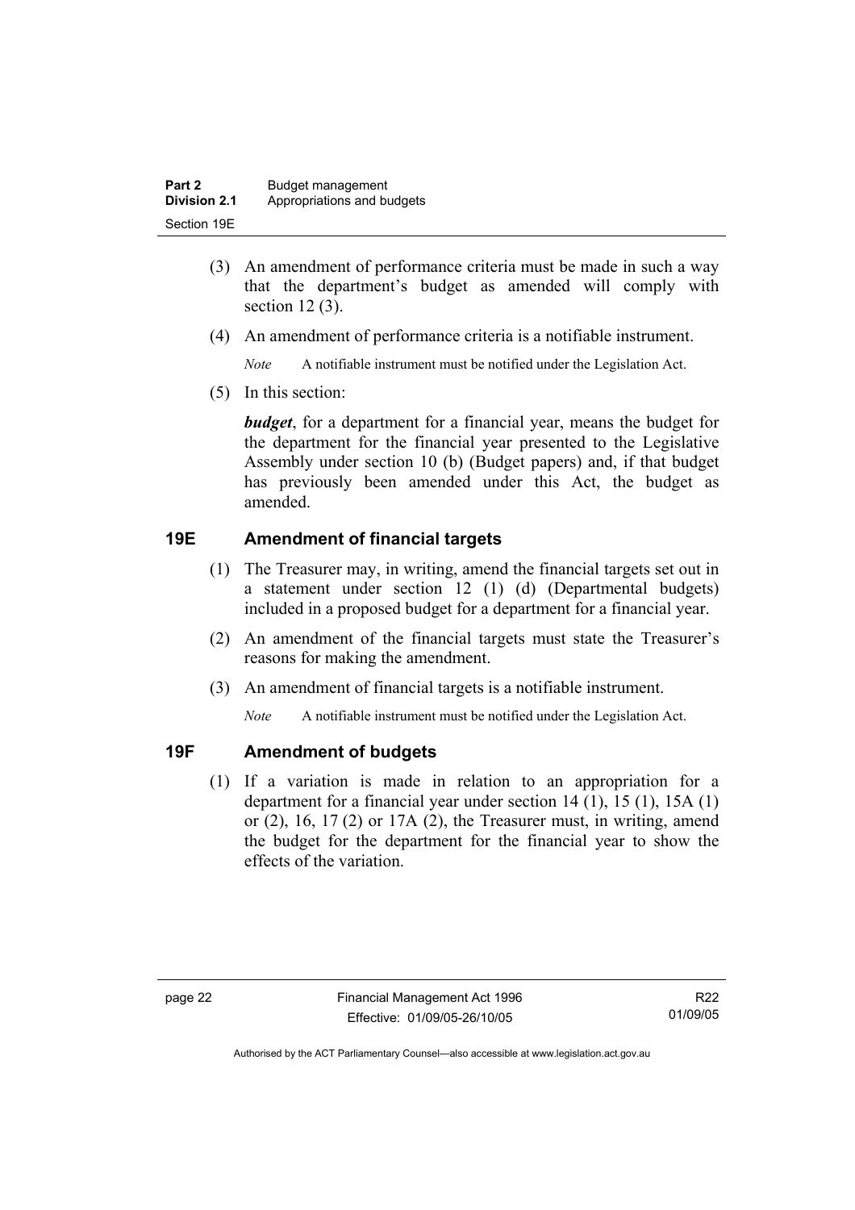(3) An amendment of performance criteria must be made in such a way that the department's budget as amended will comply with section 12 (3).

(4) An amendment of performance criteria is a notifiable instrument.

*Note* A notifiable instrument must be notified under the Legislation Act.

(5) In this section:

***budget***, for a department for a financial year, means the budget for the department for the financial year presented to the Legislative Assembly under section 10 (b) (Budget papers) and, if that budget has previously been amended under this Act, the budget as amended.

## 19E Amendment of financial targets

(1) The Treasurer may, in writing, amend the financial targets set out in a statement under section 12 (1) (d) (Departmental budgets) included in a proposed budget for a department for a financial year.

(2) An amendment of the financial targets must state the Treasurer's reasons for making the amendment.

(3) An amendment of financial targets is a notifiable instrument.

*Note* A notifiable instrument must be notified under the Legislation Act.

## 19F Amendment of budgets

(1) If a variation is made in relation to an appropriation for a department for a financial year under section 14 (1), 15 (1), 15A (1) or (2), 16, 17 (2) or 17A (2), the Treasurer must, in writing, amend the budget for the department for the financial year to show the effects of the variation.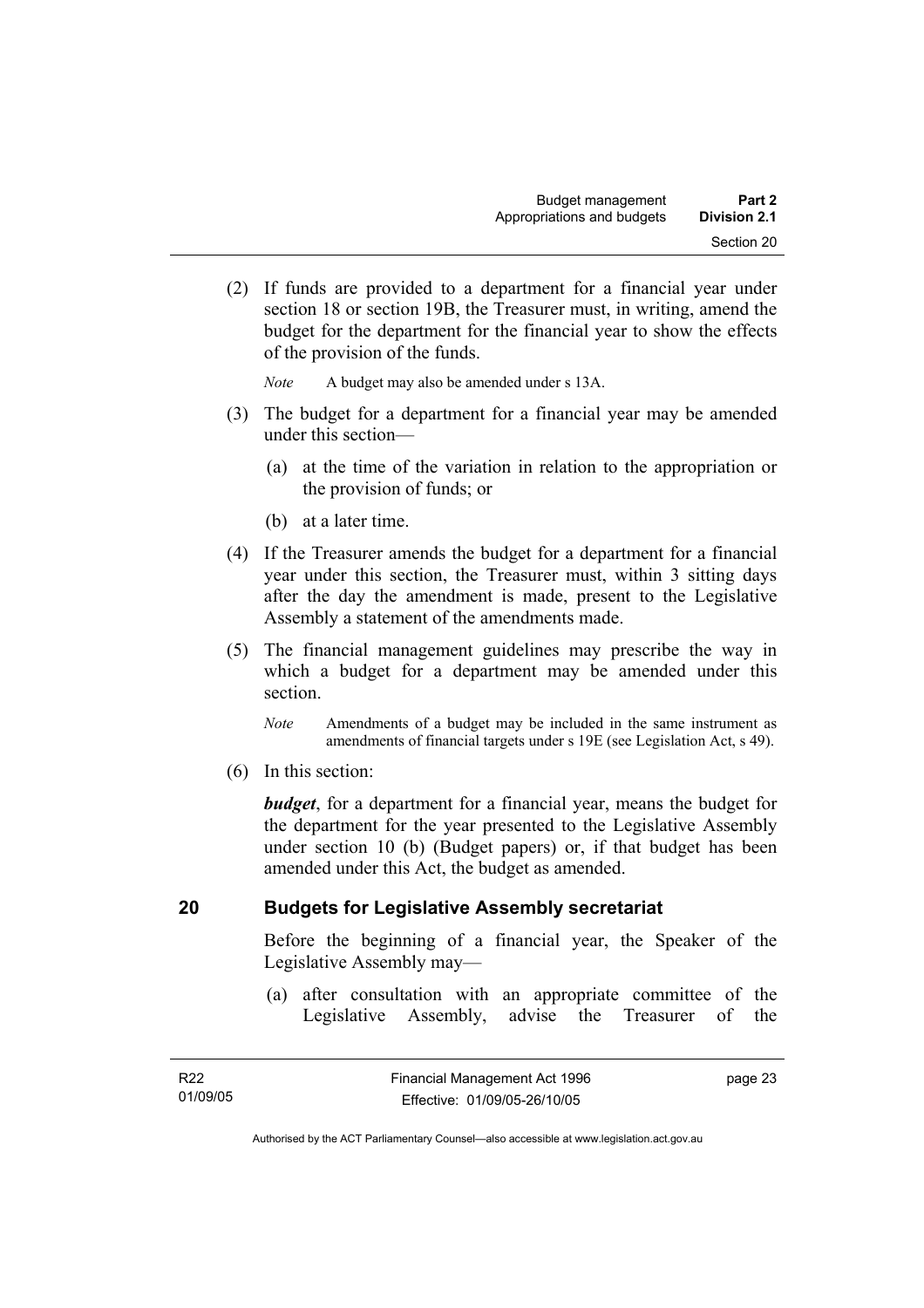(2) If funds are provided to a department for a financial year under section 18 or section 19B, the Treasurer must, in writing, amend the budget for the department for the financial year to show the effects of the provision of the funds.

*Note* A budget may also be amended under s 13A.

(3) The budget for a department for a financial year may be amended under this section—

(a) at the time of the variation in relation to the appropriation or the provision of funds; or

(b) at a later time.

(4) If the Treasurer amends the budget for a department for a financial year under this section, the Treasurer must, within 3 sitting days after the day the amendment is made, present to the Legislative Assembly a statement of the amendments made.

(5) The financial management guidelines may prescribe the way in which a budget for a department may be amended under this section.

*Note* Amendments of a budget may be included in the same instrument as amendments of financial targets under s 19E (see Legislation Act, s 49).

(6) In this section:

***budget***, for a department for a financial year, means the budget for the department for the year presented to the Legislative Assembly under section 10 (b) (Budget papers) or, if that budget has been amended under this Act, the budget as amended.

## 20 Budgets for Legislative Assembly secretariat

Before the beginning of a financial year, the Speaker of the Legislative Assembly may—

(a) after consultation with an appropriate committee of the Legislative Assembly, advise the Treasurer of the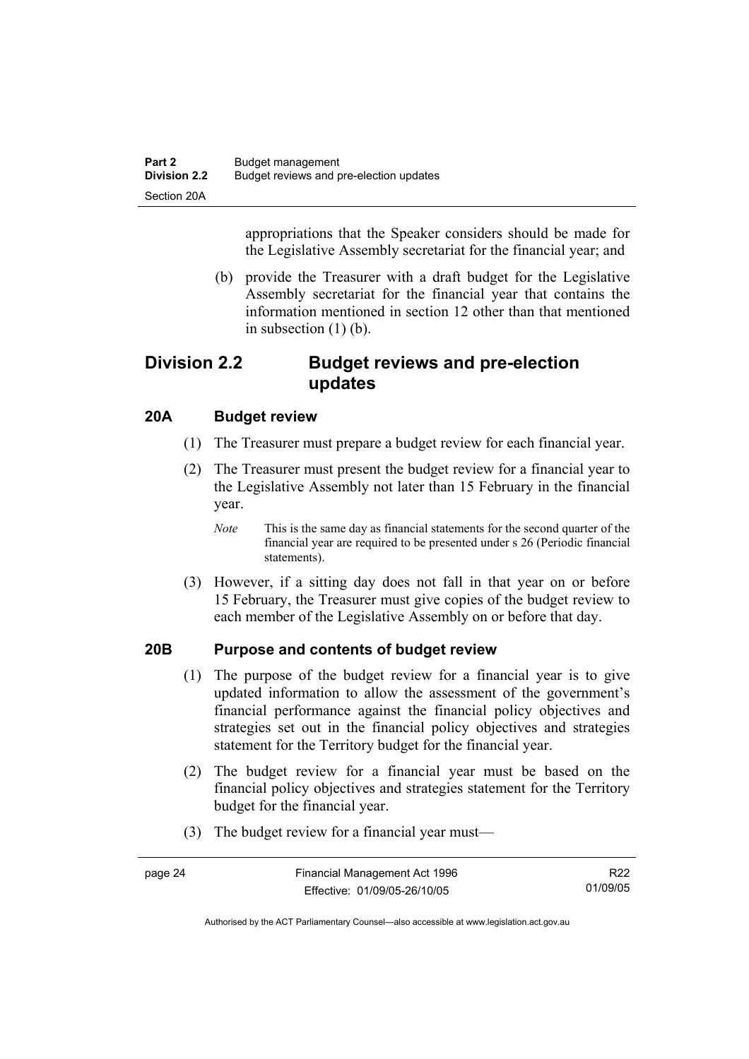appropriations that the Speaker considers should be made for the Legislative Assembly secretariat for the financial year; and

(b) provide the Treasurer with a draft budget for the Legislative Assembly secretariat for the financial year that contains the information mentioned in section 12 other than that mentioned in subsection (1) (b).

## Division 2.2 Budget reviews and pre-election updates

### 20A Budget review

(1) The Treasurer must prepare a budget review for each financial year.

(2) The Treasurer must present the budget review for a financial year to the Legislative Assembly not later than 15 February in the financial year.

*Note* This is the same day as financial statements for the second quarter of the financial year are required to be presented under s 26 (Periodic financial statements).

(3) However, if a sitting day does not fall in that year on or before 15 February, the Treasurer must give copies of the budget review to each member of the Legislative Assembly on or before that day.

### 20B Purpose and contents of budget review

(1) The purpose of the budget review for a financial year is to give updated information to allow the assessment of the government's financial performance against the financial policy objectives and strategies set out in the financial policy objectives and strategies statement for the Territory budget for the financial year.

(2) The budget review for a financial year must be based on the financial policy objectives and strategies statement for the Territory budget for the financial year.

(3) The budget review for a financial year must—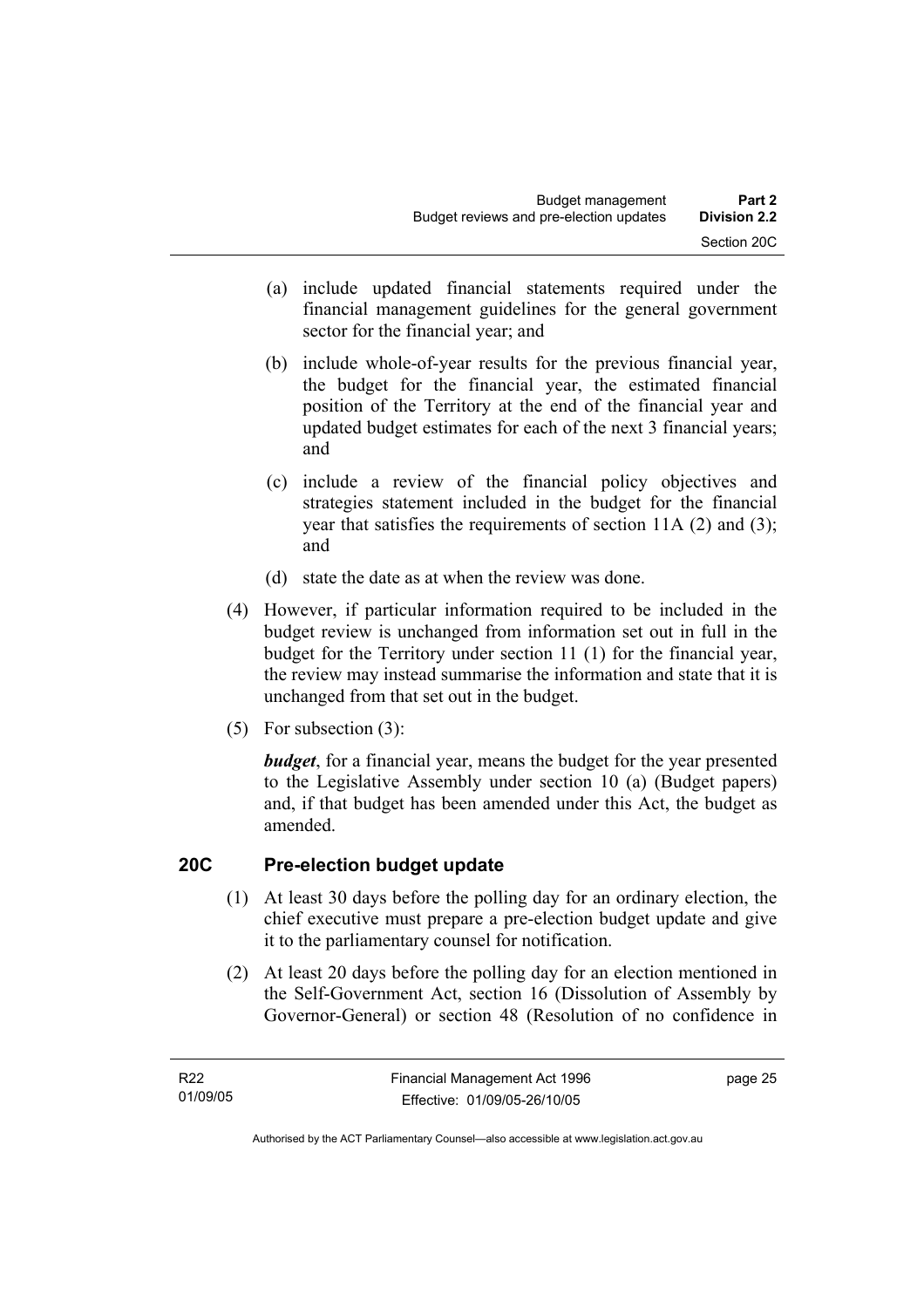(a) include updated financial statements required under the financial management guidelines for the general government sector for the financial year; and

(b) include whole-of-year results for the previous financial year, the budget for the financial year, the estimated financial position of the Territory at the end of the financial year and updated budget estimates for each of the next 3 financial years; and

(c) include a review of the financial policy objectives and strategies statement included in the budget for the financial year that satisfies the requirements of section 11A (2) and (3); and

(d) state the date as at when the review was done.

(4) However, if particular information required to be included in the budget review is unchanged from information set out in full in the budget for the Territory under section 11 (1) for the financial year, the review may instead summarise the information and state that it is unchanged from that set out in the budget.

(5) For subsection (3):

***budget***, for a financial year, means the budget for the year presented to the Legislative Assembly under section 10 (a) (Budget papers) and, if that budget has been amended under this Act, the budget as amended.

## 20C Pre-election budget update

(1) At least 30 days before the polling day for an ordinary election, the chief executive must prepare a pre-election budget update and give it to the parliamentary counsel for notification.

(2) At least 20 days before the polling day for an election mentioned in the Self-Government Act, section 16 (Dissolution of Assembly by Governor-General) or section 48 (Resolution of no confidence in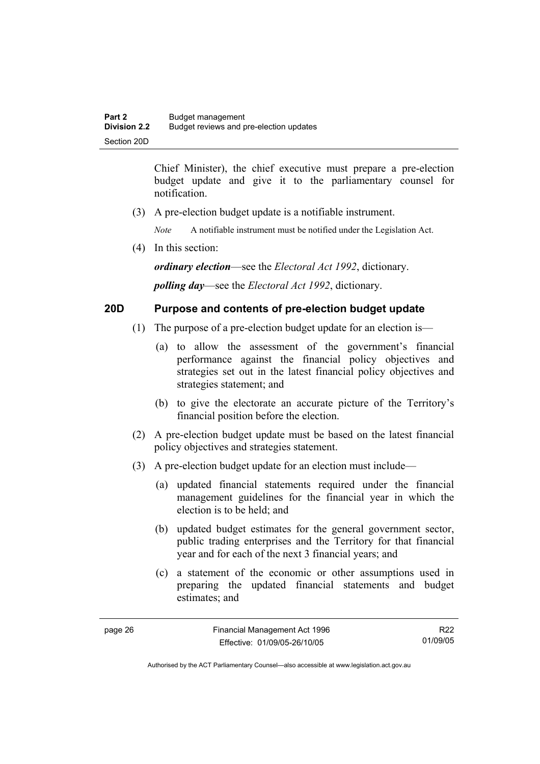Chief Minister), the chief executive must prepare a pre-election budget update and give it to the parliamentary counsel for notification.

(3) A pre-election budget update is a notifiable instrument.

*Note* A notifiable instrument must be notified under the Legislation Act.

(4) In this section:

***ordinary election***—see the *Electoral Act 1992*, dictionary.

***polling day***—see the *Electoral Act 1992*, dictionary.

## 20D Purpose and contents of pre-election budget update

(1) The purpose of a pre-election budget update for an election is—

(a) to allow the assessment of the government's financial performance against the financial policy objectives and strategies set out in the latest financial policy objectives and strategies statement; and

(b) to give the electorate an accurate picture of the Territory's financial position before the election.

(2) A pre-election budget update must be based on the latest financial policy objectives and strategies statement.

(3) A pre-election budget update for an election must include—

(a) updated financial statements required under the financial management guidelines for the financial year in which the election is to be held; and

(b) updated budget estimates for the general government sector, public trading enterprises and the Territory for that financial year and for each of the next 3 financial years; and

(c) a statement of the economic or other assumptions used in preparing the updated financial statements and budget estimates; and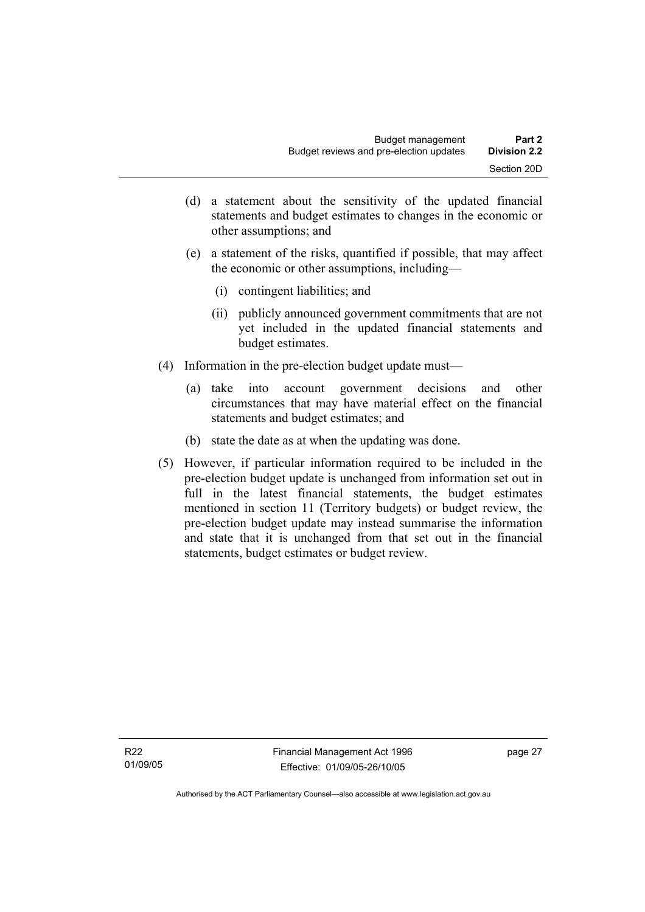(d) a statement about the sensitivity of the updated financial statements and budget estimates to changes in the economic or other assumptions; and

(e) a statement of the risks, quantified if possible, that may affect the economic or other assumptions, including—

(i) contingent liabilities; and

(ii) publicly announced government commitments that are not yet included in the updated financial statements and budget estimates.

(4) Information in the pre-election budget update must—

(a) take into account government decisions and other circumstances that may have material effect on the financial statements and budget estimates; and

(b) state the date as at when the updating was done.

(5) However, if particular information required to be included in the pre-election budget update is unchanged from information set out in full in the latest financial statements, the budget estimates mentioned in section 11 (Territory budgets) or budget review, the pre-election budget update may instead summarise the information and state that it is unchanged from that set out in the financial statements, budget estimates or budget review.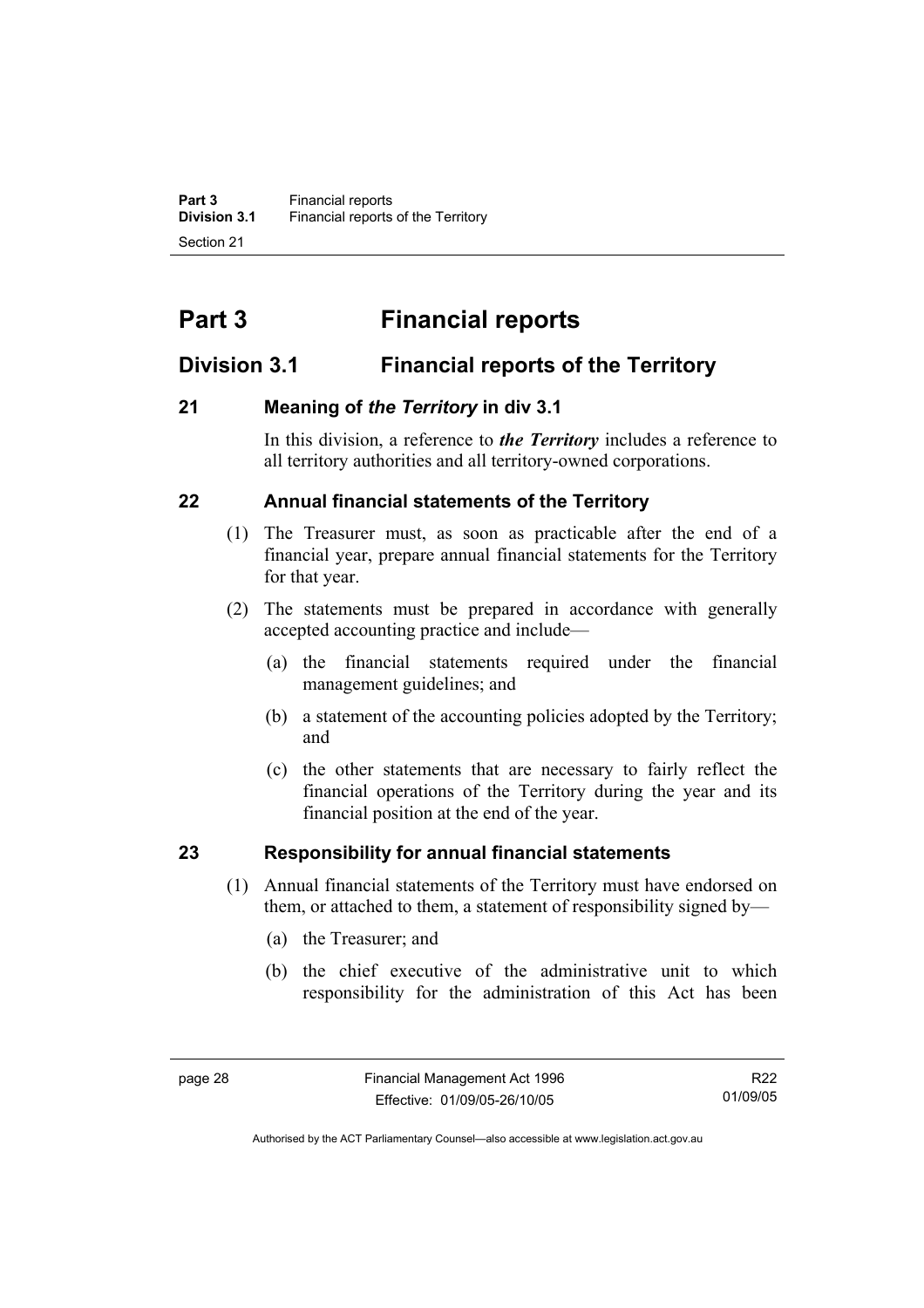# Part 3 Financial reports

## Division 3.1 Financial reports of the Territory

### 21 Meaning of *the Territory* in div 3.1

In this division, a reference to ***the Territory*** includes a reference to all territory authorities and all territory-owned corporations.

### 22 Annual financial statements of the Territory

(1) The Treasurer must, as soon as practicable after the end of a financial year, prepare annual financial statements for the Territory for that year.

(2) The statements must be prepared in accordance with generally accepted accounting practice and include—

(a) the financial statements required under the financial management guidelines; and

(b) a statement of the accounting policies adopted by the Territory; and

(c) the other statements that are necessary to fairly reflect the financial operations of the Territory during the year and its financial position at the end of the year.

### 23 Responsibility for annual financial statements

(1) Annual financial statements of the Territory must have endorsed on them, or attached to them, a statement of responsibility signed by—

(a) the Treasurer; and

(b) the chief executive of the administrative unit to which responsibility for the administration of this Act has been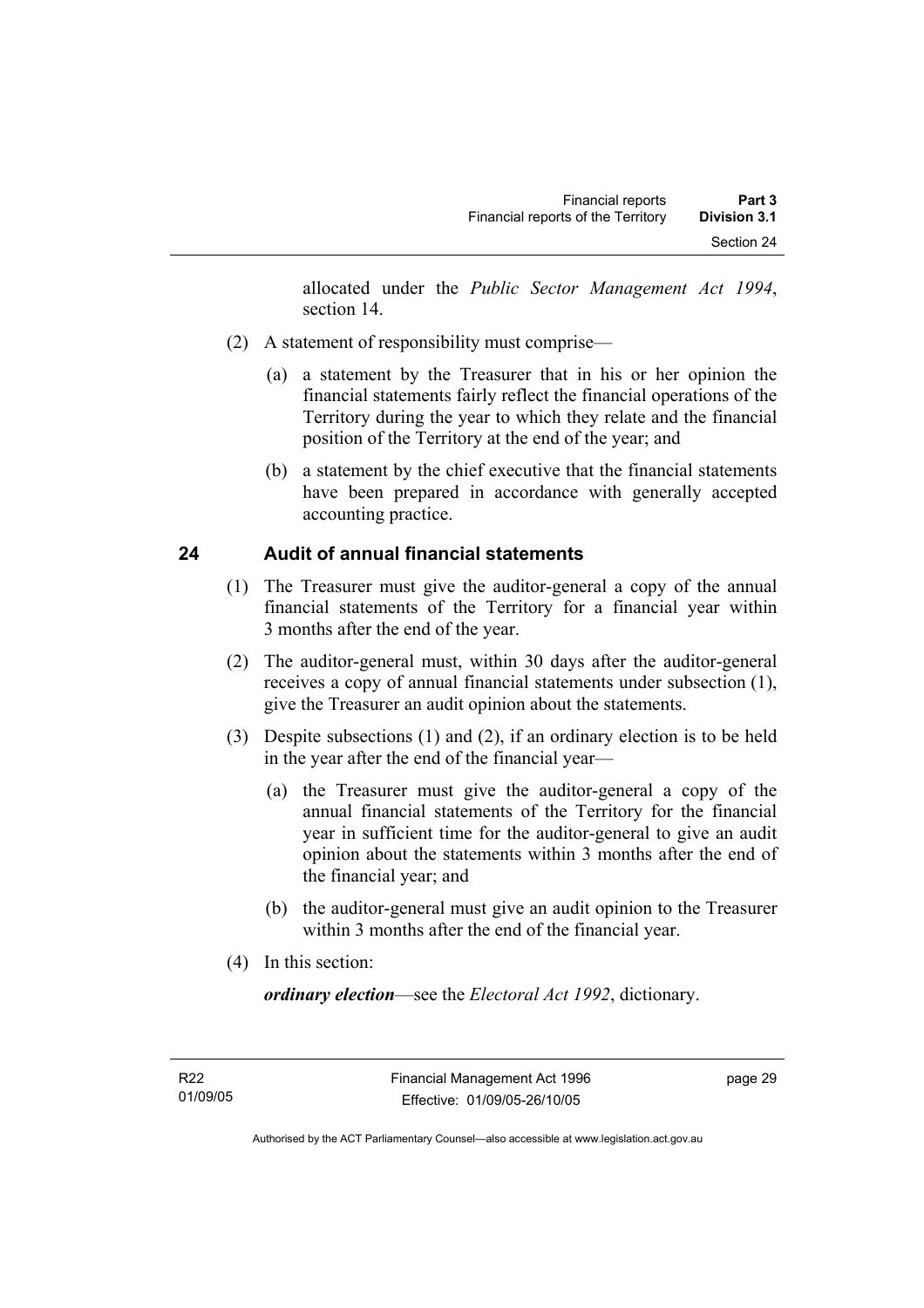allocated under the *Public Sector Management Act 1994*, section 14.

(2) A statement of responsibility must comprise—

(a) a statement by the Treasurer that in his or her opinion the financial statements fairly reflect the financial operations of the Territory during the year to which they relate and the financial position of the Territory at the end of the year; and

(b) a statement by the chief executive that the financial statements have been prepared in accordance with generally accepted accounting practice.

## 24 Audit of annual financial statements

(1) The Treasurer must give the auditor-general a copy of the annual financial statements of the Territory for a financial year within 3 months after the end of the year.

(2) The auditor-general must, within 30 days after the auditor-general receives a copy of annual financial statements under subsection (1), give the Treasurer an audit opinion about the statements.

(3) Despite subsections (1) and (2), if an ordinary election is to be held in the year after the end of the financial year—

(a) the Treasurer must give the auditor-general a copy of the annual financial statements of the Territory for the financial year in sufficient time for the auditor-general to give an audit opinion about the statements within 3 months after the end of the financial year; and

(b) the auditor-general must give an audit opinion to the Treasurer within 3 months after the end of the financial year.

(4) In this section:

***ordinary election***—see the *Electoral Act 1992*, dictionary.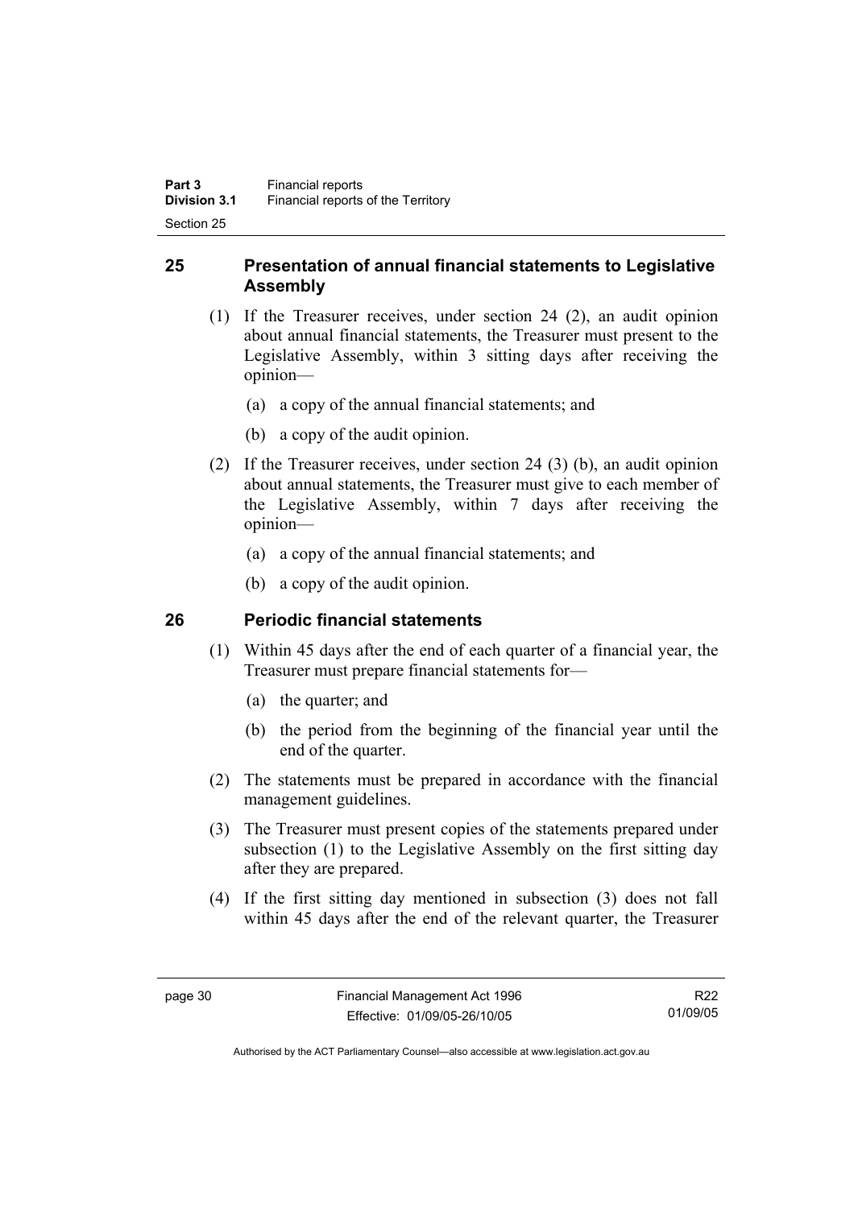## 25 Presentation of annual financial statements to Legislative Assembly

(1) If the Treasurer receives, under section 24 (2), an audit opinion about annual financial statements, the Treasurer must present to the Legislative Assembly, within 3 sitting days after receiving the opinion—

- (a) a copy of the annual financial statements; and
- (b) a copy of the audit opinion.

(2) If the Treasurer receives, under section 24 (3) (b), an audit opinion about annual statements, the Treasurer must give to each member of the Legislative Assembly, within 7 days after receiving the opinion—

- (a) a copy of the annual financial statements; and
- (b) a copy of the audit opinion.

## 26 Periodic financial statements

(1) Within 45 days after the end of each quarter of a financial year, the Treasurer must prepare financial statements for—

- (a) the quarter; and
- (b) the period from the beginning of the financial year until the end of the quarter.

(2) The statements must be prepared in accordance with the financial management guidelines.

(3) The Treasurer must present copies of the statements prepared under subsection (1) to the Legislative Assembly on the first sitting day after they are prepared.

(4) If the first sitting day mentioned in subsection (3) does not fall within 45 days after the end of the relevant quarter, the Treasurer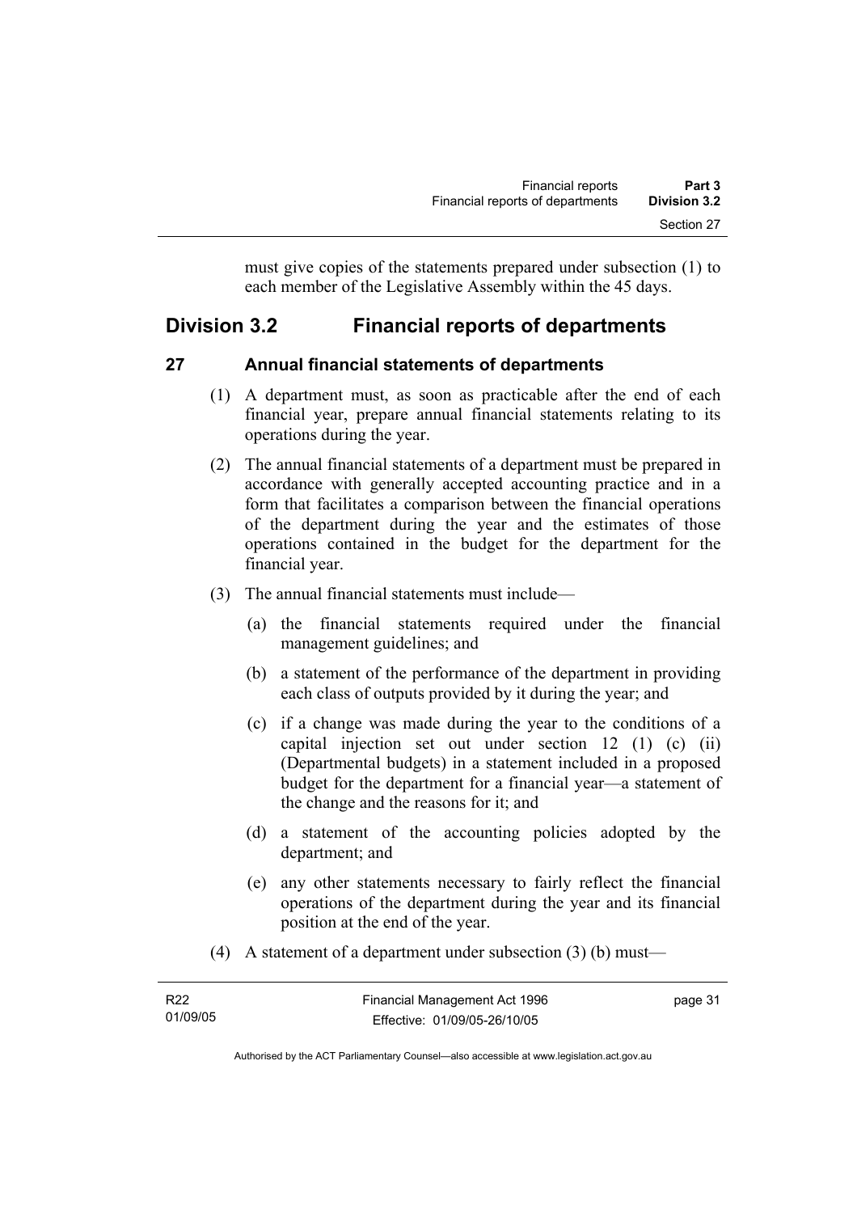must give copies of the statements prepared under subsection (1) to each member of the Legislative Assembly within the 45 days.

## Division 3.2 Financial reports of departments

### 27 Annual financial statements of departments

(1) A department must, as soon as practicable after the end of each financial year, prepare annual financial statements relating to its operations during the year.

(2) The annual financial statements of a department must be prepared in accordance with generally accepted accounting practice and in a form that facilitates a comparison between the financial operations of the department during the year and the estimates of those operations contained in the budget for the department for the financial year.

(3) The annual financial statements must include—

(a) the financial statements required under the financial management guidelines; and

(b) a statement of the performance of the department in providing each class of outputs provided by it during the year; and

(c) if a change was made during the year to the conditions of a capital injection set out under section 12 (1) (c) (ii) (Departmental budgets) in a statement included in a proposed budget for the department for a financial year—a statement of the change and the reasons for it; and

(d) a statement of the accounting policies adopted by the department; and

(e) any other statements necessary to fairly reflect the financial operations of the department during the year and its financial position at the end of the year.

(4) A statement of a department under subsection (3) (b) must—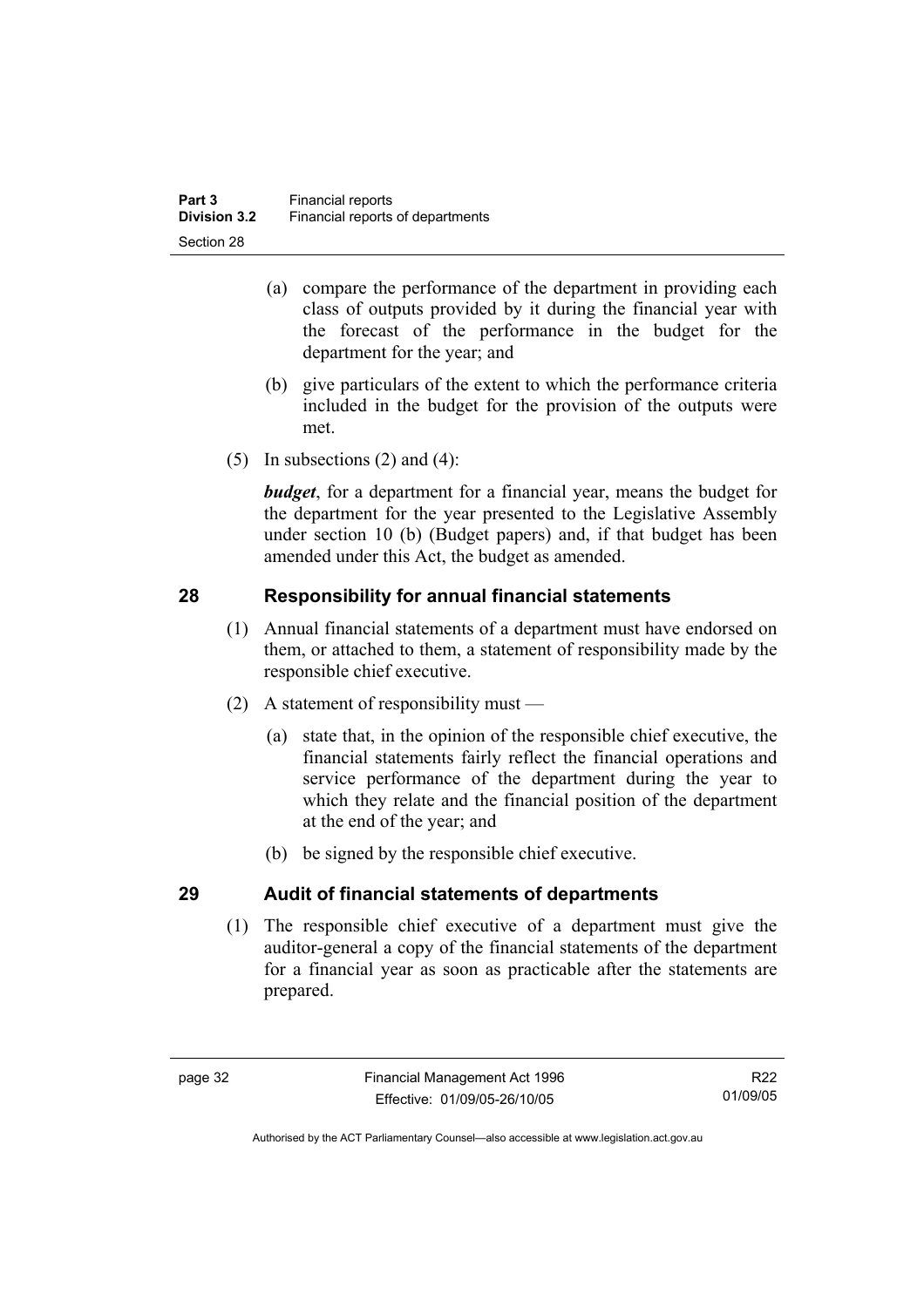(a) compare the performance of the department in providing each class of outputs provided by it during the financial year with the forecast of the performance in the budget for the department for the year; and

(b) give particulars of the extent to which the performance criteria included in the budget for the provision of the outputs were met.

(5) In subsections (2) and (4):

***budget***, for a department for a financial year, means the budget for the department for the year presented to the Legislative Assembly under section 10 (b) (Budget papers) and, if that budget has been amended under this Act, the budget as amended.

## 28 Responsibility for annual financial statements

(1) Annual financial statements of a department must have endorsed on them, or attached to them, a statement of responsibility made by the responsible chief executive.

(2) A statement of responsibility must —

(a) state that, in the opinion of the responsible chief executive, the financial statements fairly reflect the financial operations and service performance of the department during the year to which they relate and the financial position of the department at the end of the year; and

(b) be signed by the responsible chief executive.

## 29 Audit of financial statements of departments

(1) The responsible chief executive of a department must give the auditor-general a copy of the financial statements of the department for a financial year as soon as practicable after the statements are prepared.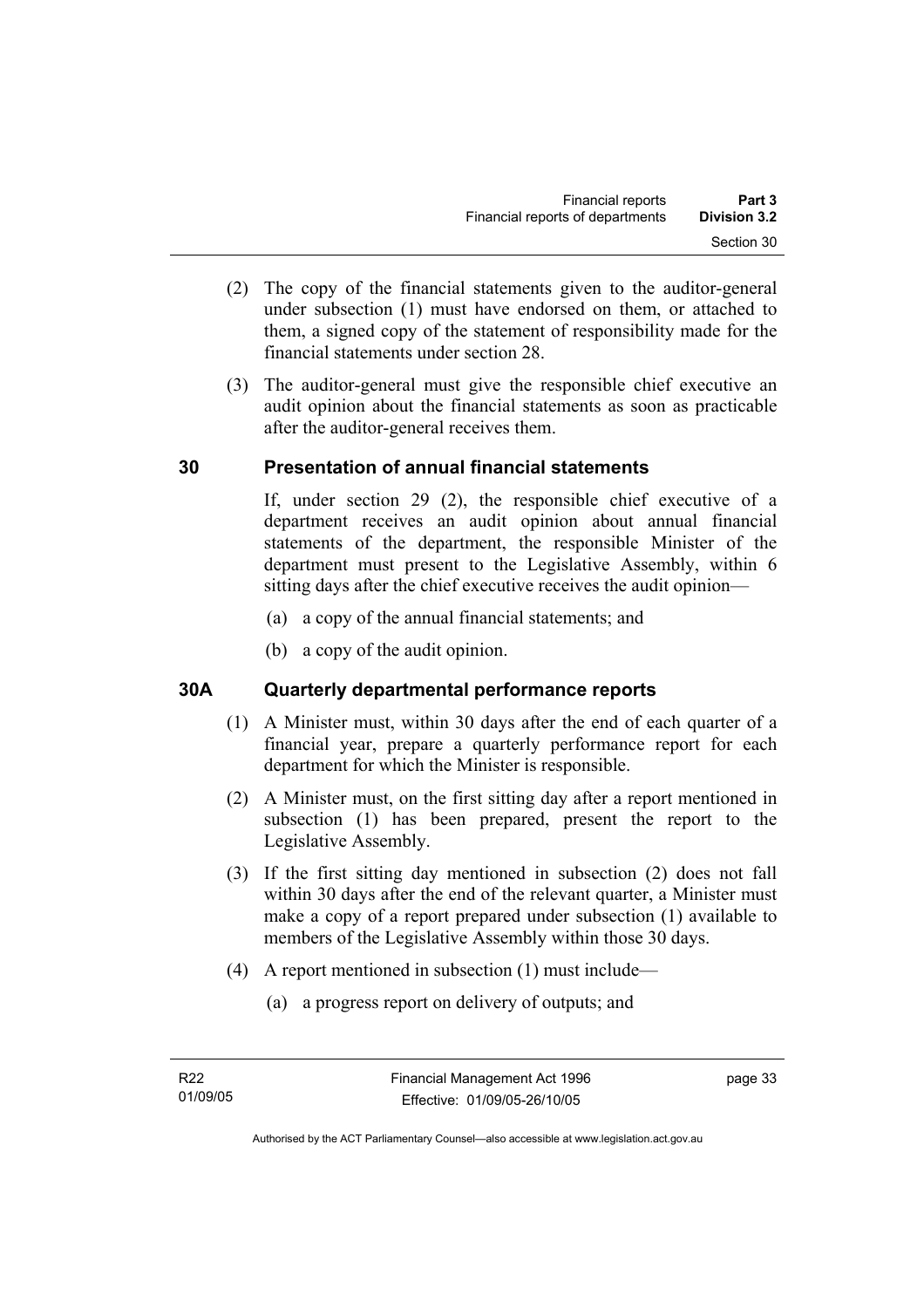(2) The copy of the financial statements given to the auditor-general under subsection (1) must have endorsed on them, or attached to them, a signed copy of the statement of responsibility made for the financial statements under section 28.

(3) The auditor-general must give the responsible chief executive an audit opinion about the financial statements as soon as practicable after the auditor-general receives them.

## 30 Presentation of annual financial statements

If, under section 29 (2), the responsible chief executive of a department receives an audit opinion about annual financial statements of the department, the responsible Minister of the department must present to the Legislative Assembly, within 6 sitting days after the chief executive receives the audit opinion—

(a) a copy of the annual financial statements; and

(b) a copy of the audit opinion.

## 30A Quarterly departmental performance reports

(1) A Minister must, within 30 days after the end of each quarter of a financial year, prepare a quarterly performance report for each department for which the Minister is responsible.

(2) A Minister must, on the first sitting day after a report mentioned in subsection (1) has been prepared, present the report to the Legislative Assembly.

(3) If the first sitting day mentioned in subsection (2) does not fall within 30 days after the end of the relevant quarter, a Minister must make a copy of a report prepared under subsection (1) available to members of the Legislative Assembly within those 30 days.

(4) A report mentioned in subsection (1) must include—

(a) a progress report on delivery of outputs; and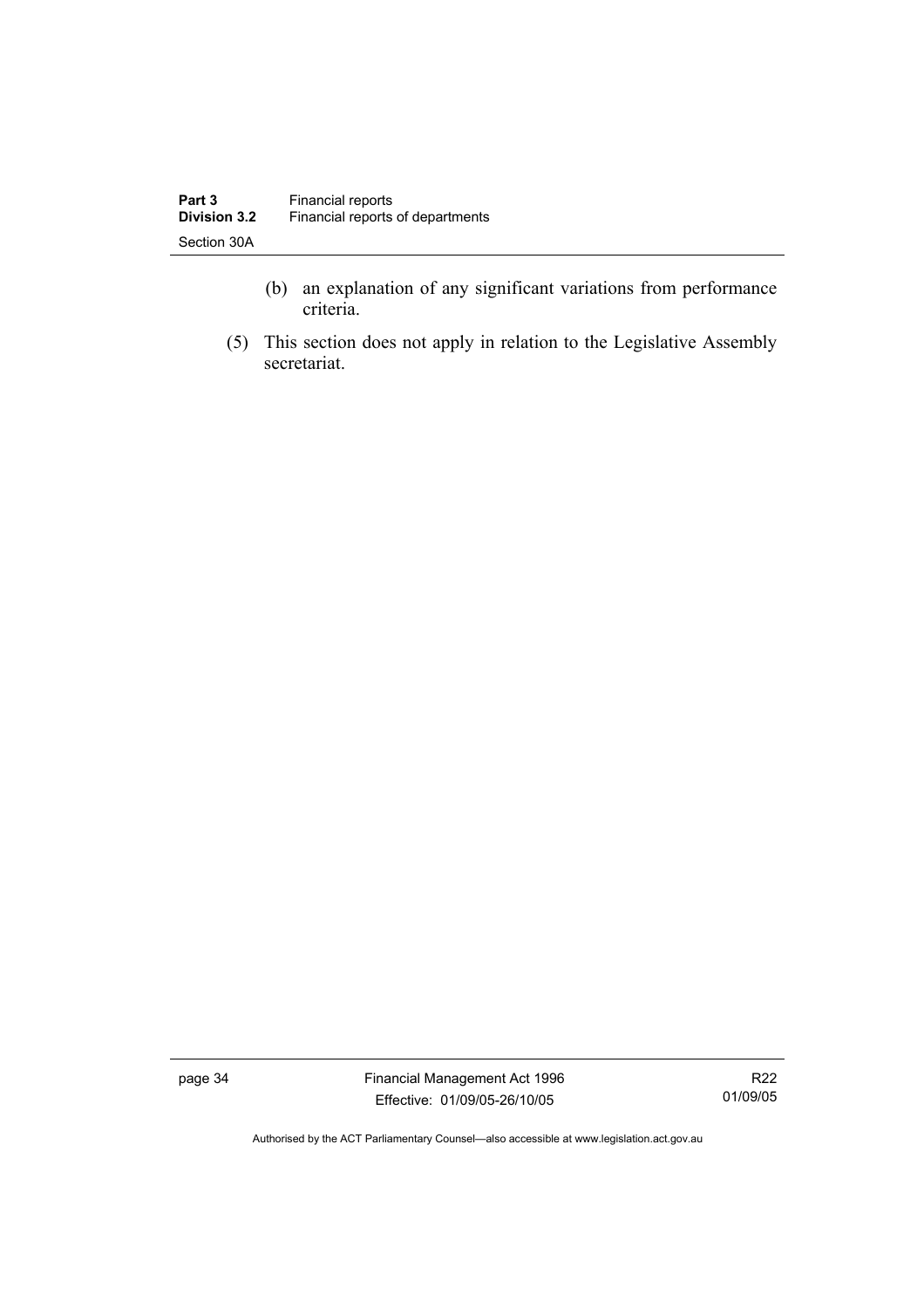(b) an explanation of any significant variations from performance criteria.

(5) This section does not apply in relation to the Legislative Assembly secretariat.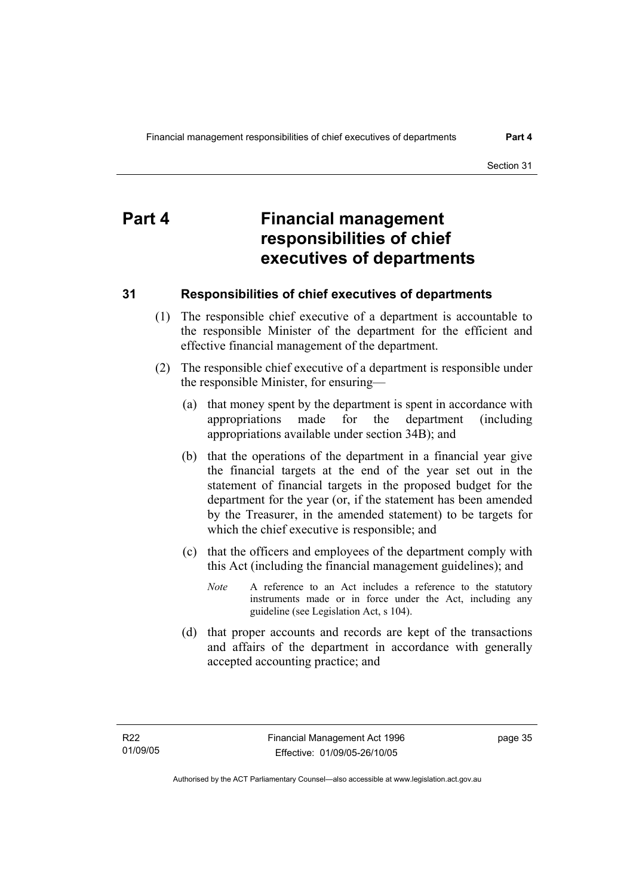# Part 4 Financial management responsibilities of chief executives of departments

## 31 Responsibilities of chief executives of departments

(1) The responsible chief executive of a department is accountable to the responsible Minister of the department for the efficient and effective financial management of the department.

(2) The responsible chief executive of a department is responsible under the responsible Minister, for ensuring—

(a) that money spent by the department is spent in accordance with appropriations made for the department (including appropriations available under section 34B); and

(b) that the operations of the department in a financial year give the financial targets at the end of the year set out in the statement of financial targets in the proposed budget for the department for the year (or, if the statement has been amended by the Treasurer, in the amended statement) to be targets for which the chief executive is responsible; and

(c) that the officers and employees of the department comply with this Act (including the financial management guidelines); and

*Note* A reference to an Act includes a reference to the statutory instruments made or in force under the Act, including any guideline (see Legislation Act, s 104).

(d) that proper accounts and records are kept of the transactions and affairs of the department in accordance with generally accepted accounting practice; and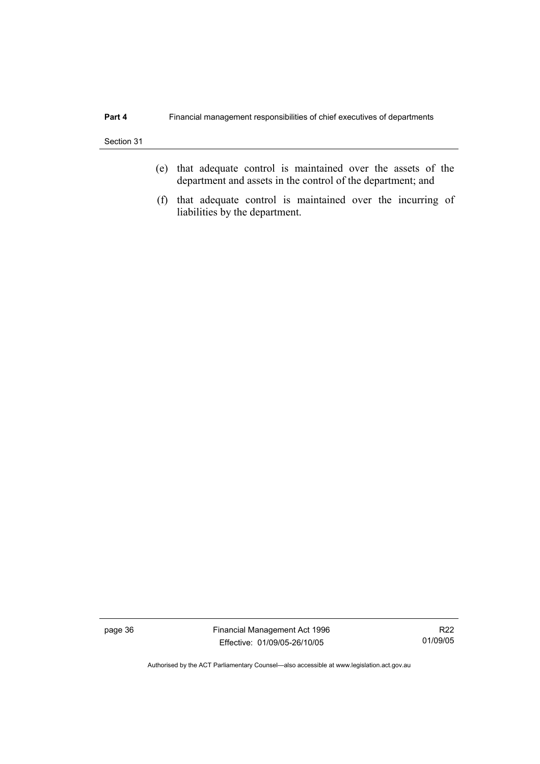(e) that adequate control is maintained over the assets of the department and assets in the control of the department; and

(f) that adequate control is maintained over the incurring of liabilities by the department.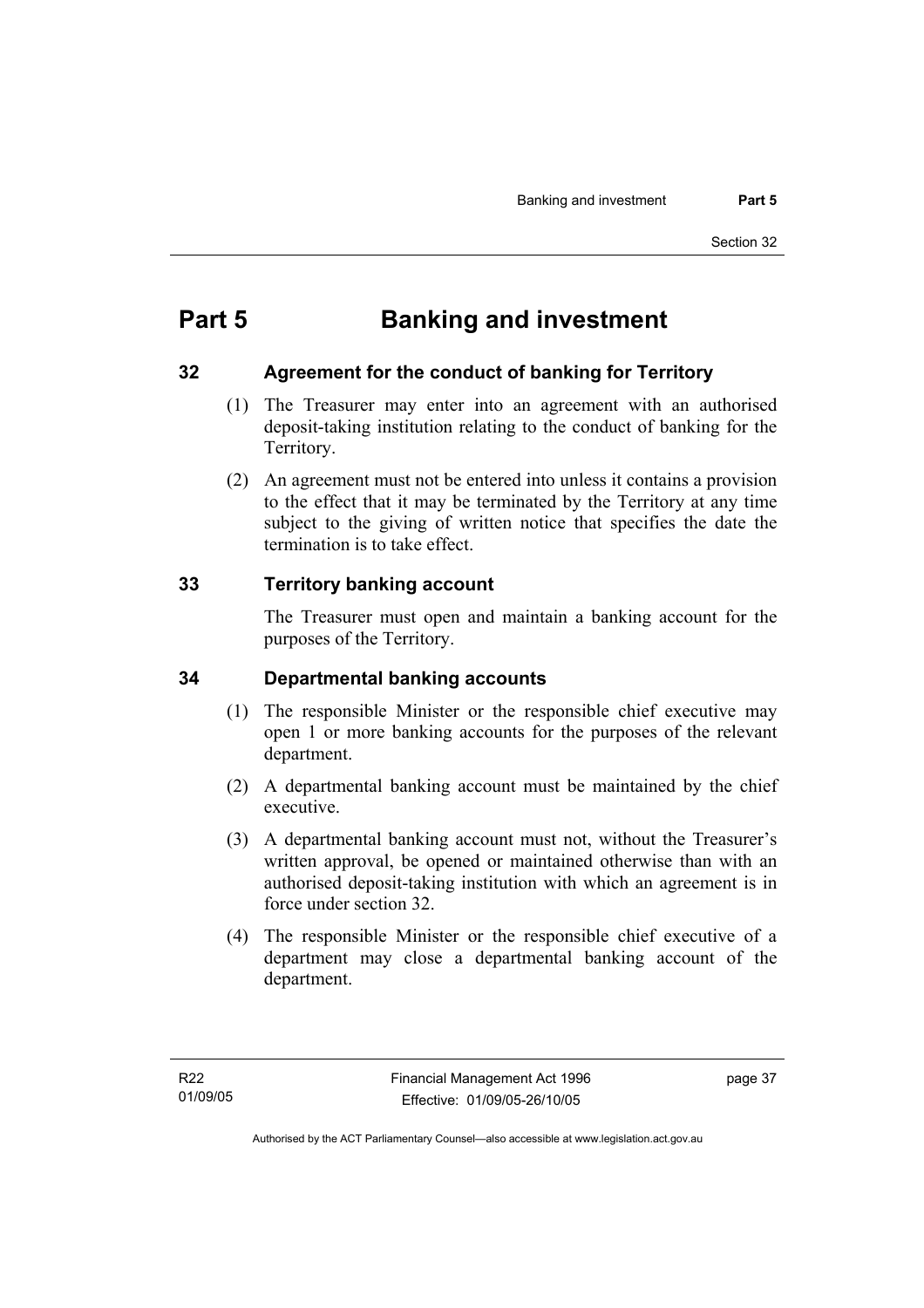# Part 5 Banking and investment

## 32 Agreement for the conduct of banking for Territory

(1) The Treasurer may enter into an agreement with an authorised deposit-taking institution relating to the conduct of banking for the Territory.

(2) An agreement must not be entered into unless it contains a provision to the effect that it may be terminated by the Territory at any time subject to the giving of written notice that specifies the date the termination is to take effect.

## 33 Territory banking account

The Treasurer must open and maintain a banking account for the purposes of the Territory.

## 34 Departmental banking accounts

(1) The responsible Minister or the responsible chief executive may open 1 or more banking accounts for the purposes of the relevant department.

(2) A departmental banking account must be maintained by the chief executive.

(3) A departmental banking account must not, without the Treasurer's written approval, be opened or maintained otherwise than with an authorised deposit-taking institution with which an agreement is in force under section 32.

(4) The responsible Minister or the responsible chief executive of a department may close a departmental banking account of the department.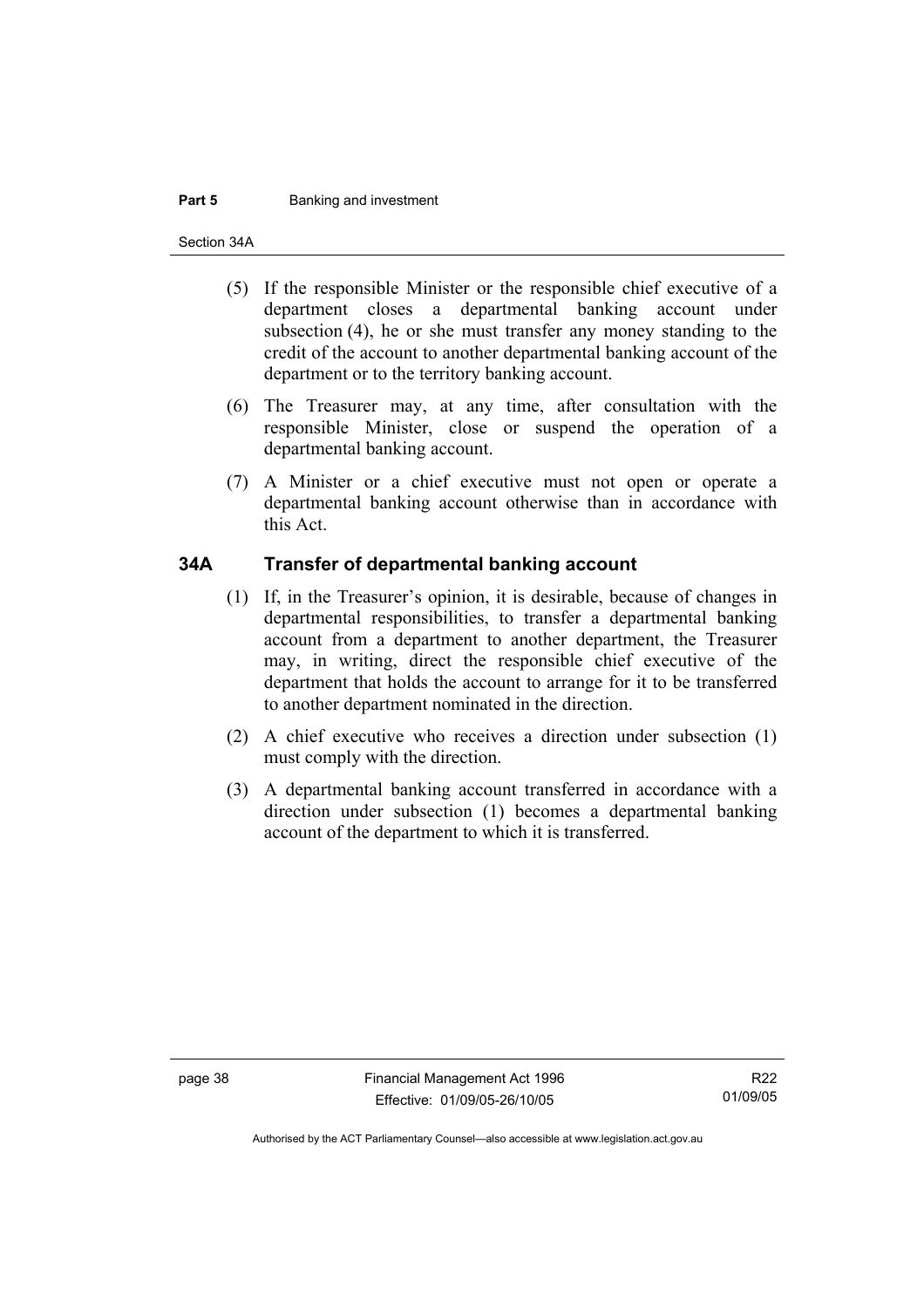(5) If the responsible Minister or the responsible chief executive of a department closes a departmental banking account under subsection (4), he or she must transfer any money standing to the credit of the account to another departmental banking account of the department or to the territory banking account.

(6) The Treasurer may, at any time, after consultation with the responsible Minister, close or suspend the operation of a departmental banking account.

(7) A Minister or a chief executive must not open or operate a departmental banking account otherwise than in accordance with this Act.

## 34A Transfer of departmental banking account

(1) If, in the Treasurer's opinion, it is desirable, because of changes in departmental responsibilities, to transfer a departmental banking account from a department to another department, the Treasurer may, in writing, direct the responsible chief executive of the department that holds the account to arrange for it to be transferred to another department nominated in the direction.

(2) A chief executive who receives a direction under subsection (1) must comply with the direction.

(3) A departmental banking account transferred in accordance with a direction under subsection (1) becomes a departmental banking account of the department to which it is transferred.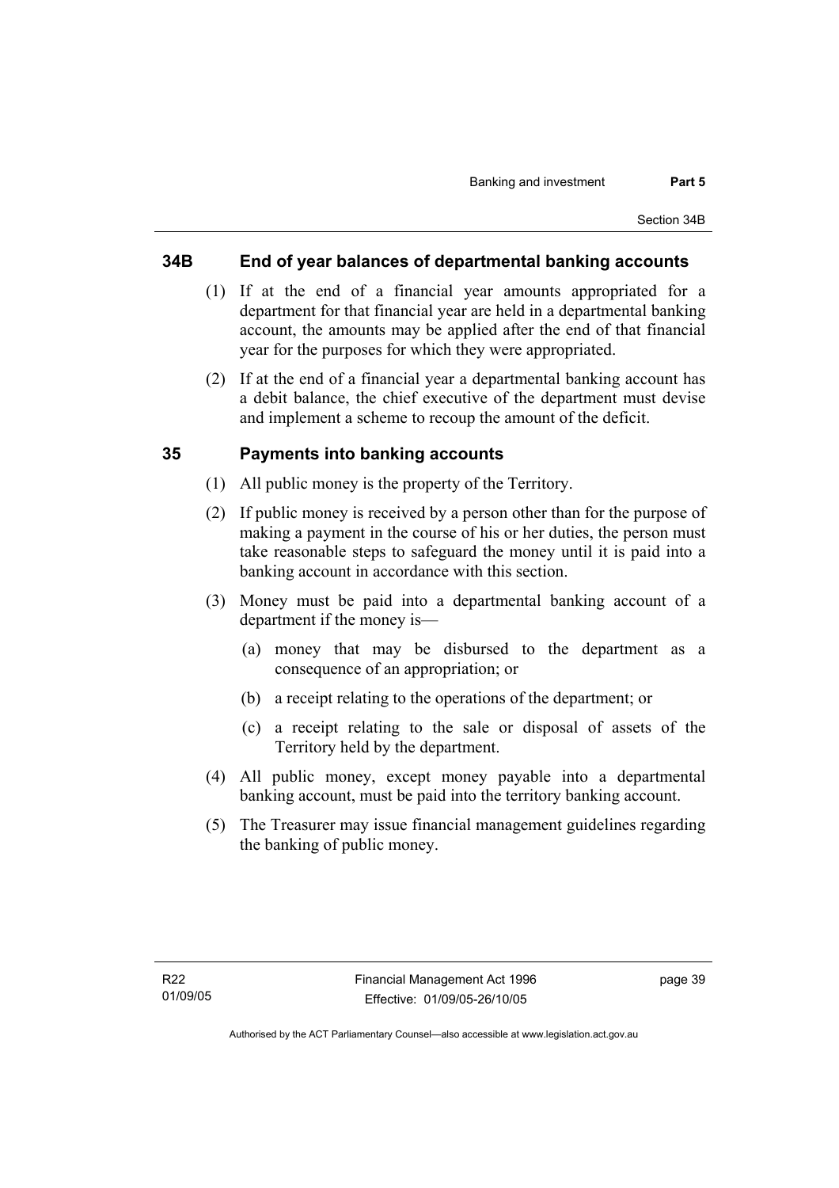## 34B End of year balances of departmental banking accounts

(1) If at the end of a financial year amounts appropriated for a department for that financial year are held in a departmental banking account, the amounts may be applied after the end of that financial year for the purposes for which they were appropriated.

(2) If at the end of a financial year a departmental banking account has a debit balance, the chief executive of the department must devise and implement a scheme to recoup the amount of the deficit.

## 35 Payments into banking accounts

(1) All public money is the property of the Territory.

(2) If public money is received by a person other than for the purpose of making a payment in the course of his or her duties, the person must take reasonable steps to safeguard the money until it is paid into a banking account in accordance with this section.

(3) Money must be paid into a departmental banking account of a department if the money is—

(a) money that may be disbursed to the department as a consequence of an appropriation; or

(b) a receipt relating to the operations of the department; or

(c) a receipt relating to the sale or disposal of assets of the Territory held by the department.

(4) All public money, except money payable into a departmental banking account, must be paid into the territory banking account.

(5) The Treasurer may issue financial management guidelines regarding the banking of public money.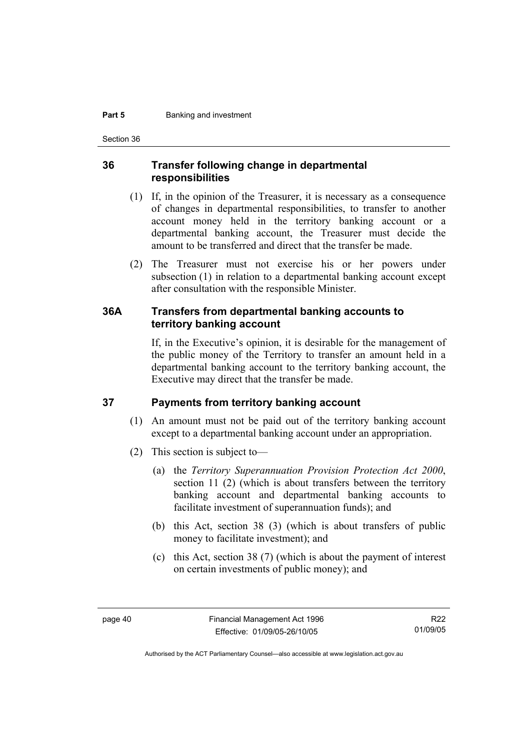## 36 Transfer following change in departmental responsibilities

(1) If, in the opinion of the Treasurer, it is necessary as a consequence of changes in departmental responsibilities, to transfer to another account money held in the territory banking account or a departmental banking account, the Treasurer must decide the amount to be transferred and direct that the transfer be made.

(2) The Treasurer must not exercise his or her powers under subsection (1) in relation to a departmental banking account except after consultation with the responsible Minister.

## 36A Transfers from departmental banking accounts to territory banking account

If, in the Executive's opinion, it is desirable for the management of the public money of the Territory to transfer an amount held in a departmental banking account to the territory banking account, the Executive may direct that the transfer be made.

## 37 Payments from territory banking account

(1) An amount must not be paid out of the territory banking account except to a departmental banking account under an appropriation.

(2) This section is subject to—

(a) the *Territory Superannuation Provision Protection Act 2000*, section 11 (2) (which is about transfers between the territory banking account and departmental banking accounts to facilitate investment of superannuation funds); and

(b) this Act, section 38 (3) (which is about transfers of public money to facilitate investment); and

(c) this Act, section 38 (7) (which is about the payment of interest on certain investments of public money); and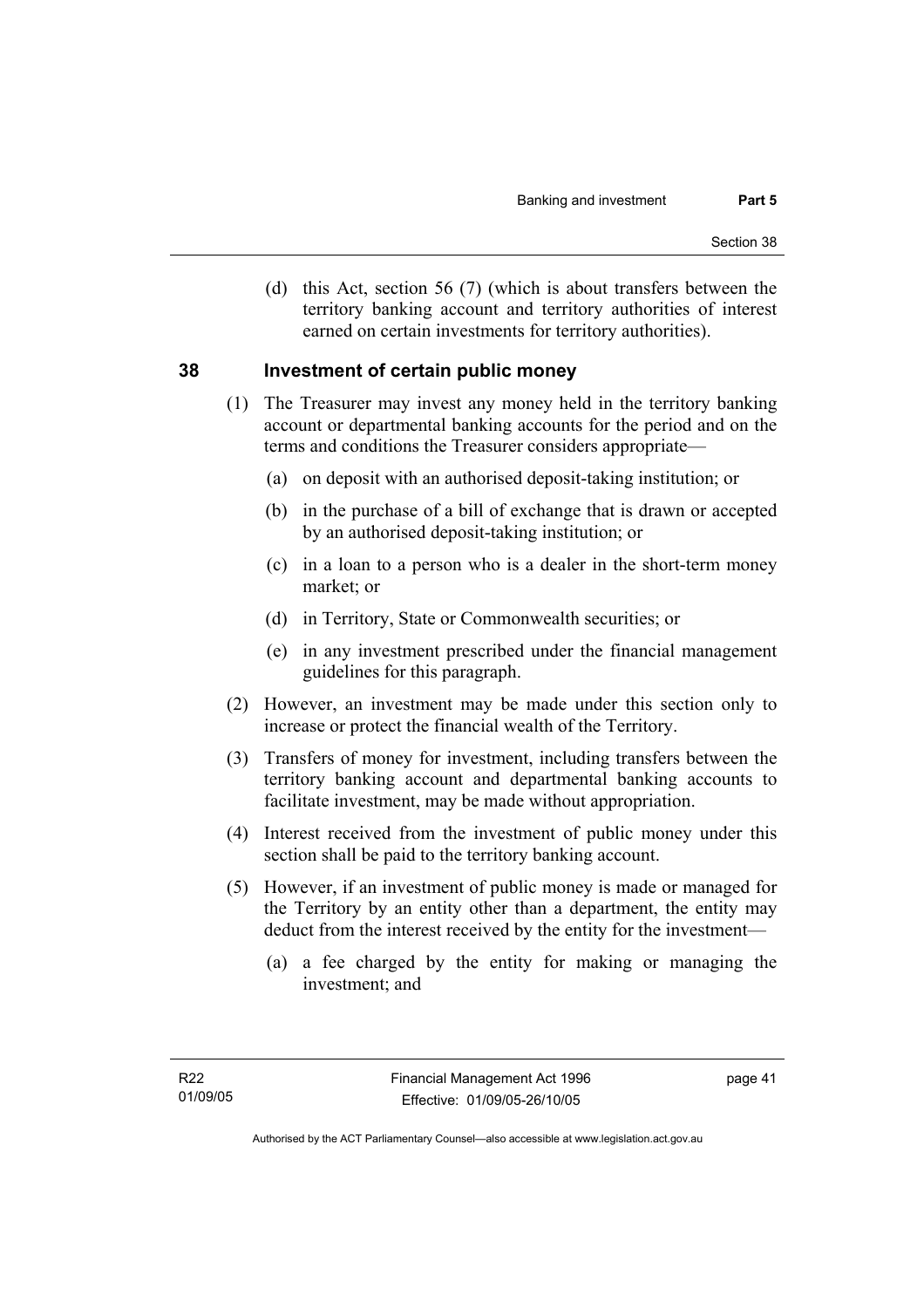(d) this Act, section 56 (7) (which is about transfers between the territory banking account and territory authorities of interest earned on certain investments for territory authorities).

## 38 Investment of certain public money

(1) The Treasurer may invest any money held in the territory banking account or departmental banking accounts for the period and on the terms and conditions the Treasurer considers appropriate—

(a) on deposit with an authorised deposit-taking institution; or

(b) in the purchase of a bill of exchange that is drawn or accepted by an authorised deposit-taking institution; or

(c) in a loan to a person who is a dealer in the short-term money market; or

(d) in Territory, State or Commonwealth securities; or

(e) in any investment prescribed under the financial management guidelines for this paragraph.

(2) However, an investment may be made under this section only to increase or protect the financial wealth of the Territory.

(3) Transfers of money for investment, including transfers between the territory banking account and departmental banking accounts to facilitate investment, may be made without appropriation.

(4) Interest received from the investment of public money under this section shall be paid to the territory banking account.

(5) However, if an investment of public money is made or managed for the Territory by an entity other than a department, the entity may deduct from the interest received by the entity for the investment—

(a) a fee charged by the entity for making or managing the investment; and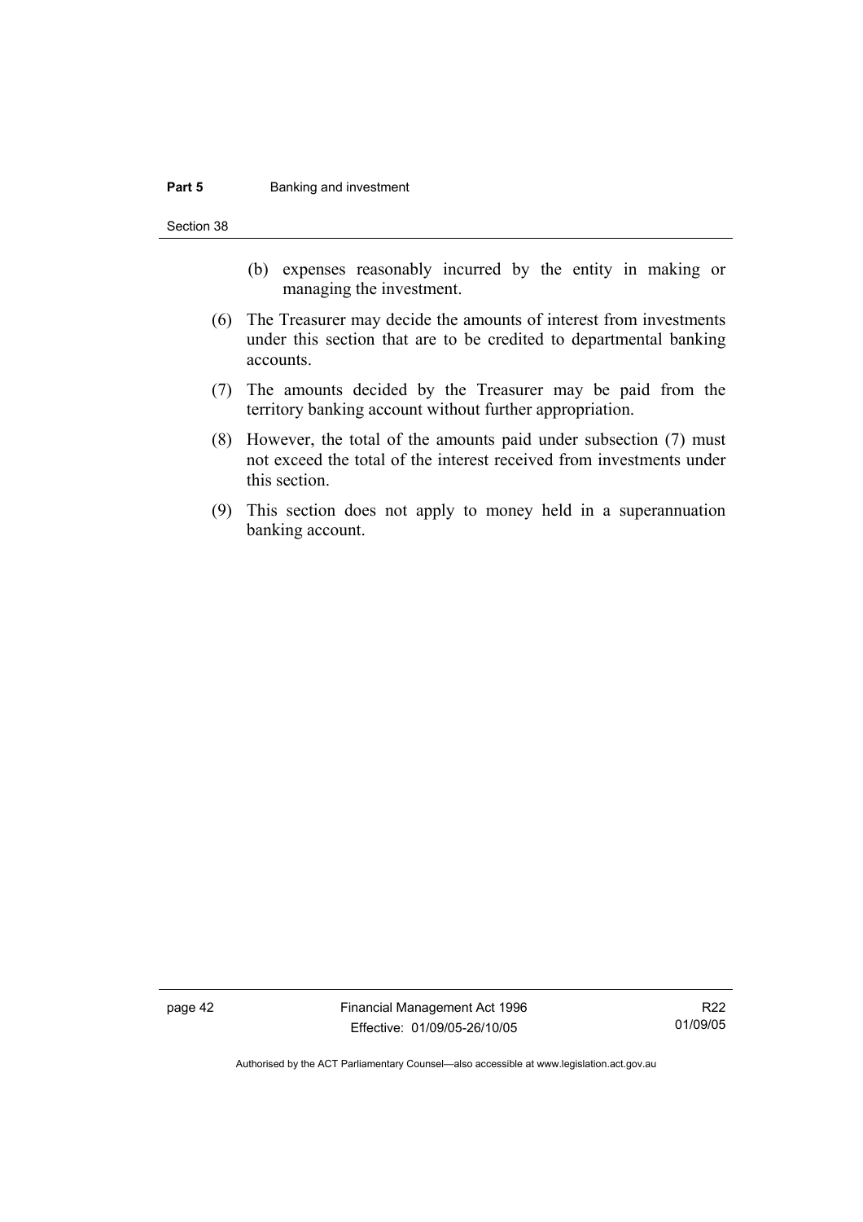(b) expenses reasonably incurred by the entity in making or managing the investment.

(6) The Treasurer may decide the amounts of interest from investments under this section that are to be credited to departmental banking accounts.

(7) The amounts decided by the Treasurer may be paid from the territory banking account without further appropriation.

(8) However, the total of the amounts paid under subsection (7) must not exceed the total of the interest received from investments under this section.

(9) This section does not apply to money held in a superannuation banking account.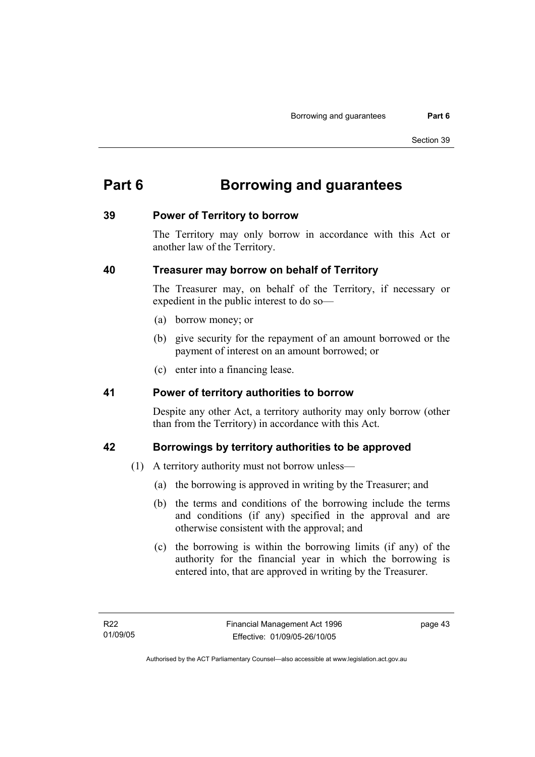# Part 6 Borrowing and guarantees

## 39 Power of Territory to borrow

The Territory may only borrow in accordance with this Act or another law of the Territory.

## 40 Treasurer may borrow on behalf of Territory

The Treasurer may, on behalf of the Territory, if necessary or expedient in the public interest to do so—

(a) borrow money; or

(b) give security for the repayment of an amount borrowed or the payment of interest on an amount borrowed; or

(c) enter into a financing lease.

## 41 Power of territory authorities to borrow

Despite any other Act, a territory authority may only borrow (other than from the Territory) in accordance with this Act.

## 42 Borrowings by territory authorities to be approved

(1) A territory authority must not borrow unless—

(a) the borrowing is approved in writing by the Treasurer; and

(b) the terms and conditions of the borrowing include the terms and conditions (if any) specified in the approval and are otherwise consistent with the approval; and

(c) the borrowing is within the borrowing limits (if any) of the authority for the financial year in which the borrowing is entered into, that are approved in writing by the Treasurer.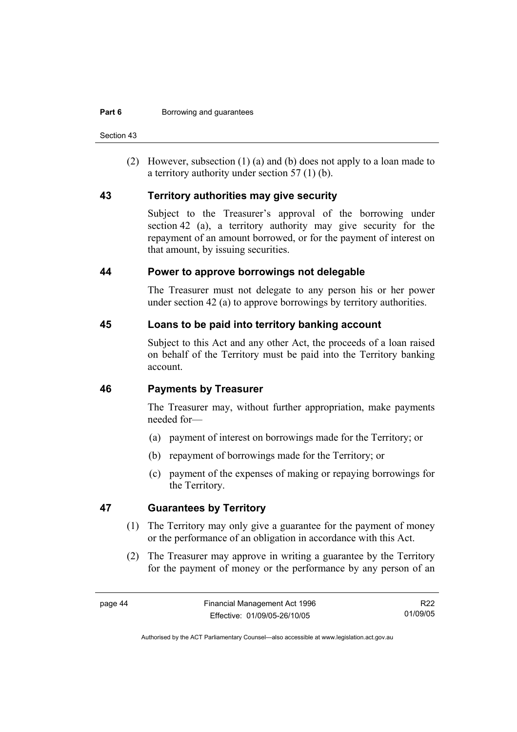(2) However, subsection (1) (a) and (b) does not apply to a loan made to a territory authority under section 57 (1) (b).

## 43 Territory authorities may give security

Subject to the Treasurer's approval of the borrowing under section 42 (a), a territory authority may give security for the repayment of an amount borrowed, or for the payment of interest on that amount, by issuing securities.

## 44 Power to approve borrowings not delegable

The Treasurer must not delegate to any person his or her power under section 42 (a) to approve borrowings by territory authorities.

## 45 Loans to be paid into territory banking account

Subject to this Act and any other Act, the proceeds of a loan raised on behalf of the Territory must be paid into the Territory banking account.

## 46 Payments by Treasurer

The Treasurer may, without further appropriation, make payments needed for—

(a) payment of interest on borrowings made for the Territory; or

(b) repayment of borrowings made for the Territory; or

(c) payment of the expenses of making or repaying borrowings for the Territory.

## 47 Guarantees by Territory

(1) The Territory may only give a guarantee for the payment of money or the performance of an obligation in accordance with this Act.

(2) The Treasurer may approve in writing a guarantee by the Territory for the payment of money or the performance by any person of an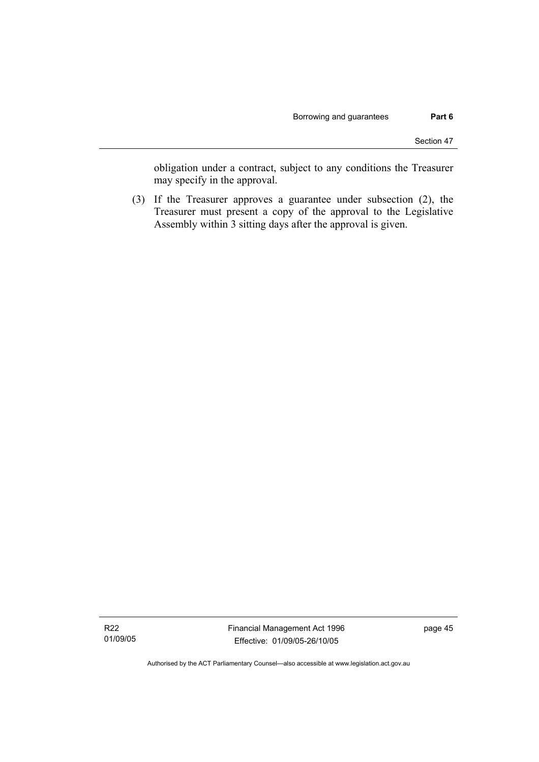obligation under a contract, subject to any conditions the Treasurer may specify in the approval.

(3) If the Treasurer approves a guarantee under subsection (2), the Treasurer must present a copy of the approval to the Legislative Assembly within 3 sitting days after the approval is given.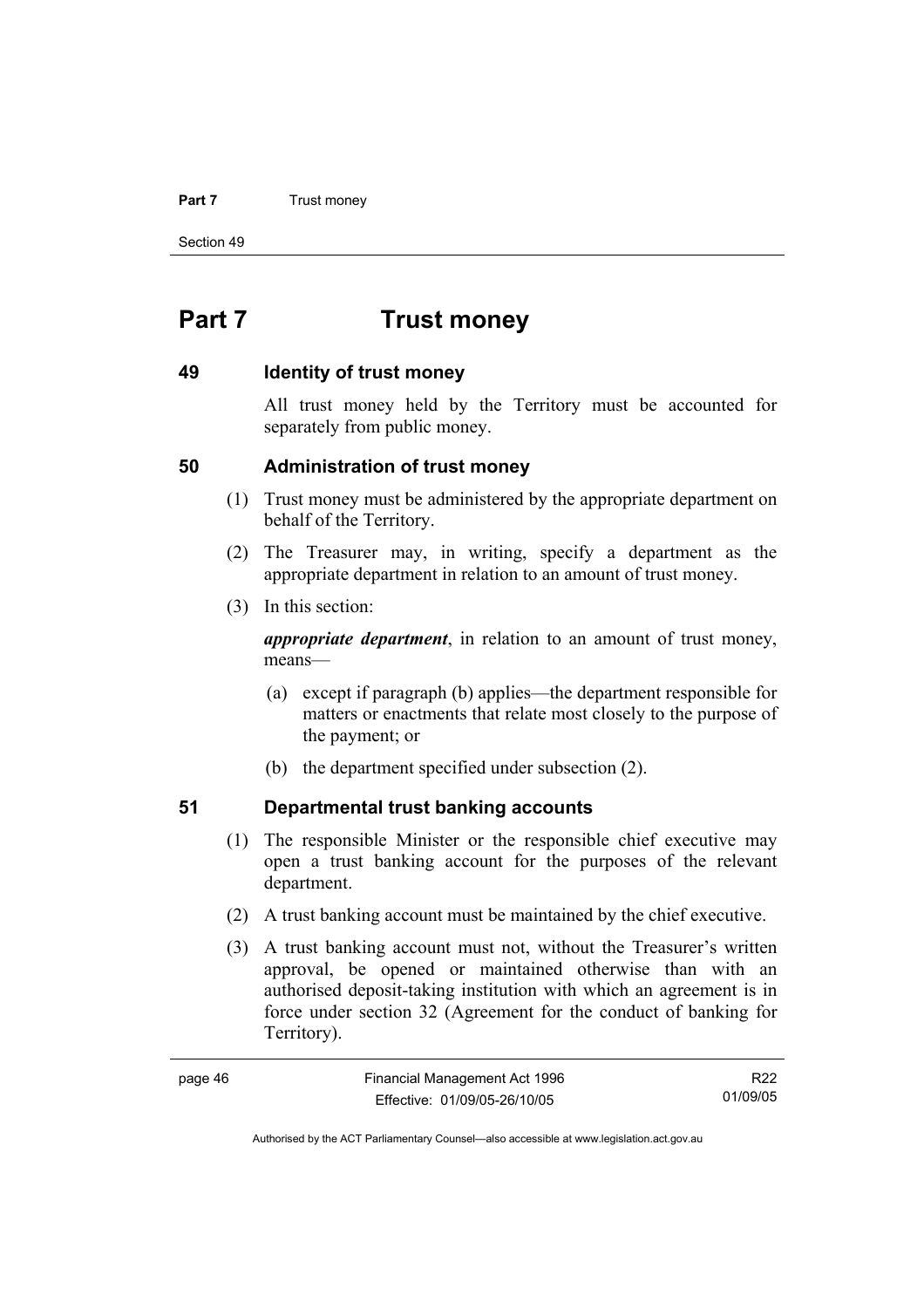# Part 7 Trust money

## 49 Identity of trust money

All trust money held by the Territory must be accounted for separately from public money.

## 50 Administration of trust money

(1) Trust money must be administered by the appropriate department on behalf of the Territory.

(2) The Treasurer may, in writing, specify a department as the appropriate department in relation to an amount of trust money.

(3) In this section:

***appropriate department***, in relation to an amount of trust money, means—

(a) except if paragraph (b) applies—the department responsible for matters or enactments that relate most closely to the purpose of the payment; or

(b) the department specified under subsection (2).

## 51 Departmental trust banking accounts

(1) The responsible Minister or the responsible chief executive may open a trust banking account for the purposes of the relevant department.

(2) A trust banking account must be maintained by the chief executive.

(3) A trust banking account must not, without the Treasurer's written approval, be opened or maintained otherwise than with an authorised deposit-taking institution with which an agreement is in force under section 32 (Agreement for the conduct of banking for Territory).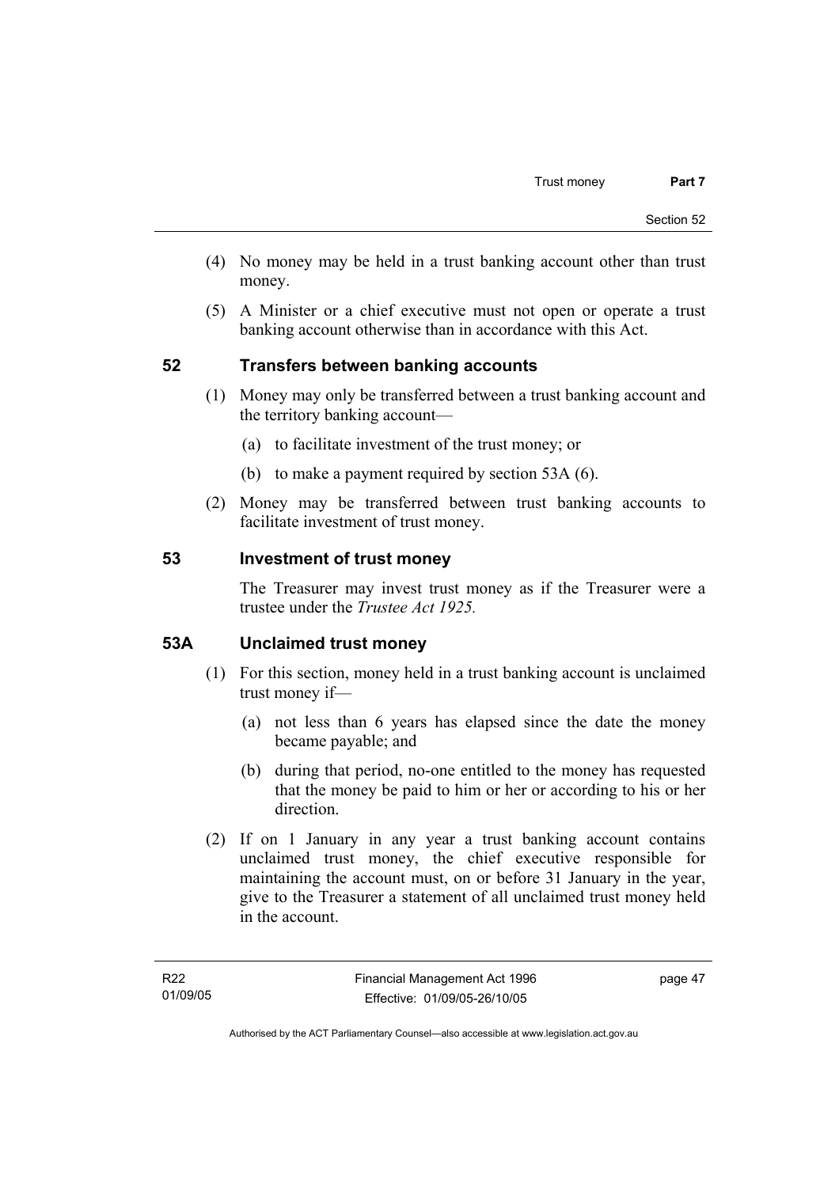(4) No money may be held in a trust banking account other than trust money.

(5) A Minister or a chief executive must not open or operate a trust banking account otherwise than in accordance with this Act.

## 52 Transfers between banking accounts

(1) Money may only be transferred between a trust banking account and the territory banking account—

- (a) to facilitate investment of the trust money; or
- (b) to make a payment required by section 53A (6).

(2) Money may be transferred between trust banking accounts to facilitate investment of trust money.

## 53 Investment of trust money

The Treasurer may invest trust money as if the Treasurer were a trustee under the *Trustee Act 1925.*

## 53A Unclaimed trust money

(1) For this section, money held in a trust banking account is unclaimed trust money if—

- (a) not less than 6 years has elapsed since the date the money became payable; and
- (b) during that period, no-one entitled to the money has requested that the money be paid to him or her or according to his or her direction.

(2) If on 1 January in any year a trust banking account contains unclaimed trust money, the chief executive responsible for maintaining the account must, on or before 31 January in the year, give to the Treasurer a statement of all unclaimed trust money held in the account.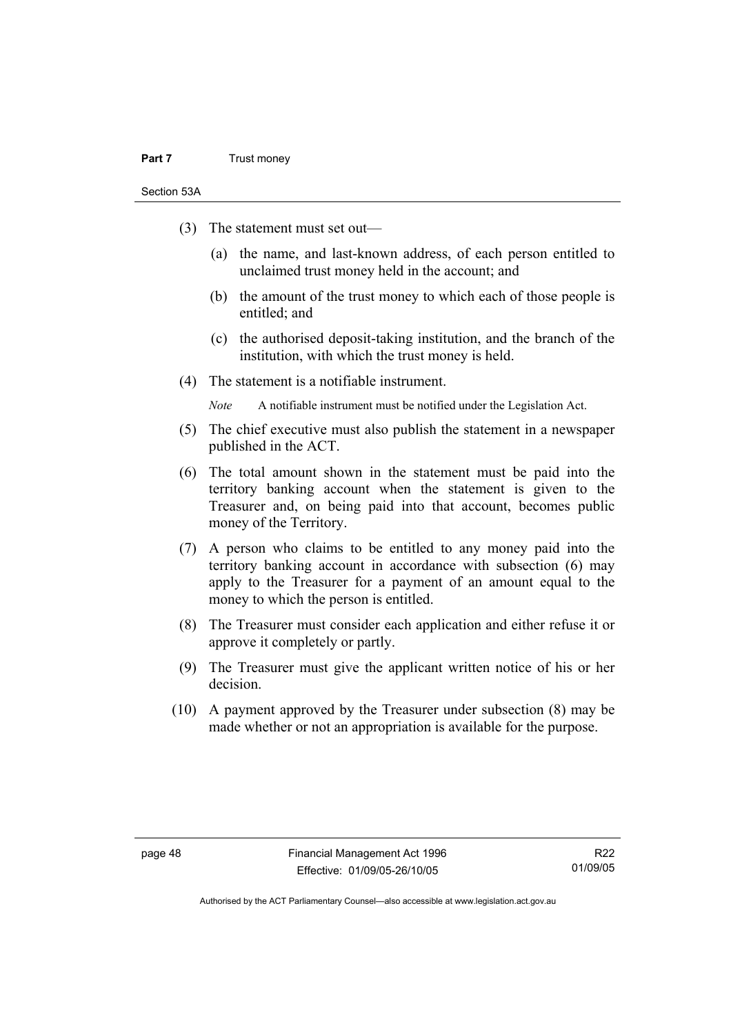(3) The statement must set out—

(a) the name, and last-known address, of each person entitled to unclaimed trust money held in the account; and

(b) the amount of the trust money to which each of those people is entitled; and

(c) the authorised deposit-taking institution, and the branch of the institution, with which the trust money is held.

(4) The statement is a notifiable instrument.

*Note* A notifiable instrument must be notified under the Legislation Act.

(5) The chief executive must also publish the statement in a newspaper published in the ACT.

(6) The total amount shown in the statement must be paid into the territory banking account when the statement is given to the Treasurer and, on being paid into that account, becomes public money of the Territory.

(7) A person who claims to be entitled to any money paid into the territory banking account in accordance with subsection (6) may apply to the Treasurer for a payment of an amount equal to the money to which the person is entitled.

(8) The Treasurer must consider each application and either refuse it or approve it completely or partly.

(9) The Treasurer must give the applicant written notice of his or her decision.

(10) A payment approved by the Treasurer under subsection (8) may be made whether or not an appropriation is available for the purpose.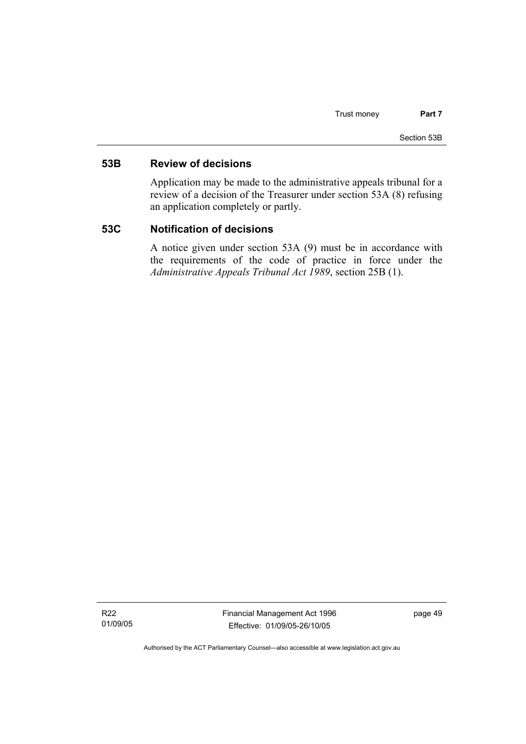## 53B Review of decisions

Application may be made to the administrative appeals tribunal for a review of a decision of the Treasurer under section 53A (8) refusing an application completely or partly.

## 53C Notification of decisions

A notice given under section 53A (9) must be in accordance with the requirements of the code of practice in force under the *Administrative Appeals Tribunal Act 1989*, section 25B (1).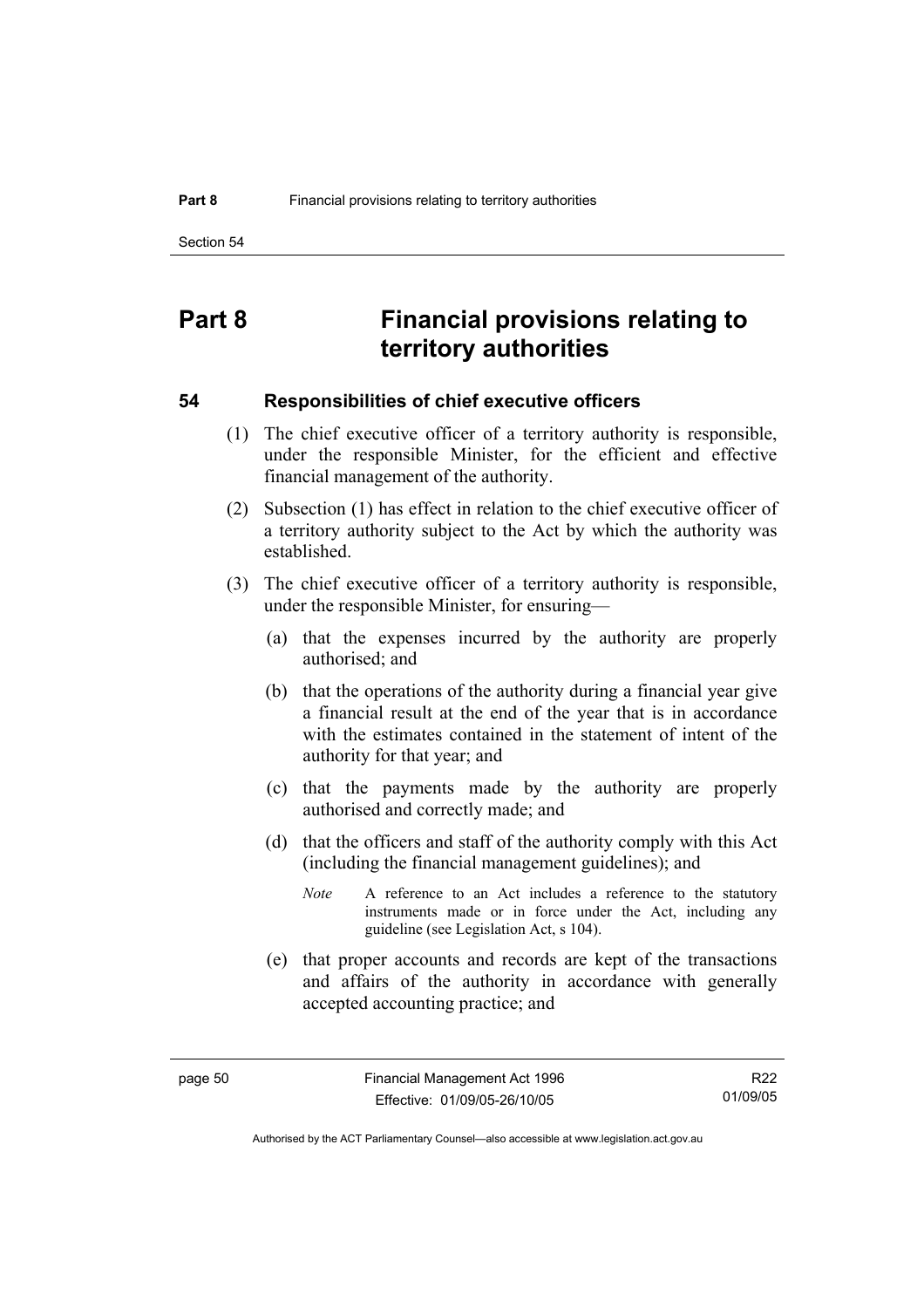# Part 8 Financial provisions relating to territory authorities

## 54 Responsibilities of chief executive officers

(1) The chief executive officer of a territory authority is responsible, under the responsible Minister, for the efficient and effective financial management of the authority.

(2) Subsection (1) has effect in relation to the chief executive officer of a territory authority subject to the Act by which the authority was established.

(3) The chief executive officer of a territory authority is responsible, under the responsible Minister, for ensuring—

(a) that the expenses incurred by the authority are properly authorised; and

(b) that the operations of the authority during a financial year give a financial result at the end of the year that is in accordance with the estimates contained in the statement of intent of the authority for that year; and

(c) that the payments made by the authority are properly authorised and correctly made; and

(d) that the officers and staff of the authority comply with this Act (including the financial management guidelines); and

*Note* A reference to an Act includes a reference to the statutory instruments made or in force under the Act, including any guideline (see Legislation Act, s 104).

(e) that proper accounts and records are kept of the transactions and affairs of the authority in accordance with generally accepted accounting practice; and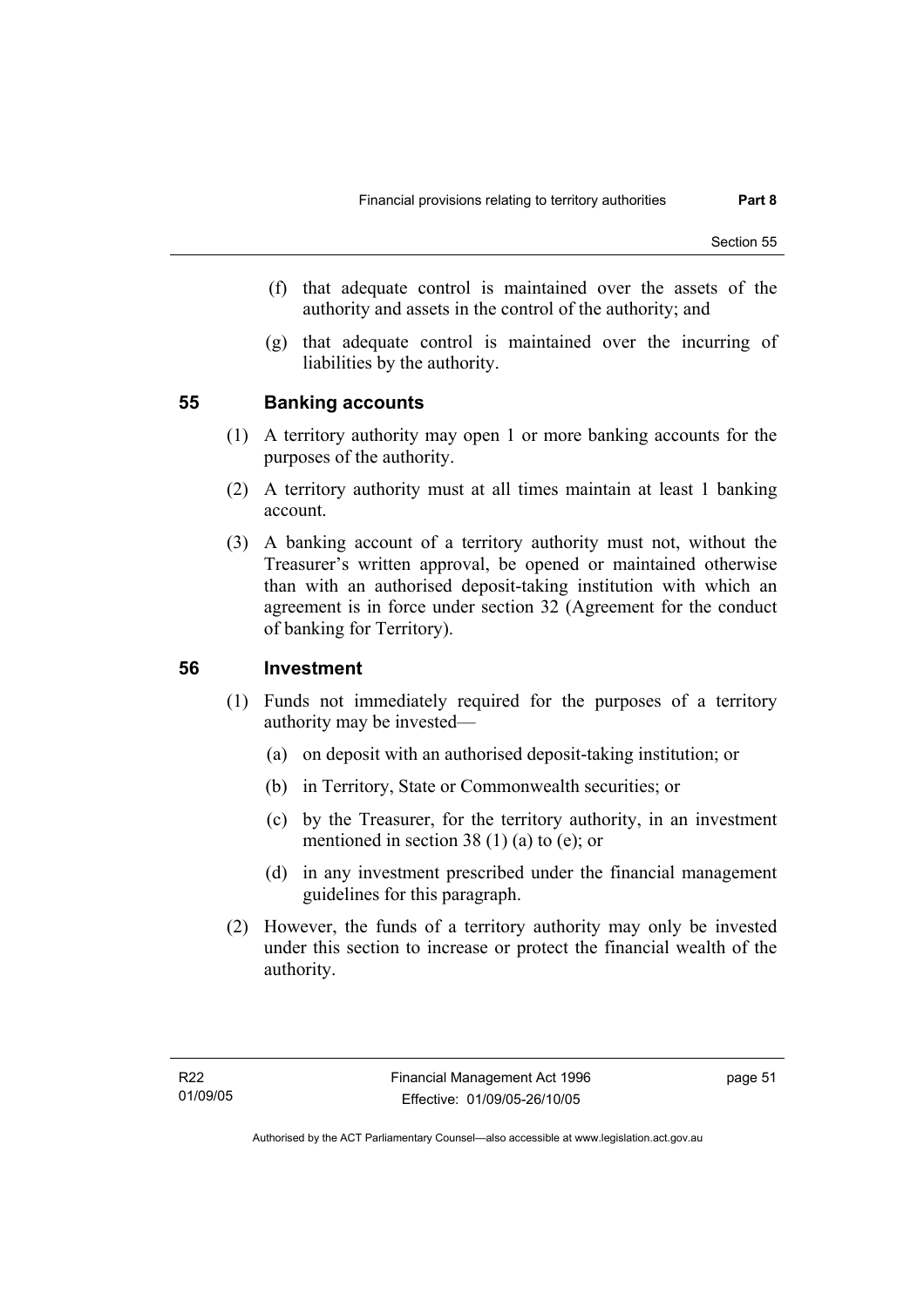(f) that adequate control is maintained over the assets of the authority and assets in the control of the authority; and

(g) that adequate control is maintained over the incurring of liabilities by the authority.

## 55 Banking accounts

(1) A territory authority may open 1 or more banking accounts for the purposes of the authority.

(2) A territory authority must at all times maintain at least 1 banking account.

(3) A banking account of a territory authority must not, without the Treasurer's written approval, be opened or maintained otherwise than with an authorised deposit-taking institution with which an agreement is in force under section 32 (Agreement for the conduct of banking for Territory).

## 56 Investment

(1) Funds not immediately required for the purposes of a territory authority may be invested—

(a) on deposit with an authorised deposit-taking institution; or

(b) in Territory, State or Commonwealth securities; or

(c) by the Treasurer, for the territory authority, in an investment mentioned in section 38 (1) (a) to (e); or

(d) in any investment prescribed under the financial management guidelines for this paragraph.

(2) However, the funds of a territory authority may only be invested under this section to increase or protect the financial wealth of the authority.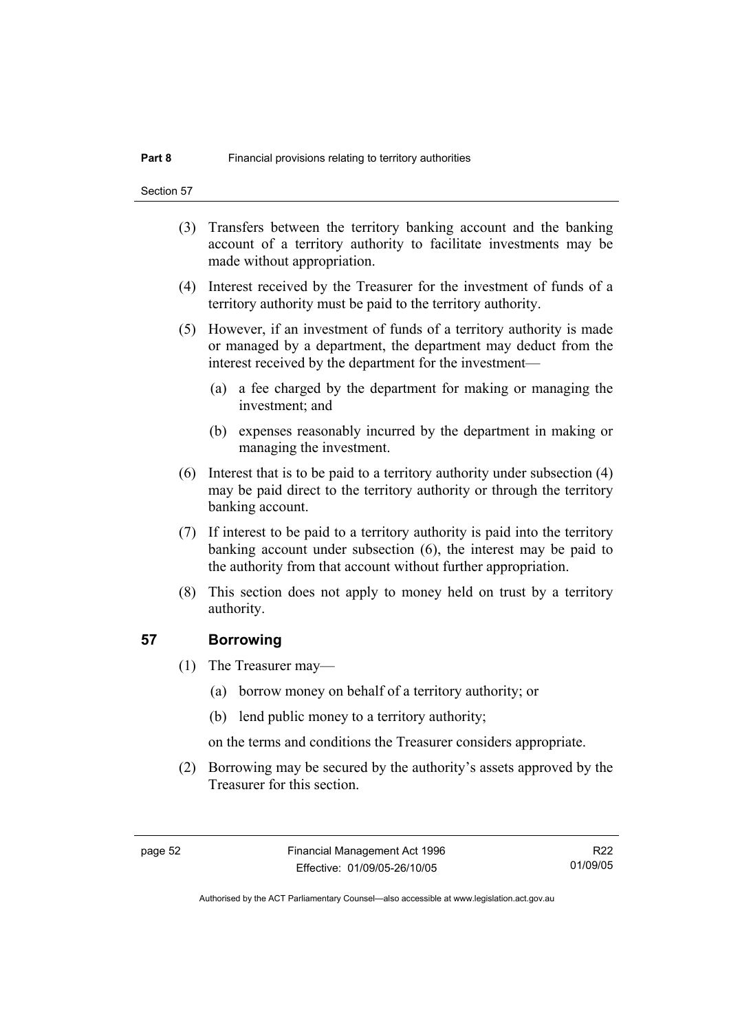(3) Transfers between the territory banking account and the banking account of a territory authority to facilitate investments may be made without appropriation.

(4) Interest received by the Treasurer for the investment of funds of a territory authority must be paid to the territory authority.

(5) However, if an investment of funds of a territory authority is made or managed by a department, the department may deduct from the interest received by the department for the investment—

(a) a fee charged by the department for making or managing the investment; and

(b) expenses reasonably incurred by the department in making or managing the investment.

(6) Interest that is to be paid to a territory authority under subsection (4) may be paid direct to the territory authority or through the territory banking account.

(7) If interest to be paid to a territory authority is paid into the territory banking account under subsection (6), the interest may be paid to the authority from that account without further appropriation.

(8) This section does not apply to money held on trust by a territory authority.

## 57 Borrowing

(1) The Treasurer may—

(a) borrow money on behalf of a territory authority; or

(b) lend public money to a territory authority;

on the terms and conditions the Treasurer considers appropriate.

(2) Borrowing may be secured by the authority's assets approved by the Treasurer for this section.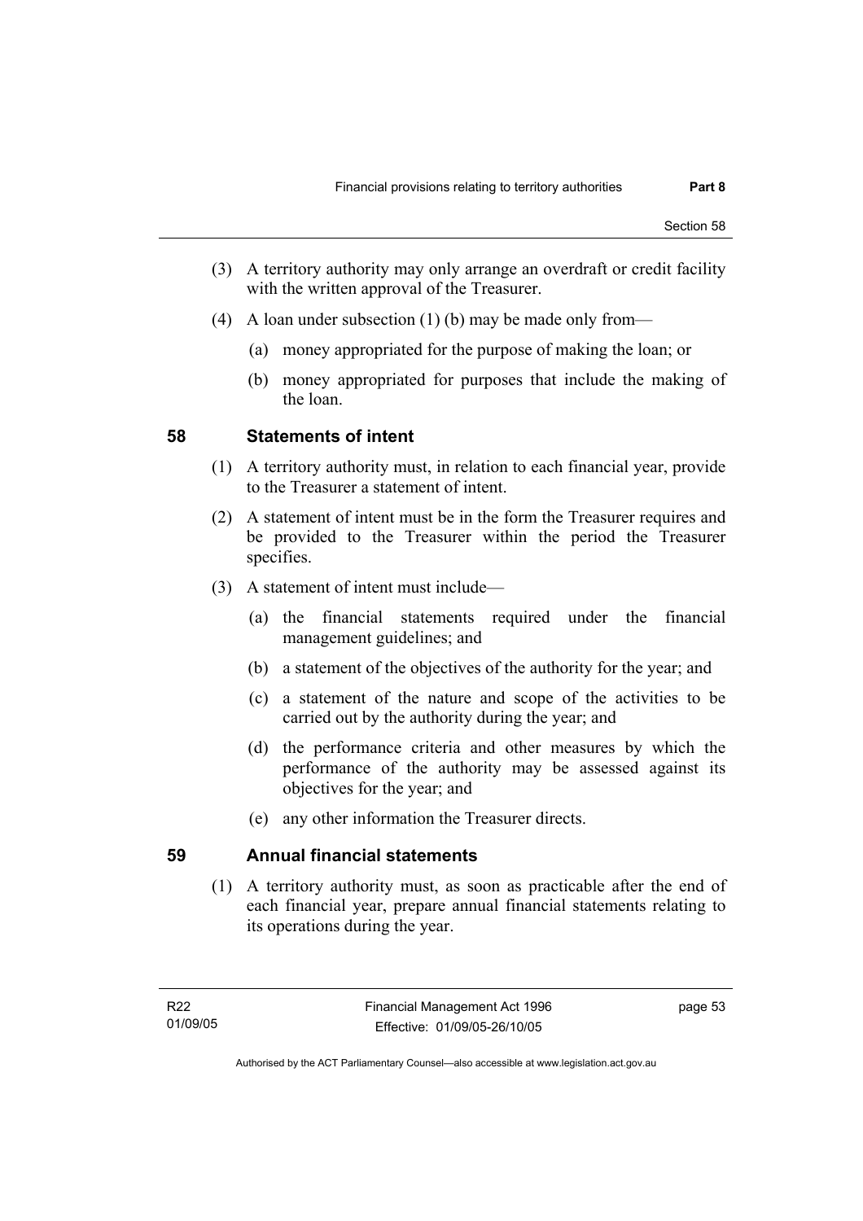(3) A territory authority may only arrange an overdraft or credit facility with the written approval of the Treasurer.

(4) A loan under subsection (1) (b) may be made only from—

(a) money appropriated for the purpose of making the loan; or

(b) money appropriated for purposes that include the making of the loan.

## 58 Statements of intent

(1) A territory authority must, in relation to each financial year, provide to the Treasurer a statement of intent.

(2) A statement of intent must be in the form the Treasurer requires and be provided to the Treasurer within the period the Treasurer specifies.

(3) A statement of intent must include—

(a) the financial statements required under the financial management guidelines; and

(b) a statement of the objectives of the authority for the year; and

(c) a statement of the nature and scope of the activities to be carried out by the authority during the year; and

(d) the performance criteria and other measures by which the performance of the authority may be assessed against its objectives for the year; and

(e) any other information the Treasurer directs.

## 59 Annual financial statements

(1) A territory authority must, as soon as practicable after the end of each financial year, prepare annual financial statements relating to its operations during the year.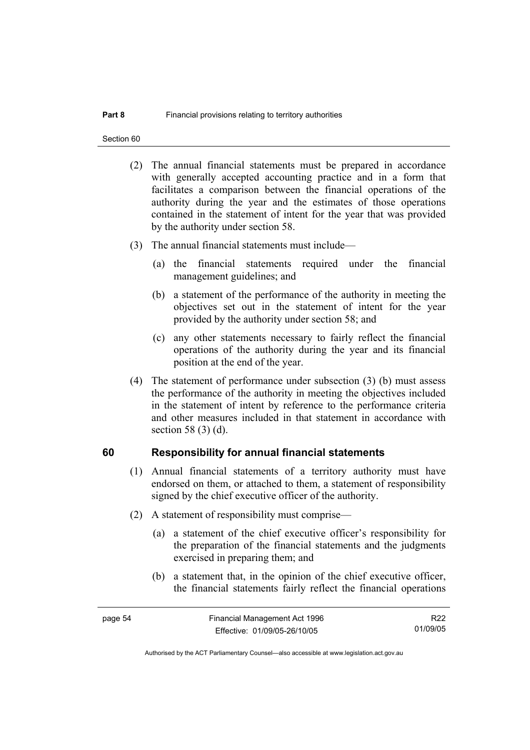(2) The annual financial statements must be prepared in accordance with generally accepted accounting practice and in a form that facilitates a comparison between the financial operations of the authority during the year and the estimates of those operations contained in the statement of intent for the year that was provided by the authority under section 58.

(3) The annual financial statements must include—

(a) the financial statements required under the financial management guidelines; and

(b) a statement of the performance of the authority in meeting the objectives set out in the statement of intent for the year provided by the authority under section 58; and

(c) any other statements necessary to fairly reflect the financial operations of the authority during the year and its financial position at the end of the year.

(4) The statement of performance under subsection (3) (b) must assess the performance of the authority in meeting the objectives included in the statement of intent by reference to the performance criteria and other measures included in that statement in accordance with section 58 (3) (d).

## 60 Responsibility for annual financial statements

(1) Annual financial statements of a territory authority must have endorsed on them, or attached to them, a statement of responsibility signed by the chief executive officer of the authority.

(2) A statement of responsibility must comprise—

(a) a statement of the chief executive officer's responsibility for the preparation of the financial statements and the judgments exercised in preparing them; and

(b) a statement that, in the opinion of the chief executive officer, the financial statements fairly reflect the financial operations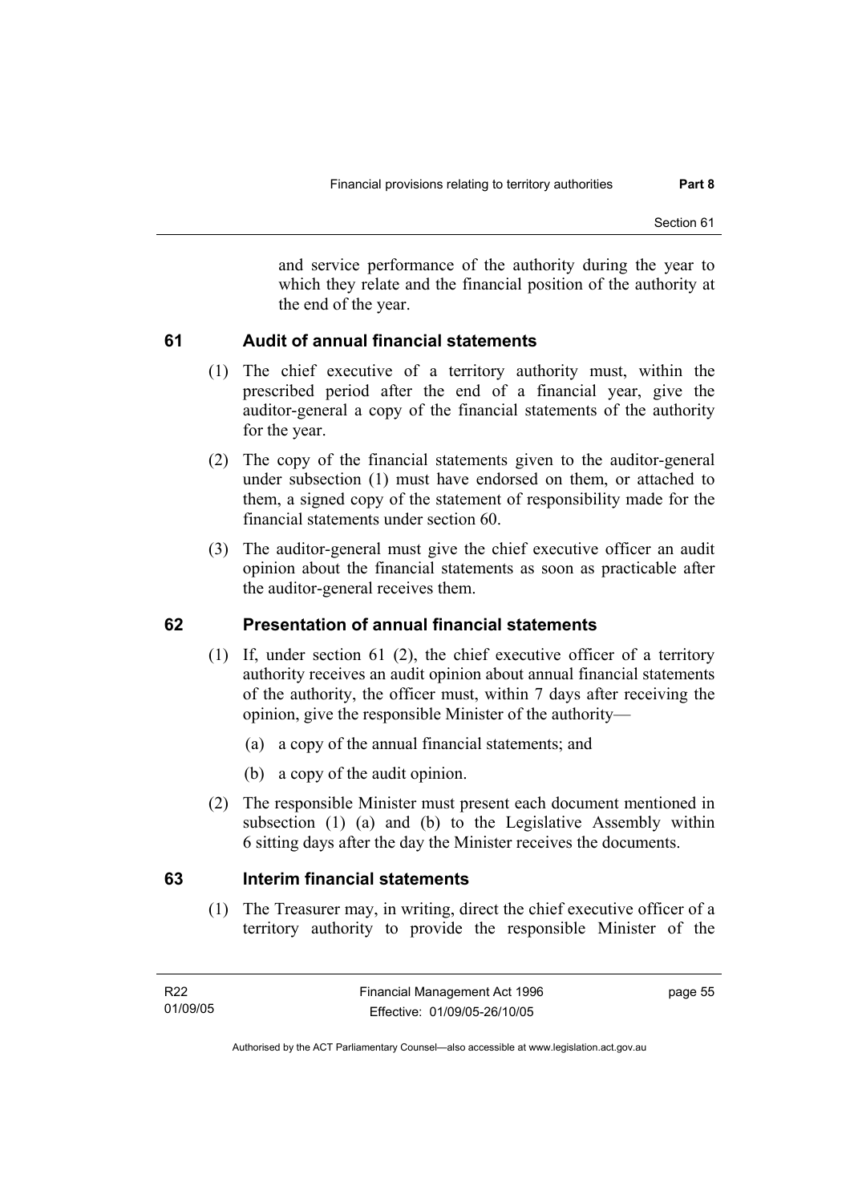and service performance of the authority during the year to which they relate and the financial position of the authority at the end of the year.

## 61 Audit of annual financial statements

(1) The chief executive of a territory authority must, within the prescribed period after the end of a financial year, give the auditor-general a copy of the financial statements of the authority for the year.

(2) The copy of the financial statements given to the auditor-general under subsection (1) must have endorsed on them, or attached to them, a signed copy of the statement of responsibility made for the financial statements under section 60.

(3) The auditor-general must give the chief executive officer an audit opinion about the financial statements as soon as practicable after the auditor-general receives them.

## 62 Presentation of annual financial statements

(1) If, under section 61 (2), the chief executive officer of a territory authority receives an audit opinion about annual financial statements of the authority, the officer must, within 7 days after receiving the opinion, give the responsible Minister of the authority—

(a) a copy of the annual financial statements; and

(b) a copy of the audit opinion.

(2) The responsible Minister must present each document mentioned in subsection (1) (a) and (b) to the Legislative Assembly within 6 sitting days after the day the Minister receives the documents.

## 63 Interim financial statements

(1) The Treasurer may, in writing, direct the chief executive officer of a territory authority to provide the responsible Minister of the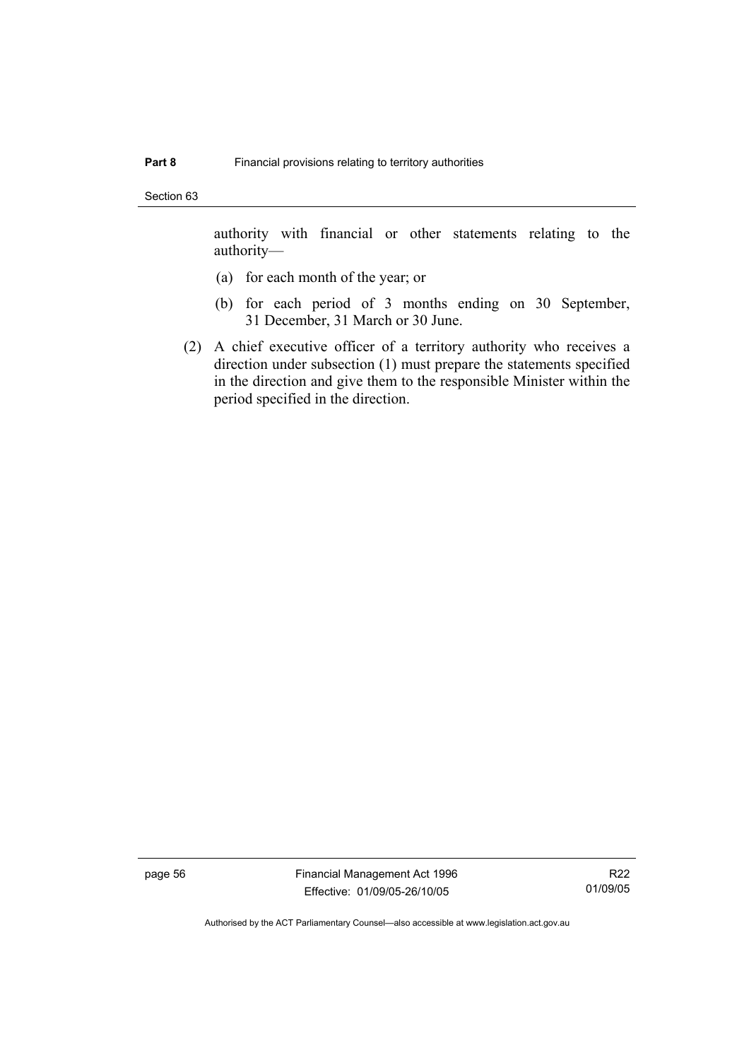authority with financial or other statements relating to the authority—

(a) for each month of the year; or

(b) for each period of 3 months ending on 30 September, 31 December, 31 March or 30 June.

(2) A chief executive officer of a territory authority who receives a direction under subsection (1) must prepare the statements specified in the direction and give them to the responsible Minister within the period specified in the direction.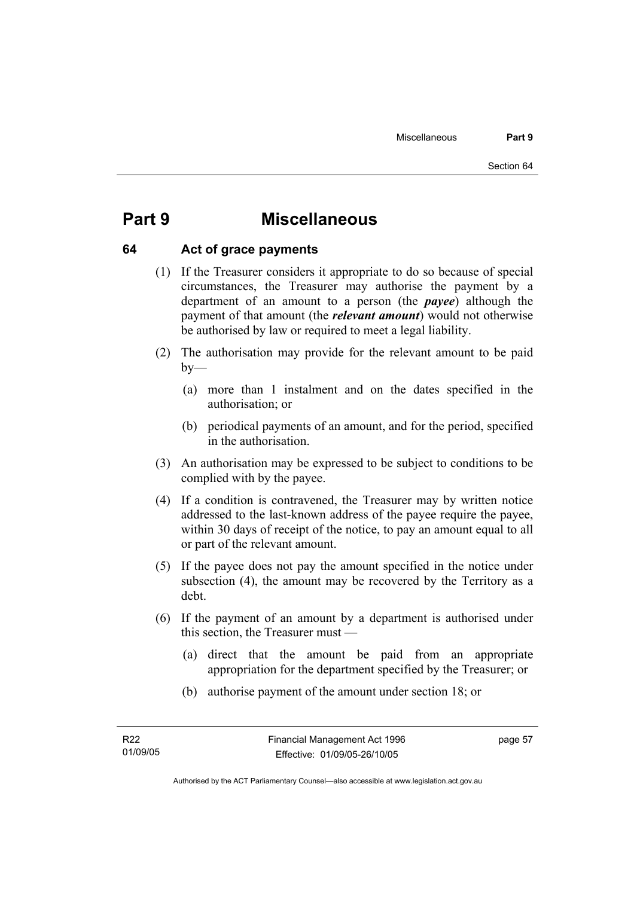# Part 9 Miscellaneous

## 64 Act of grace payments

(1) If the Treasurer considers it appropriate to do so because of special circumstances, the Treasurer may authorise the payment by a department of an amount to a person (the ***payee***) although the payment of that amount (the ***relevant amount***) would not otherwise be authorised by law or required to meet a legal liability.

(2) The authorisation may provide for the relevant amount to be paid by—

(a) more than 1 instalment and on the dates specified in the authorisation; or

(b) periodical payments of an amount, and for the period, specified in the authorisation.

(3) An authorisation may be expressed to be subject to conditions to be complied with by the payee.

(4) If a condition is contravened, the Treasurer may by written notice addressed to the last-known address of the payee require the payee, within 30 days of receipt of the notice, to pay an amount equal to all or part of the relevant amount.

(5) If the payee does not pay the amount specified in the notice under subsection (4), the amount may be recovered by the Territory as a debt.

(6) If the payment of an amount by a department is authorised under this section, the Treasurer must —

(a) direct that the amount be paid from an appropriate appropriation for the department specified by the Treasurer; or

(b) authorise payment of the amount under section 18; or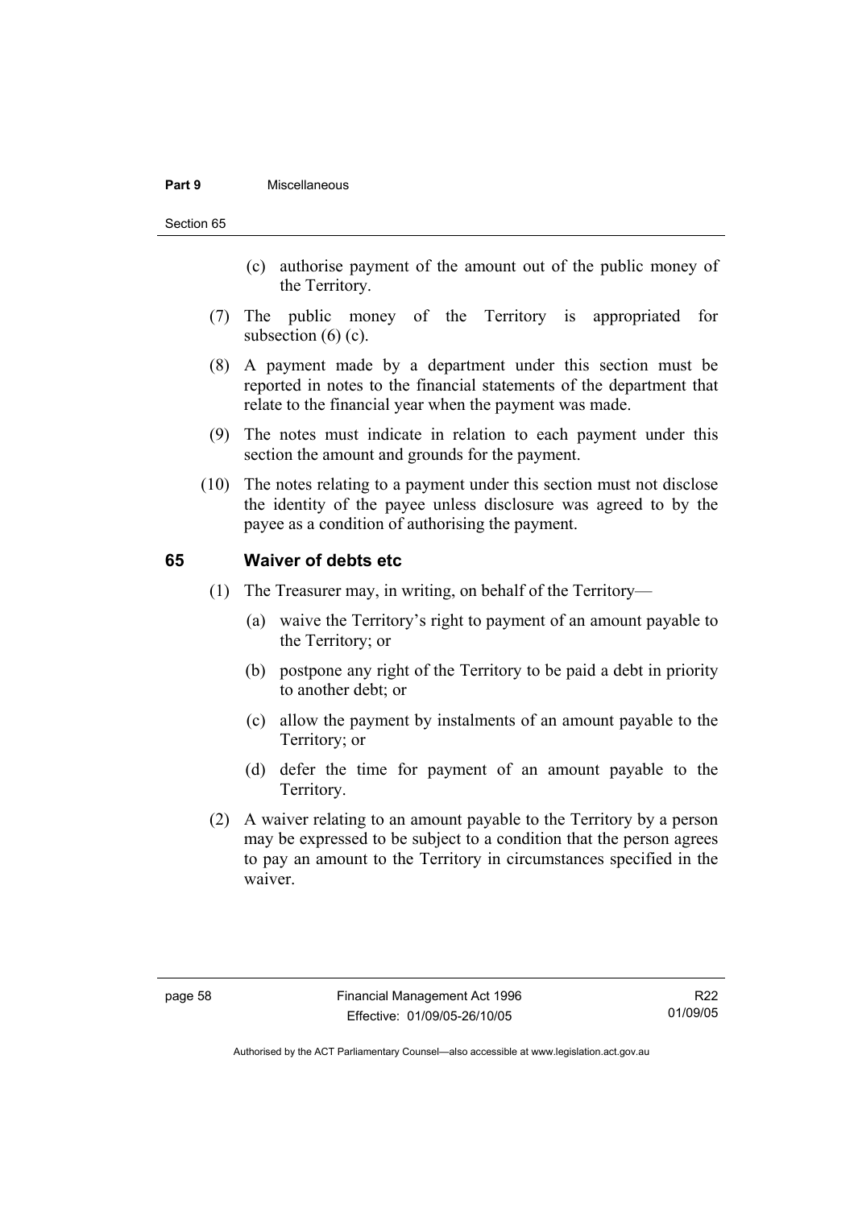(c) authorise payment of the amount out of the public money of the Territory.

(7) The public money of the Territory is appropriated for subsection (6) (c).

(8) A payment made by a department under this section must be reported in notes to the financial statements of the department that relate to the financial year when the payment was made.

(9) The notes must indicate in relation to each payment under this section the amount and grounds for the payment.

(10) The notes relating to a payment under this section must not disclose the identity of the payee unless disclosure was agreed to by the payee as a condition of authorising the payment.

## 65 Waiver of debts etc

(1) The Treasurer may, in writing, on behalf of the Territory—

(a) waive the Territory's right to payment of an amount payable to the Territory; or

(b) postpone any right of the Territory to be paid a debt in priority to another debt; or

(c) allow the payment by instalments of an amount payable to the Territory; or

(d) defer the time for payment of an amount payable to the Territory.

(2) A waiver relating to an amount payable to the Territory by a person may be expressed to be subject to a condition that the person agrees to pay an amount to the Territory in circumstances specified in the waiver.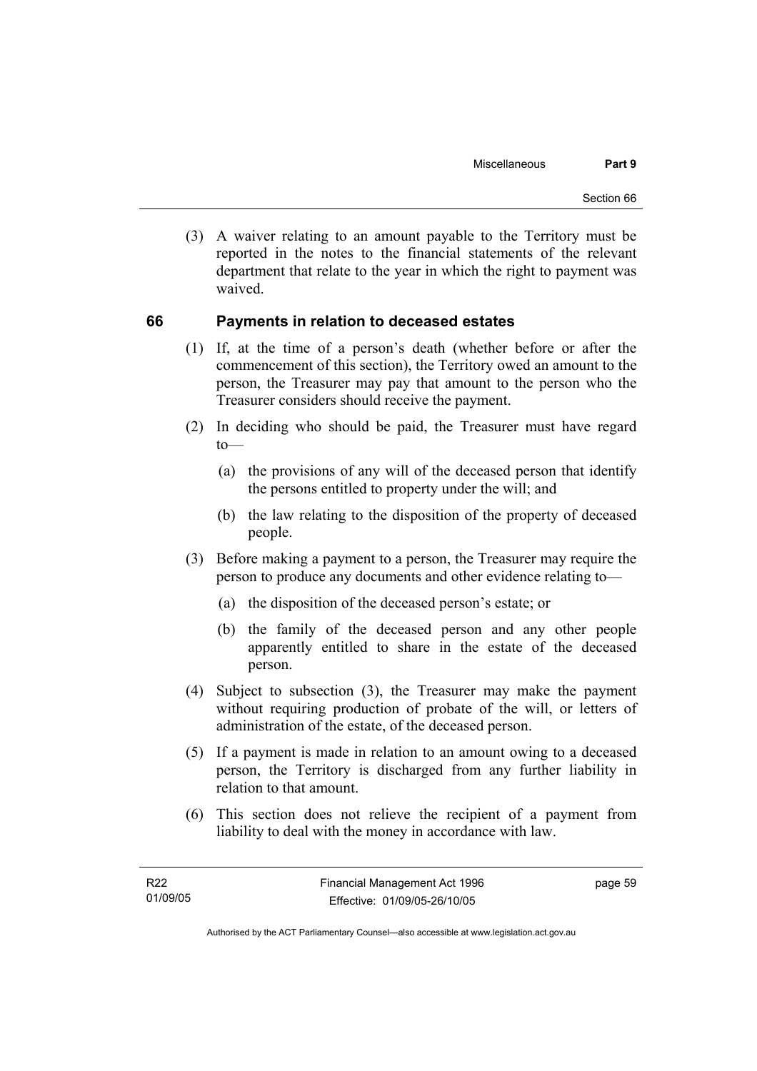(3) A waiver relating to an amount payable to the Territory must be reported in the notes to the financial statements of the relevant department that relate to the year in which the right to payment was waived.

## 66 Payments in relation to deceased estates

(1) If, at the time of a person's death (whether before or after the commencement of this section), the Territory owed an amount to the person, the Treasurer may pay that amount to the person who the Treasurer considers should receive the payment.

(2) In deciding who should be paid, the Treasurer must have regard to—

(a) the provisions of any will of the deceased person that identify the persons entitled to property under the will; and

(b) the law relating to the disposition of the property of deceased people.

(3) Before making a payment to a person, the Treasurer may require the person to produce any documents and other evidence relating to—

(a) the disposition of the deceased person's estate; or

(b) the family of the deceased person and any other people apparently entitled to share in the estate of the deceased person.

(4) Subject to subsection (3), the Treasurer may make the payment without requiring production of probate of the will, or letters of administration of the estate, of the deceased person.

(5) If a payment is made in relation to an amount owing to a deceased person, the Territory is discharged from any further liability in relation to that amount.

(6) This section does not relieve the recipient of a payment from liability to deal with the money in accordance with law.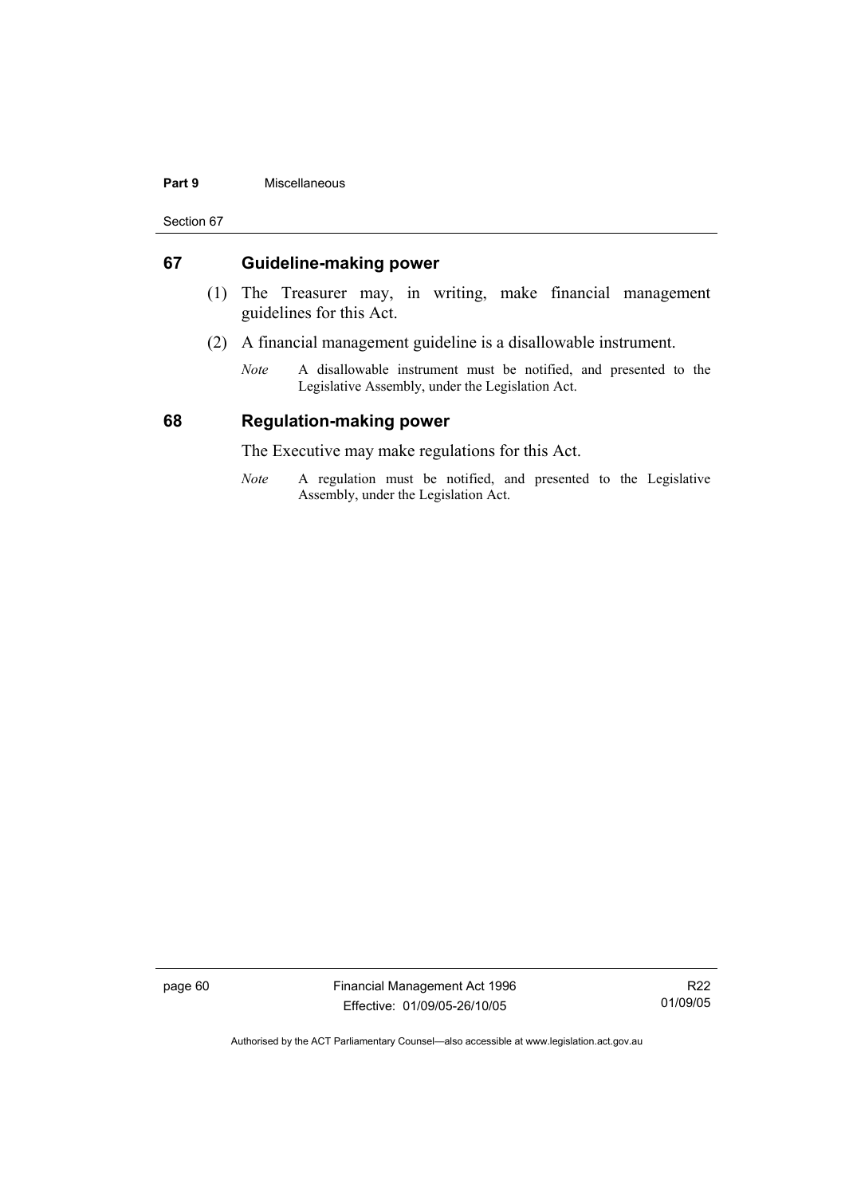## 67 Guideline-making power

(1) The Treasurer may, in writing, make financial management guidelines for this Act.

(2) A financial management guideline is a disallowable instrument.

*Note* A disallowable instrument must be notified, and presented to the Legislative Assembly, under the Legislation Act.

## 68 Regulation-making power

The Executive may make regulations for this Act.

*Note* A regulation must be notified, and presented to the Legislative Assembly, under the Legislation Act.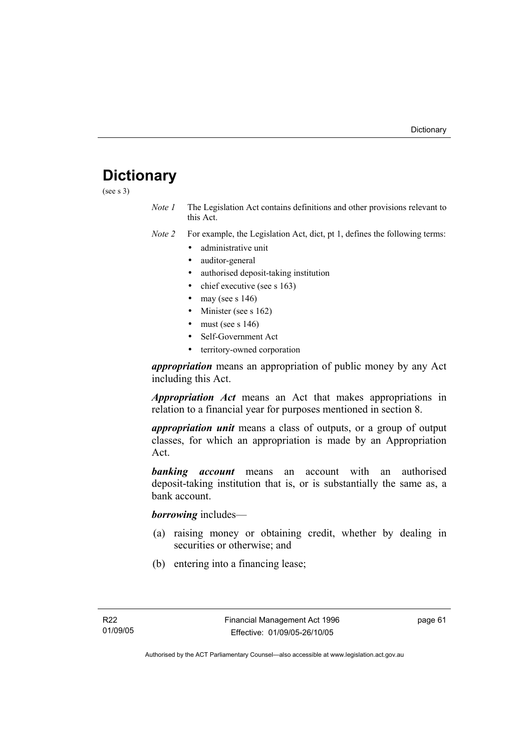# Dictionary

(see s 3)

*Note 1* The Legislation Act contains definitions and other provisions relevant to this Act.

*Note 2* For example, the Legislation Act, dict, pt 1, defines the following terms:

- administrative unit
- auditor-general
- authorised deposit-taking institution
- chief executive (see s 163)
- may (see s 146)
- Minister (see s 162)
- must (see s 146)
- Self-Government Act
- territory-owned corporation

***appropriation*** means an appropriation of public money by any Act including this Act.

***Appropriation Act*** means an Act that makes appropriations in relation to a financial year for purposes mentioned in section 8.

***appropriation unit*** means a class of outputs, or a group of output classes, for which an appropriation is made by an Appropriation Act.

***banking account*** means an account with an authorised deposit-taking institution that is, or is substantially the same as, a bank account.

***borrowing*** includes—

(a) raising money or obtaining credit, whether by dealing in securities or otherwise; and

(b) entering into a financing lease;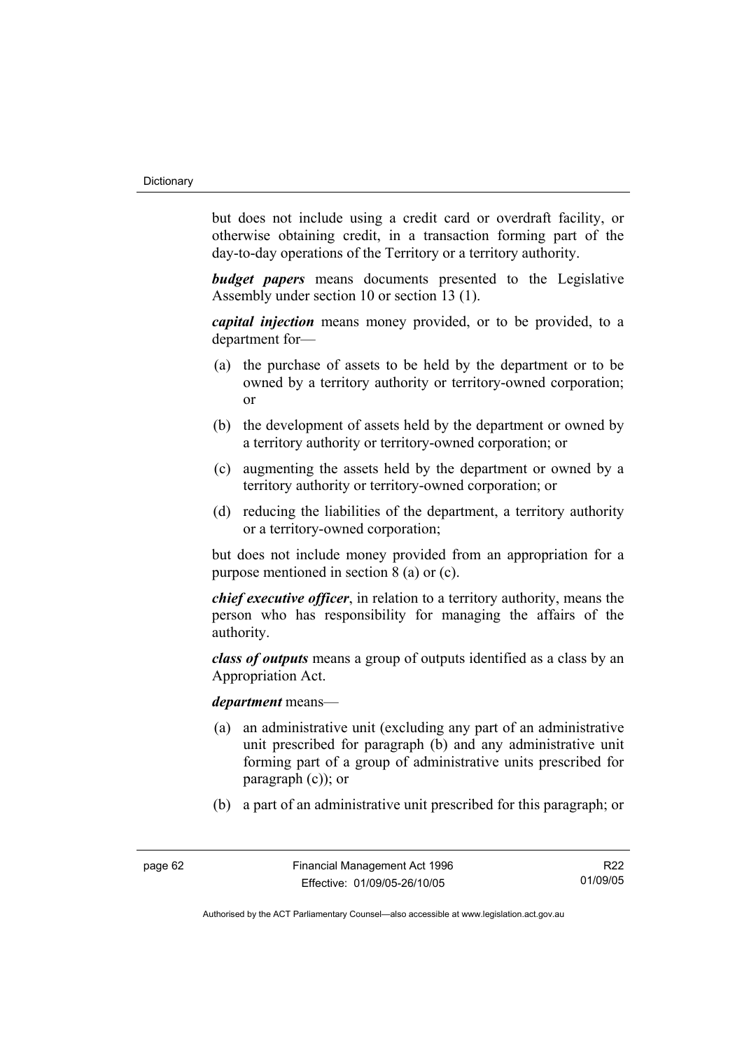but does not include using a credit card or overdraft facility, or otherwise obtaining credit, in a transaction forming part of the day-to-day operations of the Territory or a territory authority.

***budget papers*** means documents presented to the Legislative Assembly under section 10 or section 13 (1).

***capital injection*** means money provided, or to be provided, to a department for—

(a) the purchase of assets to be held by the department or to be owned by a territory authority or territory-owned corporation; or

(b) the development of assets held by the department or owned by a territory authority or territory-owned corporation; or

(c) augmenting the assets held by the department or owned by a territory authority or territory-owned corporation; or

(d) reducing the liabilities of the department, a territory authority or a territory-owned corporation;

but does not include money provided from an appropriation for a purpose mentioned in section 8 (a) or (c).

***chief executive officer***, in relation to a territory authority, means the person who has responsibility for managing the affairs of the authority.

***class of outputs*** means a group of outputs identified as a class by an Appropriation Act.

***department*** means—

(a) an administrative unit (excluding any part of an administrative unit prescribed for paragraph (b) and any administrative unit forming part of a group of administrative units prescribed for paragraph (c)); or

(b) a part of an administrative unit prescribed for this paragraph; or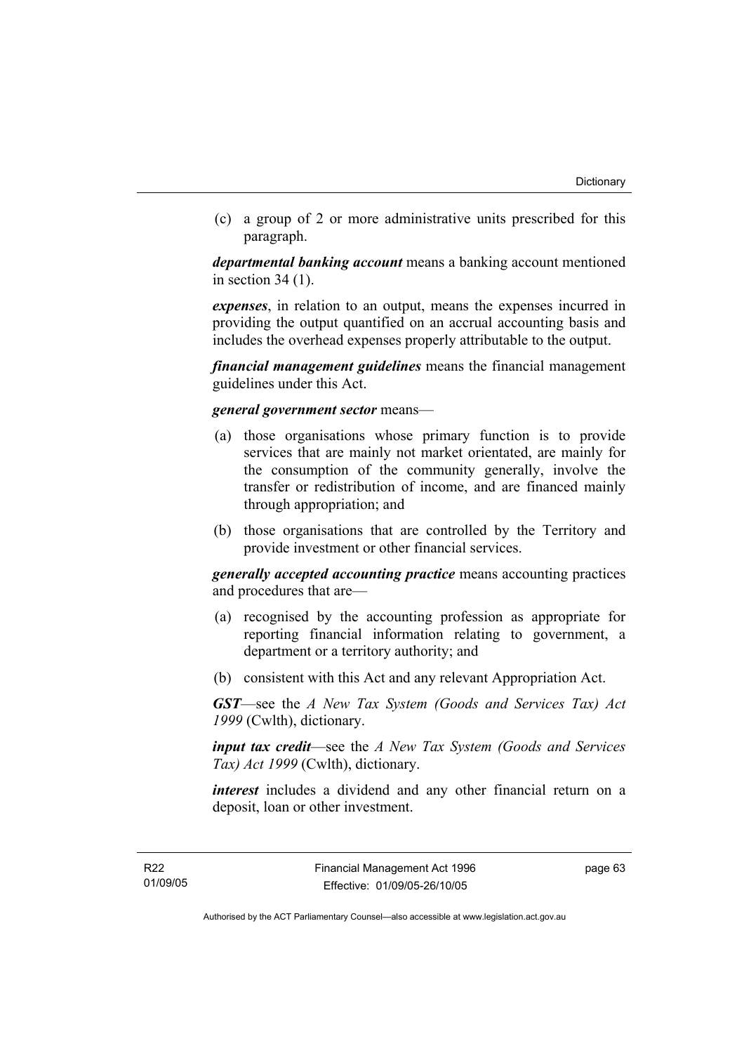(c) a group of 2 or more administrative units prescribed for this paragraph.

***departmental banking account*** means a banking account mentioned in section 34 (1).

***expenses***, in relation to an output, means the expenses incurred in providing the output quantified on an accrual accounting basis and includes the overhead expenses properly attributable to the output.

***financial management guidelines*** means the financial management guidelines under this Act.

***general government sector*** means—

(a) those organisations whose primary function is to provide services that are mainly not market orientated, are mainly for the consumption of the community generally, involve the transfer or redistribution of income, and are financed mainly through appropriation; and

(b) those organisations that are controlled by the Territory and provide investment or other financial services.

***generally accepted accounting practice*** means accounting practices and procedures that are—

(a) recognised by the accounting profession as appropriate for reporting financial information relating to government, a department or a territory authority; and

(b) consistent with this Act and any relevant Appropriation Act.

***GST***—see the *A New Tax System (Goods and Services Tax) Act 1999* (Cwlth), dictionary.

***input tax credit***—see the *A New Tax System (Goods and Services Tax) Act 1999* (Cwlth), dictionary.

***interest*** includes a dividend and any other financial return on a deposit, loan or other investment.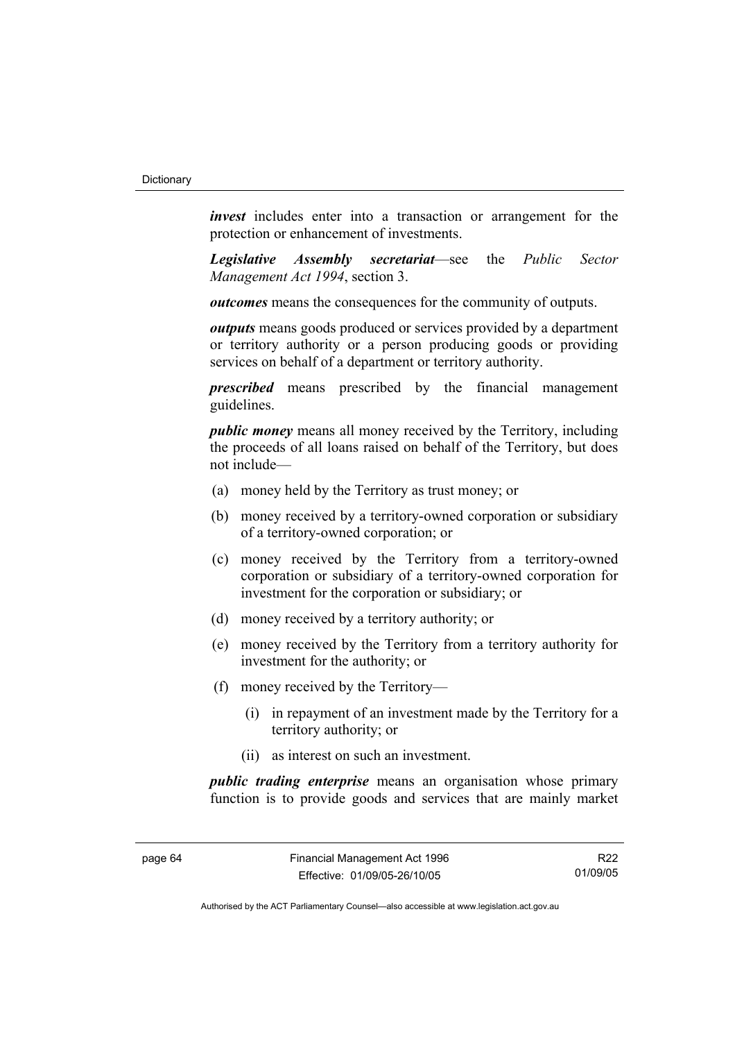***invest*** includes enter into a transaction or arrangement for the protection or enhancement of investments.

***Legislative Assembly secretariat***—see the *Public Sector Management Act 1994*, section 3.

***outcomes*** means the consequences for the community of outputs.

***outputs*** means goods produced or services provided by a department or territory authority or a person producing goods or providing services on behalf of a department or territory authority.

***prescribed*** means prescribed by the financial management guidelines.

***public money*** means all money received by the Territory, including the proceeds of all loans raised on behalf of the Territory, but does not include—

(a) money held by the Territory as trust money; or

(b) money received by a territory-owned corporation or subsidiary of a territory-owned corporation; or

(c) money received by the Territory from a territory-owned corporation or subsidiary of a territory-owned corporation for investment for the corporation or subsidiary; or

(d) money received by a territory authority; or

(e) money received by the Territory from a territory authority for investment for the authority; or

(f) money received by the Territory—

 (i) in repayment of an investment made by the Territory for a territory authority; or

 (ii) as interest on such an investment.

***public trading enterprise*** means an organisation whose primary function is to provide goods and services that are mainly market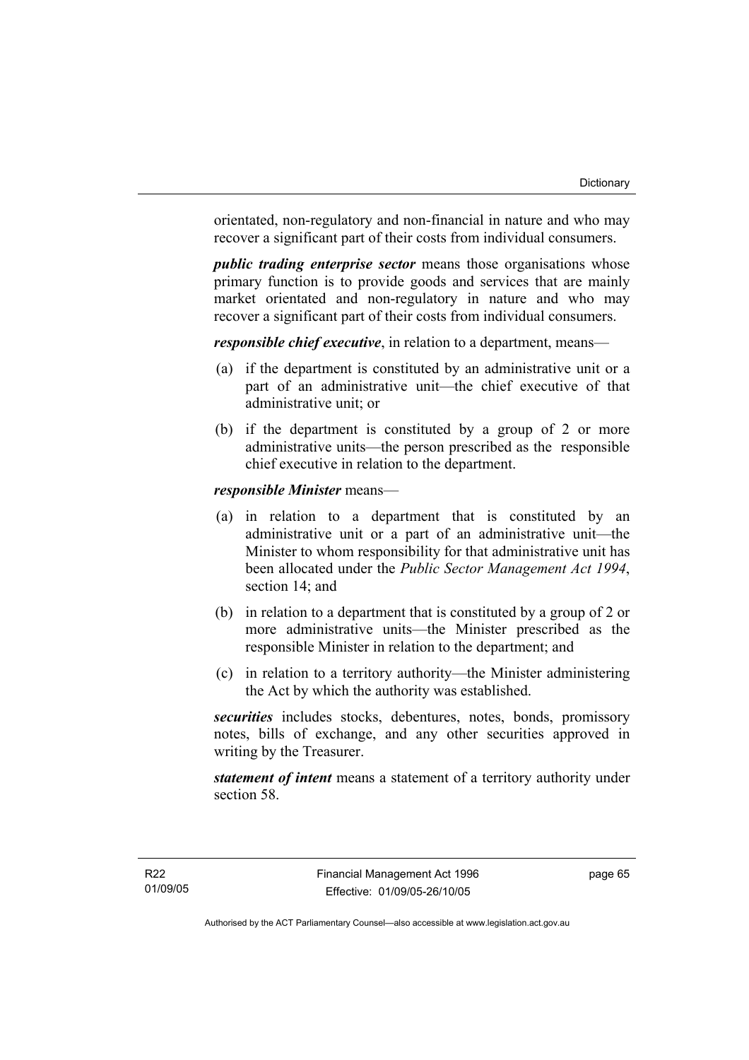orientated, non-regulatory and non-financial in nature and who may recover a significant part of their costs from individual consumers.

***public trading enterprise sector*** means those organisations whose primary function is to provide goods and services that are mainly market orientated and non-regulatory in nature and who may recover a significant part of their costs from individual consumers.

***responsible chief executive***, in relation to a department, means—

(a) if the department is constituted by an administrative unit or a part of an administrative unit—the chief executive of that administrative unit; or

(b) if the department is constituted by a group of 2 or more administrative units—the person prescribed as the responsible chief executive in relation to the department.

***responsible Minister*** means—

(a) in relation to a department that is constituted by an administrative unit or a part of an administrative unit—the Minister to whom responsibility for that administrative unit has been allocated under the *Public Sector Management Act 1994*, section 14; and

(b) in relation to a department that is constituted by a group of 2 or more administrative units—the Minister prescribed as the responsible Minister in relation to the department; and

(c) in relation to a territory authority—the Minister administering the Act by which the authority was established.

***securities*** includes stocks, debentures, notes, bonds, promissory notes, bills of exchange, and any other securities approved in writing by the Treasurer.

***statement of intent*** means a statement of a territory authority under section 58.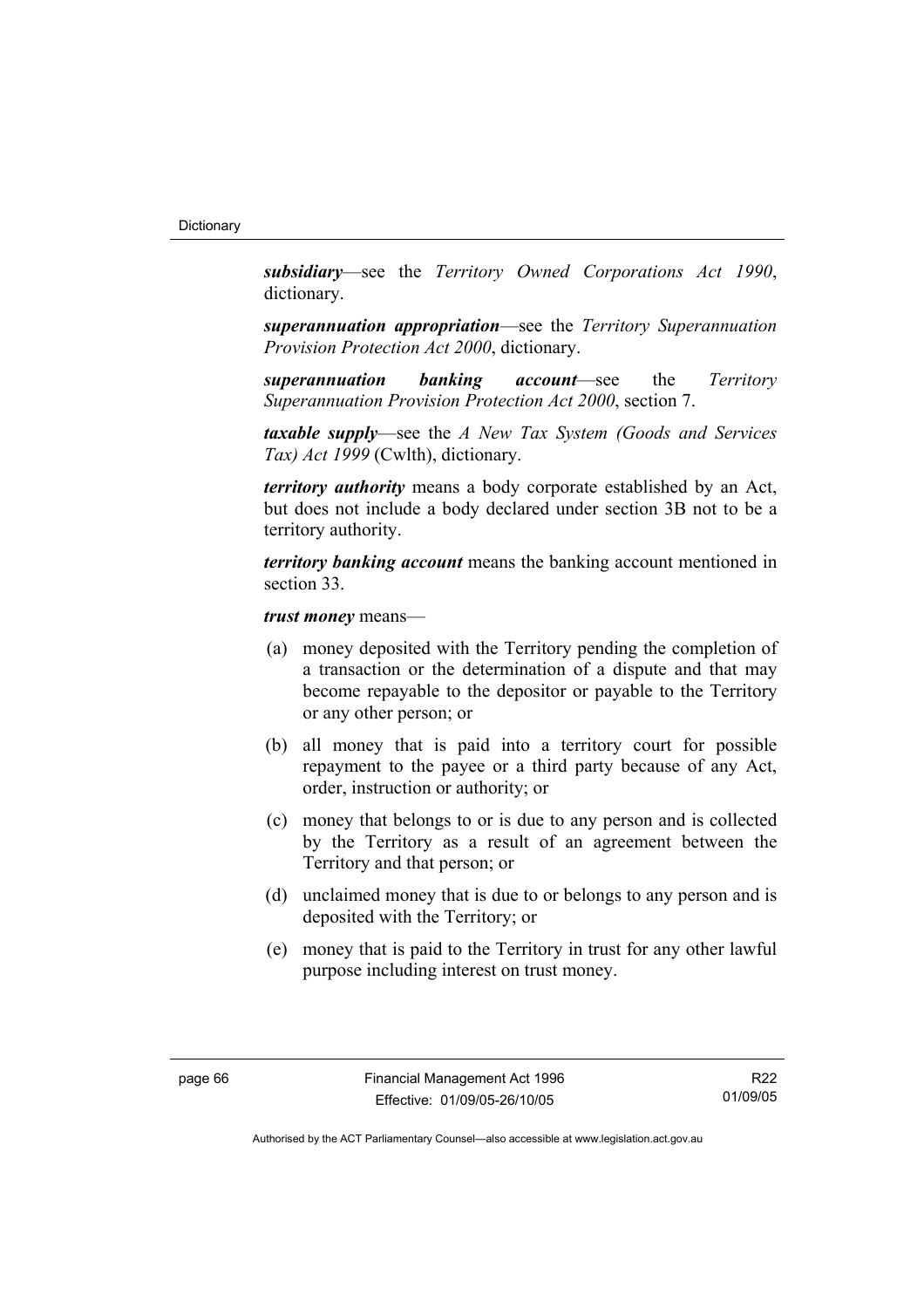***subsidiary***—see the *Territory Owned Corporations Act 1990*, dictionary.

***superannuation appropriation***—see the *Territory Superannuation Provision Protection Act 2000*, dictionary.

***superannuation banking account***—see the *Territory Superannuation Provision Protection Act 2000*, section 7.

***taxable supply***—see the *A New Tax System (Goods and Services Tax) Act 1999* (Cwlth), dictionary.

***territory authority*** means a body corporate established by an Act, but does not include a body declared under section 3B not to be a territory authority.

***territory banking account*** means the banking account mentioned in section 33.

***trust money*** means—

(a) money deposited with the Territory pending the completion of a transaction or the determination of a dispute and that may become repayable to the depositor or payable to the Territory or any other person; or

(b) all money that is paid into a territory court for possible repayment to the payee or a third party because of any Act, order, instruction or authority; or

(c) money that belongs to or is due to any person and is collected by the Territory as a result of an agreement between the Territory and that person; or

(d) unclaimed money that is due to or belongs to any person and is deposited with the Territory; or

(e) money that is paid to the Territory in trust for any other lawful purpose including interest on trust money.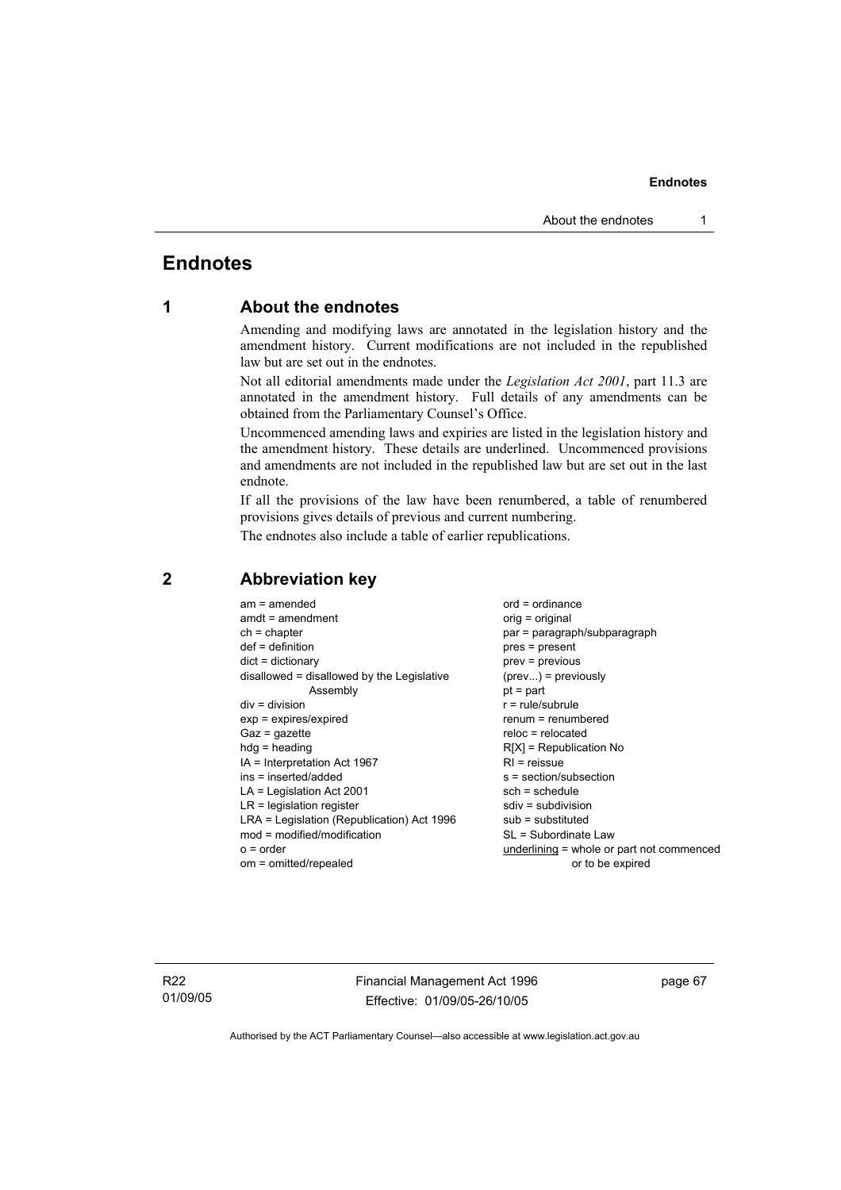# Endnotes

## 1 About the endnotes

Amending and modifying laws are annotated in the legislation history and the amendment history. Current modifications are not included in the republished law but are set out in the endnotes.

Not all editorial amendments made under the *Legislation Act 2001*, part 11.3 are annotated in the amendment history. Full details of any amendments can be obtained from the Parliamentary Counsel's Office.

Uncommenced amending laws and expiries are listed in the legislation history and the amendment history. These details are underlined. Uncommenced provisions and amendments are not included in the republished law but are set out in the last endnote.

If all the provisions of the law have been renumbered, a table of renumbered provisions gives details of previous and current numbering.

The endnotes also include a table of earlier republications.

## 2 Abbreviation key

| | |
|---|---|
| am = amended | ord = ordinance |
| amdt = amendment | orig = original |
| ch = chapter | par = paragraph/subparagraph |
| def = definition | pres = present |
| dict = dictionary | prev = previous |
| disallowed = disallowed by the Legislative Assembly | (prev...) = previously |
| | pt = part |
| div = division | r = rule/subrule |
| exp = expires/expired | renum = renumbered |
| Gaz = gazette | reloc = relocated |
| hdg = heading | R[X] = Republication No |
| IA = Interpretation Act 1967 | RI = reissue |
| ins = inserted/added | s = section/subsection |
| LA = Legislation Act 2001 | sch = schedule |
| LR = legislation register | sdiv = subdivision |
| LRA = Legislation (Republication) Act 1996 | sub = substituted |
| mod = modified/modification | SL = Subordinate Law |
| o = order | <u>underlining</u> = whole or part not commenced or to be expired |
| om = omitted/repealed | |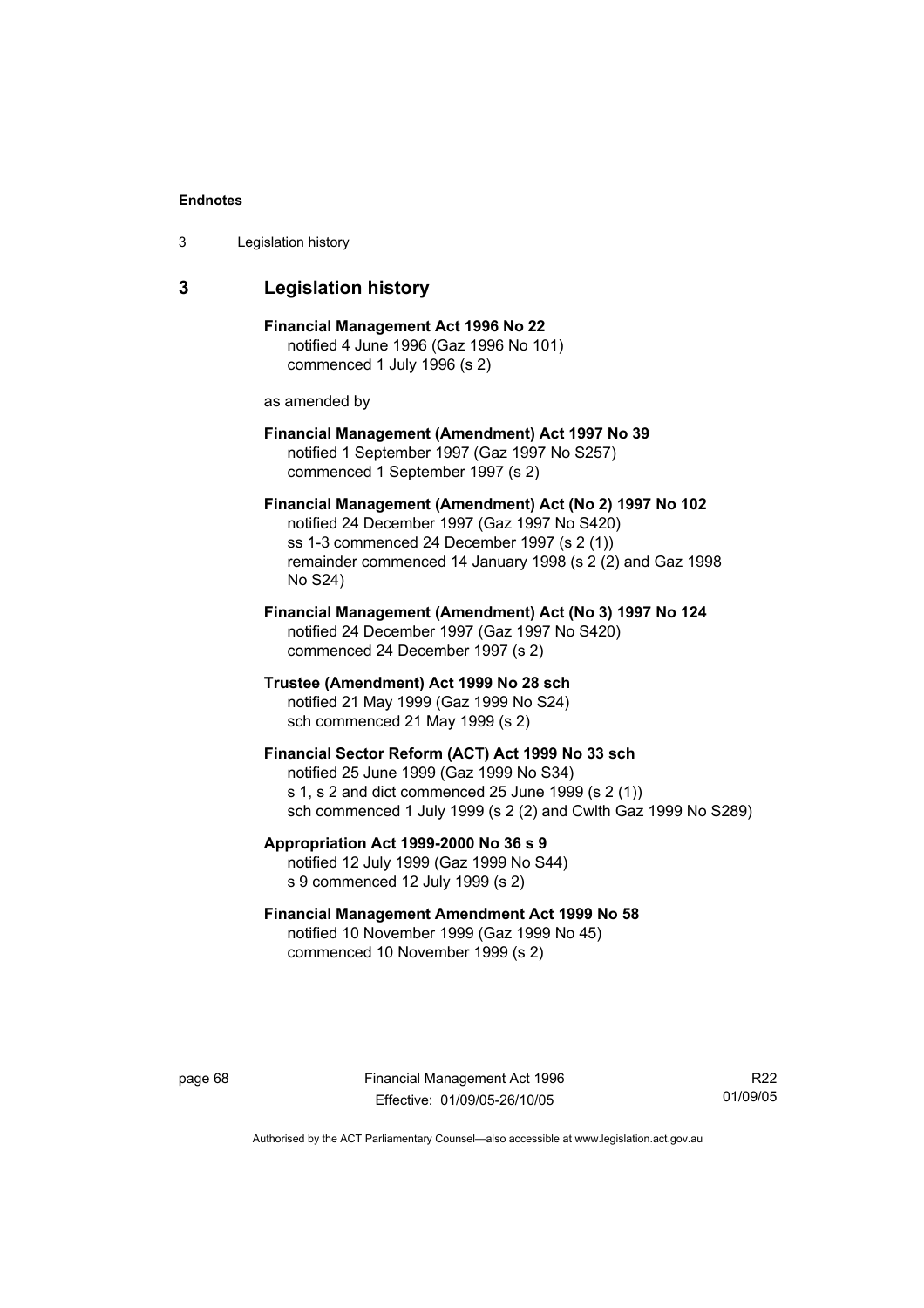## 3 Legislation history

**Financial Management Act 1996 No 22**
notified 4 June 1996 (Gaz 1996 No 101)
commenced 1 July 1996 (s 2)

as amended by

**Financial Management (Amendment) Act 1997 No 39**
notified 1 September 1997 (Gaz 1997 No S257)
commenced 1 September 1997 (s 2)

**Financial Management (Amendment) Act (No 2) 1997 No 102**
notified 24 December 1997 (Gaz 1997 No S420)
ss 1-3 commenced 24 December 1997 (s 2 (1))
remainder commenced 14 January 1998 (s 2 (2) and Gaz 1998 No S24)

**Financial Management (Amendment) Act (No 3) 1997 No 124**
notified 24 December 1997 (Gaz 1997 No S420)
commenced 24 December 1997 (s 2)

**Trustee (Amendment) Act 1999 No 28 sch**
notified 21 May 1999 (Gaz 1999 No S24)
sch commenced 21 May 1999 (s 2)

**Financial Sector Reform (ACT) Act 1999 No 33 sch**
notified 25 June 1999 (Gaz 1999 No S34)
s 1, s 2 and dict commenced 25 June 1999 (s 2 (1))
sch commenced 1 July 1999 (s 2 (2) and Cwlth Gaz 1999 No S289)

**Appropriation Act 1999-2000 No 36 s 9**
notified 12 July 1999 (Gaz 1999 No S44)
s 9 commenced 12 July 1999 (s 2)

**Financial Management Amendment Act 1999 No 58**
notified 10 November 1999 (Gaz 1999 No 45)
commenced 10 November 1999 (s 2)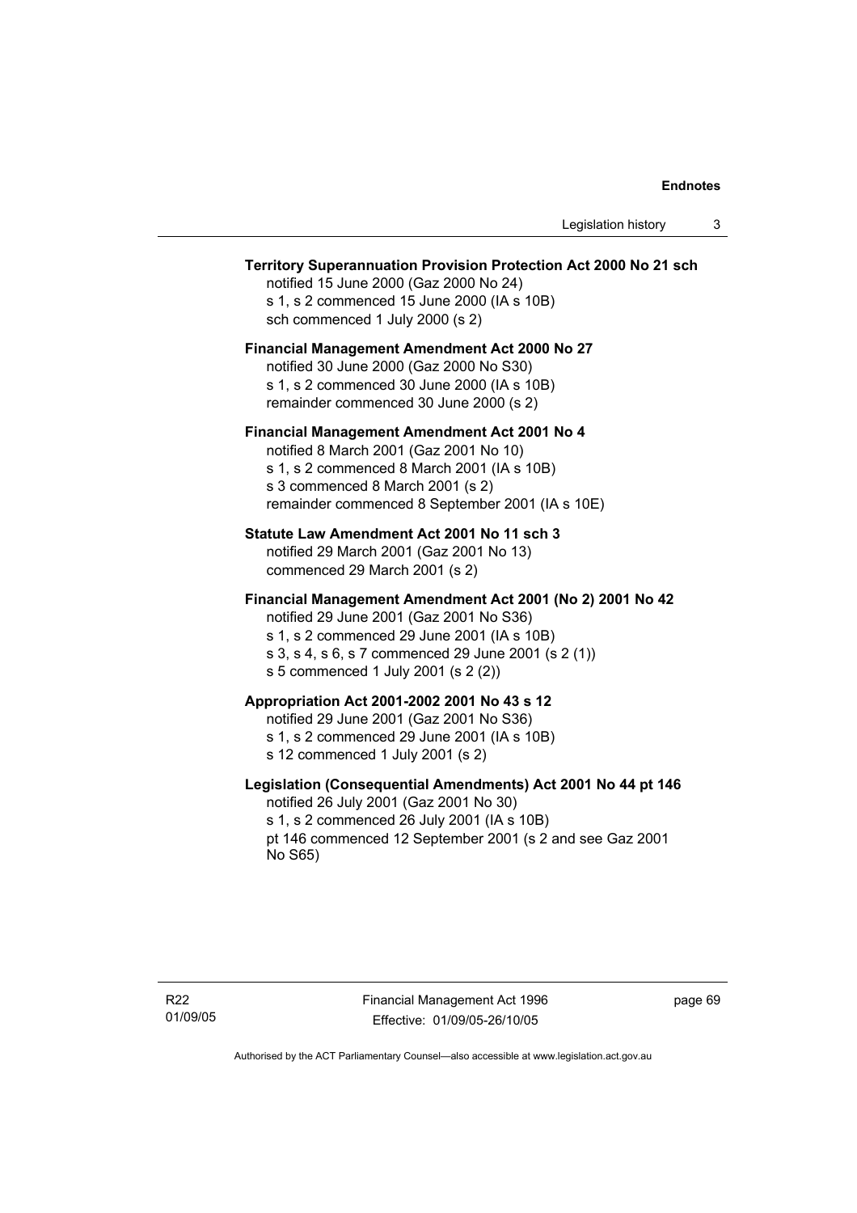**Territory Superannuation Provision Protection Act 2000 No 21 sch**

notified 15 June 2000 (Gaz 2000 No 24)
s 1, s 2 commenced 15 June 2000 (IA s 10B)
sch commenced 1 July 2000 (s 2)

**Financial Management Amendment Act 2000 No 27**

notified 30 June 2000 (Gaz 2000 No S30)
s 1, s 2 commenced 30 June 2000 (IA s 10B)
remainder commenced 30 June 2000 (s 2)

**Financial Management Amendment Act 2001 No 4**

notified 8 March 2001 (Gaz 2001 No 10)
s 1, s 2 commenced 8 March 2001 (IA s 10B)
s 3 commenced 8 March 2001 (s 2)
remainder commenced 8 September 2001 (IA s 10E)

**Statute Law Amendment Act 2001 No 11 sch 3**

notified 29 March 2001 (Gaz 2001 No 13)
commenced 29 March 2001 (s 2)

**Financial Management Amendment Act 2001 (No 2) 2001 No 42**

notified 29 June 2001 (Gaz 2001 No S36)
s 1, s 2 commenced 29 June 2001 (IA s 10B)
s 3, s 4, s 6, s 7 commenced 29 June 2001 (s 2 (1))
s 5 commenced 1 July 2001 (s 2 (2))

**Appropriation Act 2001-2002 2001 No 43 s 12**

notified 29 June 2001 (Gaz 2001 No S36)
s 1, s 2 commenced 29 June 2001 (IA s 10B)
s 12 commenced 1 July 2001 (s 2)

**Legislation (Consequential Amendments) Act 2001 No 44 pt 146**

notified 26 July 2001 (Gaz 2001 No 30)
s 1, s 2 commenced 26 July 2001 (IA s 10B)
pt 146 commenced 12 September 2001 (s 2 and see Gaz 2001 No S65)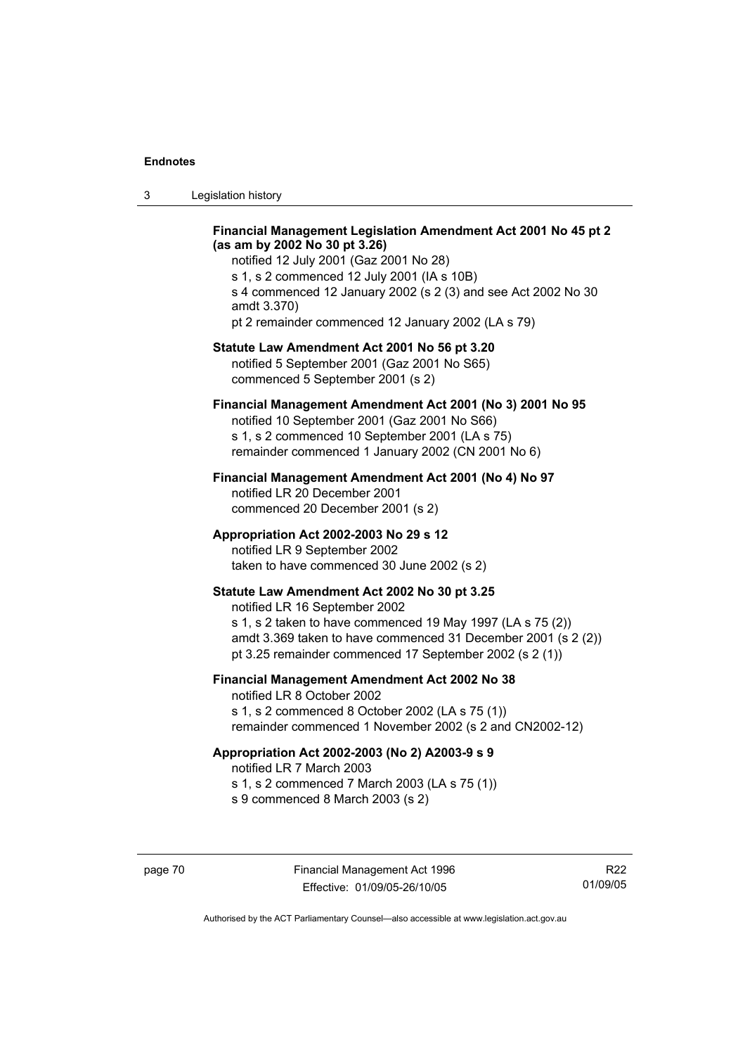**Financial Management Legislation Amendment Act 2001 No 45 pt 2 (as am by 2002 No 30 pt 3.26)**

notified 12 July 2001 (Gaz 2001 No 28)
s 1, s 2 commenced 12 July 2001 (IA s 10B)
s 4 commenced 12 January 2002 (s 2 (3) and see Act 2002 No 30 amdt 3.370)
pt 2 remainder commenced 12 January 2002 (LA s 79)

**Statute Law Amendment Act 2001 No 56 pt 3.20**

notified 5 September 2001 (Gaz 2001 No S65)
commenced 5 September 2001 (s 2)

**Financial Management Amendment Act 2001 (No 3) 2001 No 95**

notified 10 September 2001 (Gaz 2001 No S66)
s 1, s 2 commenced 10 September 2001 (LA s 75)
remainder commenced 1 January 2002 (CN 2001 No 6)

**Financial Management Amendment Act 2001 (No 4) No 97**

notified LR 20 December 2001
commenced 20 December 2001 (s 2)

**Appropriation Act 2002-2003 No 29 s 12**

notified LR 9 September 2002
taken to have commenced 30 June 2002 (s 2)

**Statute Law Amendment Act 2002 No 30 pt 3.25**

notified LR 16 September 2002
s 1, s 2 taken to have commenced 19 May 1997 (LA s 75 (2))
amdt 3.369 taken to have commenced 31 December 2001 (s 2 (2))
pt 3.25 remainder commenced 17 September 2002 (s 2 (1))

**Financial Management Amendment Act 2002 No 38**

notified LR 8 October 2002
s 1, s 2 commenced 8 October 2002 (LA s 75 (1))
remainder commenced 1 November 2002 (s 2 and CN2002-12)

**Appropriation Act 2002-2003 (No 2) A2003-9 s 9**

notified LR 7 March 2003
s 1, s 2 commenced 7 March 2003 (LA s 75 (1))
s 9 commenced 8 March 2003 (s 2)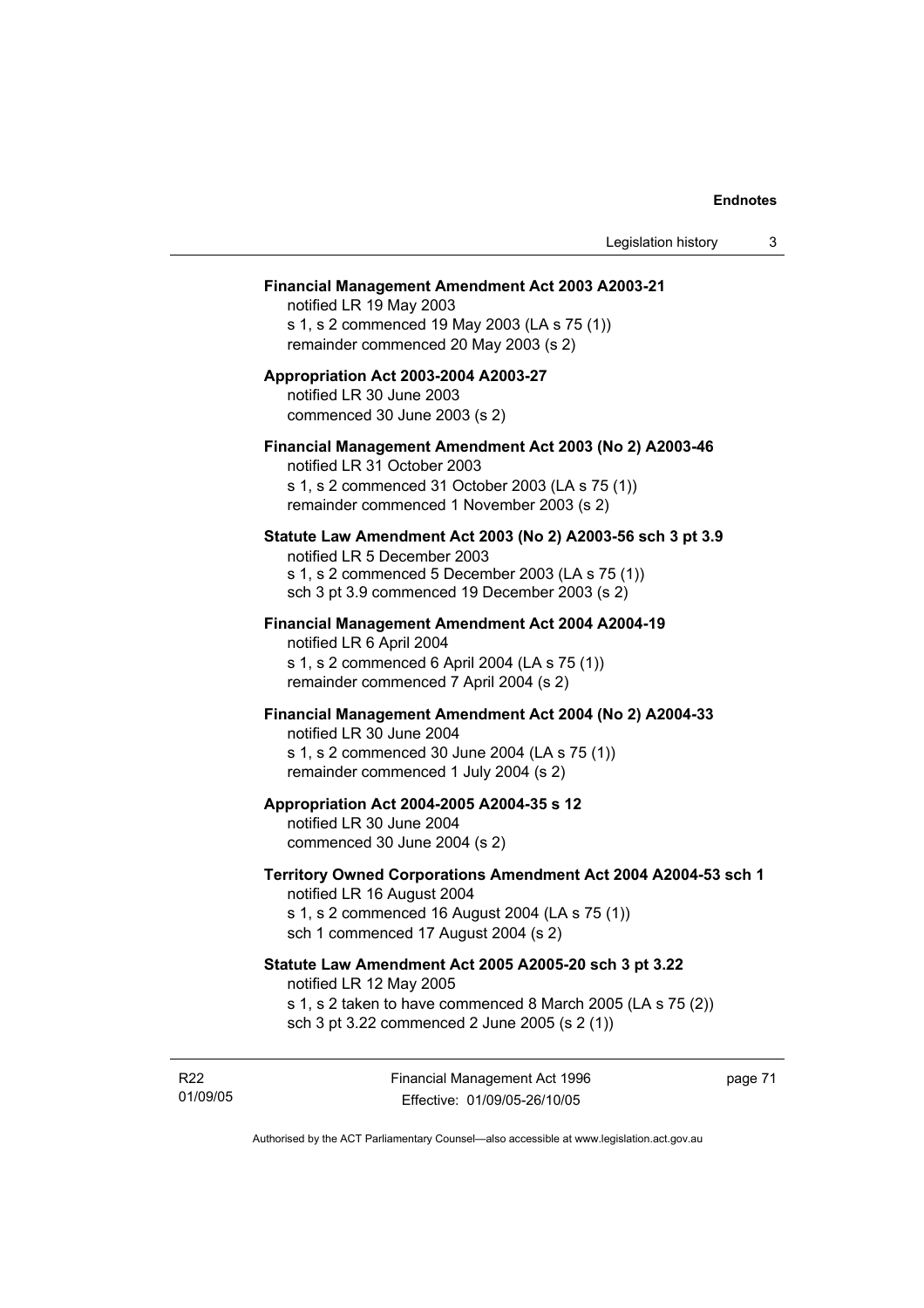**Financial Management Amendment Act 2003 A2003-21**

notified LR 19 May 2003

s 1, s 2 commenced 19 May 2003 (LA s 75 (1))

remainder commenced 20 May 2003 (s 2)

**Appropriation Act 2003-2004 A2003-27**

notified LR 30 June 2003

commenced 30 June 2003 (s 2)

**Financial Management Amendment Act 2003 (No 2) A2003-46**

notified LR 31 October 2003

s 1, s 2 commenced 31 October 2003 (LA s 75 (1))

remainder commenced 1 November 2003 (s 2)

**Statute Law Amendment Act 2003 (No 2) A2003-56 sch 3 pt 3.9**

notified LR 5 December 2003

s 1, s 2 commenced 5 December 2003 (LA s 75 (1))

sch 3 pt 3.9 commenced 19 December 2003 (s 2)

**Financial Management Amendment Act 2004 A2004-19**

notified LR 6 April 2004

s 1, s 2 commenced 6 April 2004 (LA s 75 (1))

remainder commenced 7 April 2004 (s 2)

**Financial Management Amendment Act 2004 (No 2) A2004-33**

notified LR 30 June 2004

s 1, s 2 commenced 30 June 2004 (LA s 75 (1))

remainder commenced 1 July 2004 (s 2)

**Appropriation Act 2004-2005 A2004-35 s 12**

notified LR 30 June 2004

commenced 30 June 2004 (s 2)

**Territory Owned Corporations Amendment Act 2004 A2004-53 sch 1**

notified LR 16 August 2004

s 1, s 2 commenced 16 August 2004 (LA s 75 (1))

sch 1 commenced 17 August 2004 (s 2)

**Statute Law Amendment Act 2005 A2005-20 sch 3 pt 3.22**

notified LR 12 May 2005

s 1, s 2 taken to have commenced 8 March 2005 (LA s 75 (2))

sch 3 pt 3.22 commenced 2 June 2005 (s 2 (1))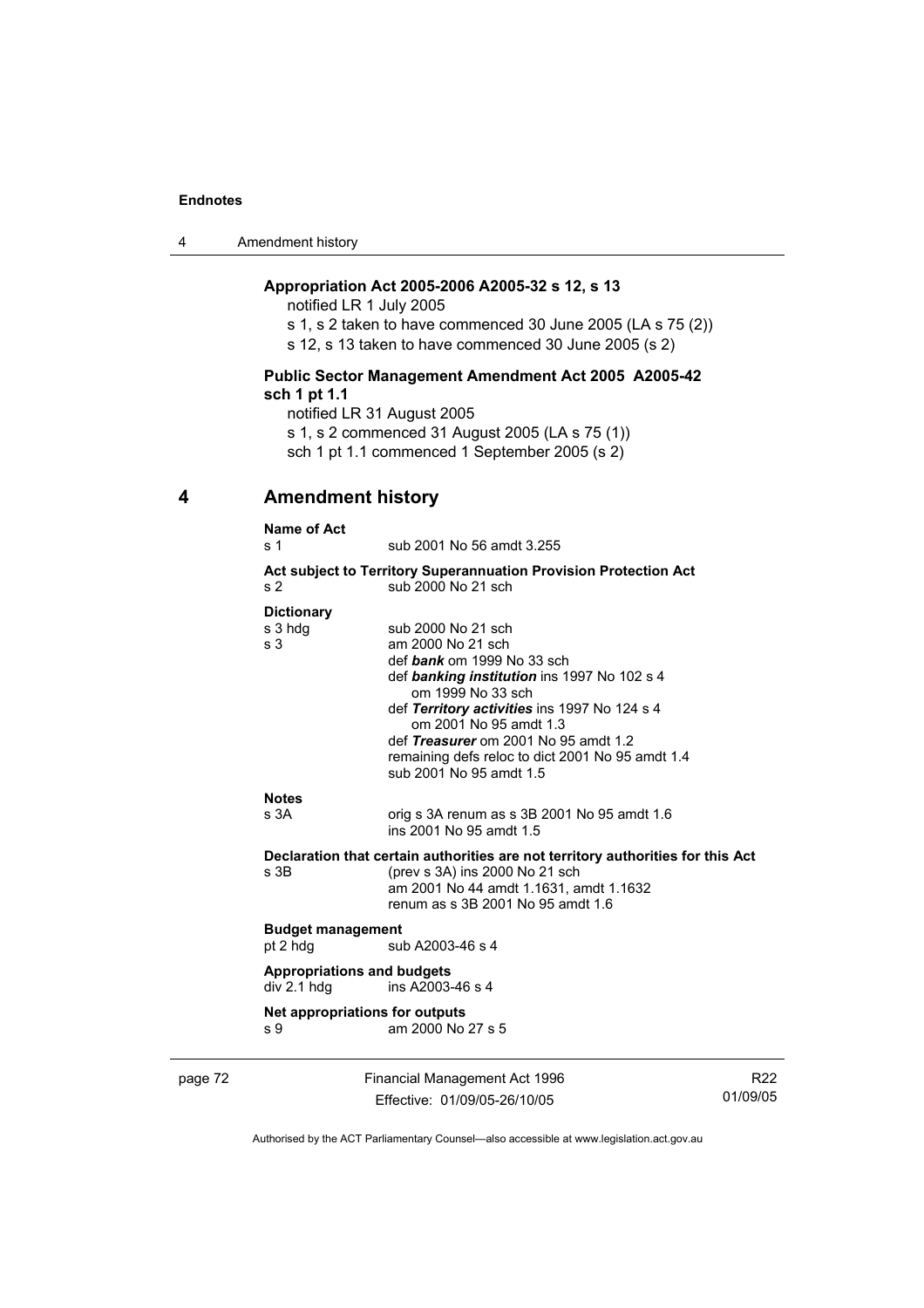**Appropriation Act 2005-2006 A2005-32 s 12, s 13**

notified LR 1 July 2005

s 1, s 2 taken to have commenced 30 June 2005 (LA s 75 (2))

s 12, s 13 taken to have commenced 30 June 2005 (s 2)

**Public Sector Management Amendment Act 2005 A2005-42 sch 1 pt 1.1**

notified LR 31 August 2005

s 1, s 2 commenced 31 August 2005 (LA s 75 (1))

sch 1 pt 1.1 commenced 1 September 2005 (s 2)

## 4 Amendment history

**Name of Act**

| | |
|---|---|
| s 1 | sub 2001 No 56 amdt 3.255 |

**Act subject to Territory Superannuation Provision Protection Act**

| | |
|---|---|
| s 2 | sub 2000 No 21 sch |

**Dictionary**

| | |
|---|---|
| s 3 hdg | sub 2000 No 21 sch |
| s 3 | am 2000 No 21 sch<br>def ***bank*** om 1999 No 33 sch<br>def ***banking institution*** ins 1997 No 102 s 4<br>om 1999 No 33 sch<br>def ***Territory activities*** ins 1997 No 124 s 4<br>om 2001 No 95 amdt 1.3<br>def ***Treasurer*** om 2001 No 95 amdt 1.2<br>remaining defs reloc to dict 2001 No 95 amdt 1.4<br>sub 2001 No 95 amdt 1.5 |

**Notes**

| | |
|---|---|
| s 3A | orig s 3A renum as s 3B 2001 No 95 amdt 1.6<br>ins 2001 No 95 amdt 1.5 |

**Declaration that certain authorities are not territory authorities for this Act**

| | |
|---|---|
| s 3B | (prev s 3A) ins 2000 No 21 sch<br>am 2001 No 44 amdt 1.1631, amdt 1.1632<br>renum as s 3B 2001 No 95 amdt 1.6 |

**Budget management**

| | |
|---|---|
| pt 2 hdg | sub A2003-46 s 4 |

**Appropriations and budgets**

| | |
|---|---|
| div 2.1 hdg | ins A2003-46 s 4 |

**Net appropriations for outputs**

| | |
|---|---|
| s 9 | am 2000 No 27 s 5 |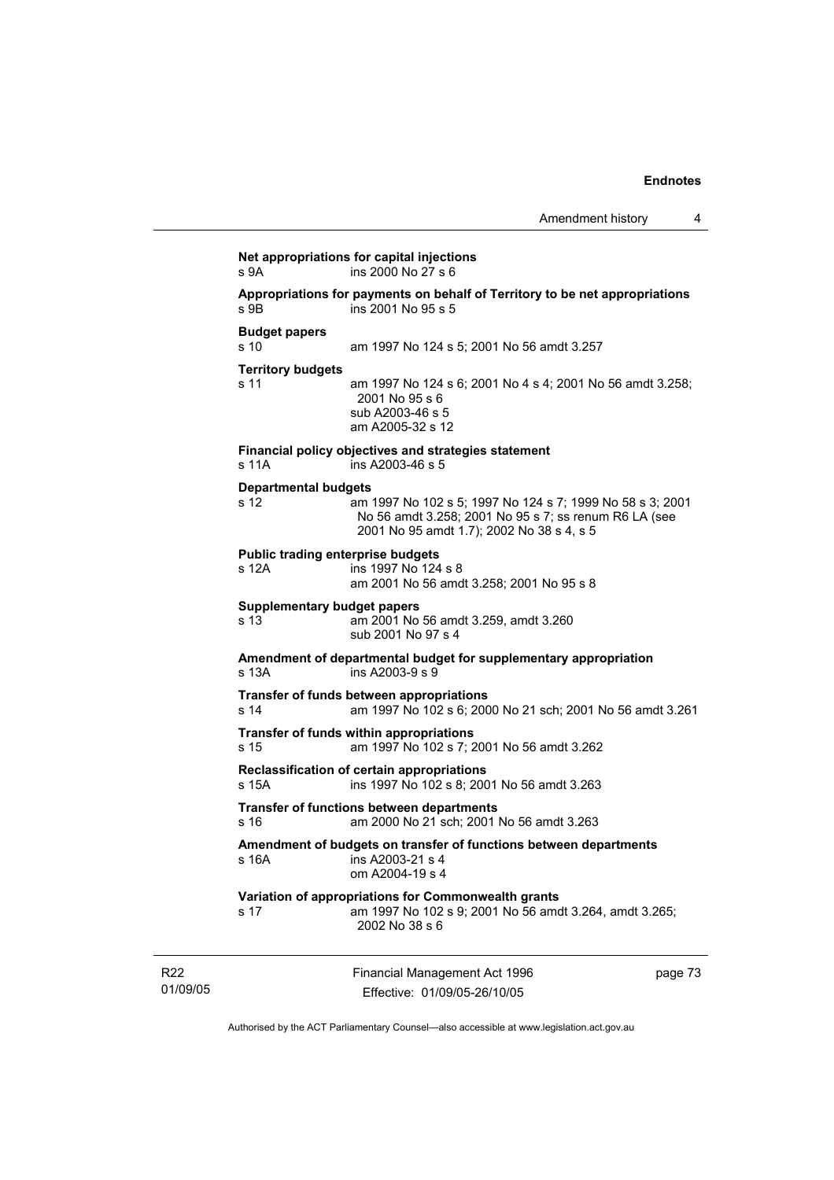**Net appropriations for capital injections**
s 9A ins 2000 No 27 s 6

**Appropriations for payments on behalf of Territory to be net appropriations**
s 9B ins 2001 No 95 s 5

**Budget papers**
s 10 am 1997 No 124 s 5; 2001 No 56 amdt 3.257

**Territory budgets**
s 11 am 1997 No 124 s 6; 2001 No 4 s 4; 2001 No 56 amdt 3.258; 2001 No 95 s 6
sub A2003-46 s 5
am A2005-32 s 12

**Financial policy objectives and strategies statement**
s 11A ins A2003-46 s 5

**Departmental budgets**
s 12 am 1997 No 102 s 5; 1997 No 124 s 7; 1999 No 58 s 3; 2001 No 56 amdt 3.258; 2001 No 95 s 7; ss renum R6 LA (see 2001 No 95 amdt 1.7); 2002 No 38 s 4, s 5

**Public trading enterprise budgets**
s 12A ins 1997 No 124 s 8
am 2001 No 56 amdt 3.258; 2001 No 95 s 8

**Supplementary budget papers**
s 13 am 2001 No 56 amdt 3.259, amdt 3.260
sub 2001 No 97 s 4

**Amendment of departmental budget for supplementary appropriation**
s 13A ins A2003-9 s 9

**Transfer of funds between appropriations**
s 14 am 1997 No 102 s 6; 2000 No 21 sch; 2001 No 56 amdt 3.261

**Transfer of funds within appropriations**
s 15 am 1997 No 102 s 7; 2001 No 56 amdt 3.262

**Reclassification of certain appropriations**
s 15A ins 1997 No 102 s 8; 2001 No 56 amdt 3.263

**Transfer of functions between departments**
s 16 am 2000 No 21 sch; 2001 No 56 amdt 3.263

**Amendment of budgets on transfer of functions between departments**
s 16A ins A2003-21 s 4
om A2004-19 s 4

**Variation of appropriations for Commonwealth grants**
s 17 am 1997 No 102 s 9; 2001 No 56 amdt 3.264, amdt 3.265; 2002 No 38 s 6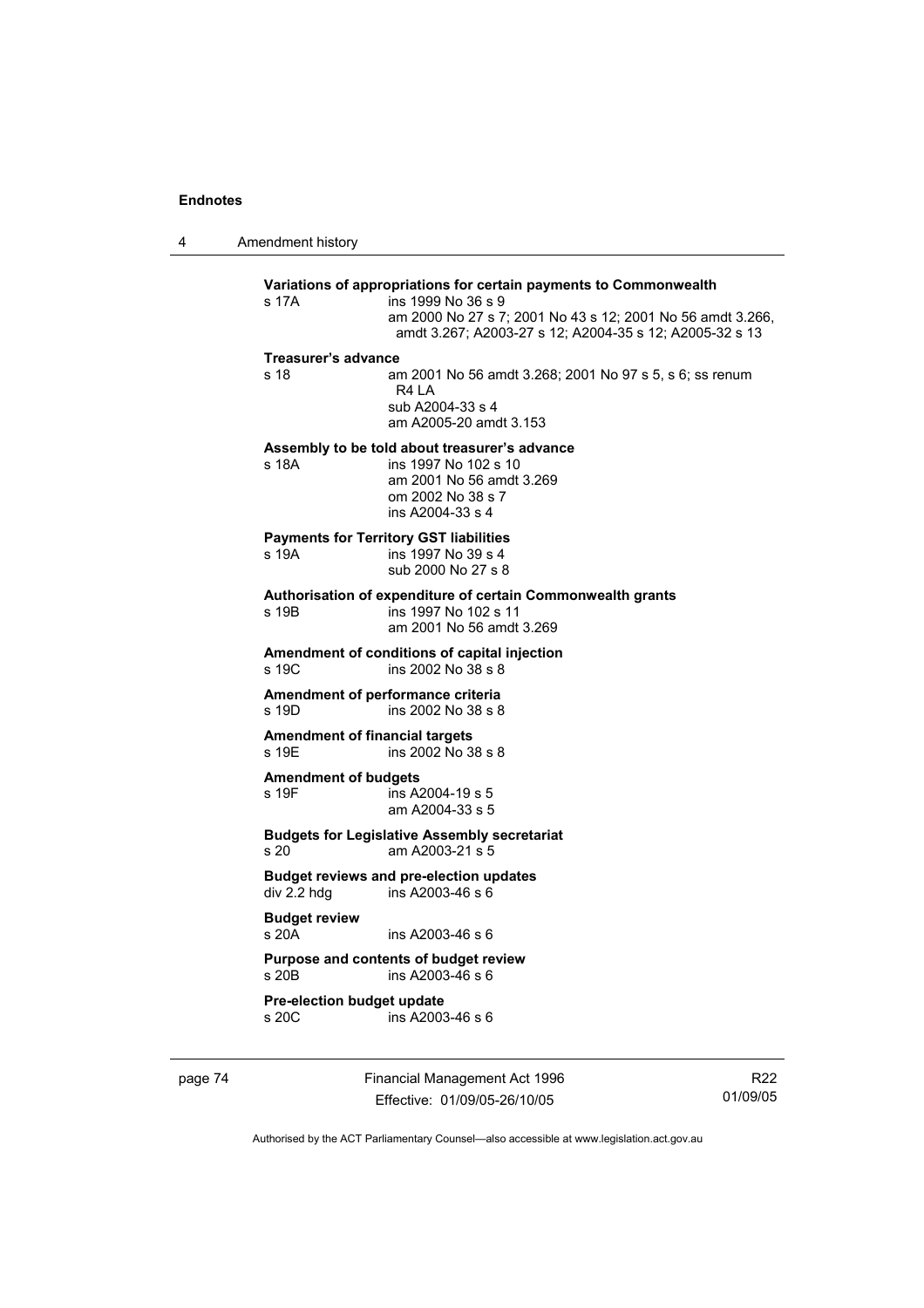**Variations of appropriations for certain payments to Commonwealth**
s 17A ins 1999 No 36 s 9
am 2000 No 27 s 7; 2001 No 43 s 12; 2001 No 56 amdt 3.266, amdt 3.267; A2003-27 s 12; A2004-35 s 12; A2005-32 s 13

**Treasurer's advance**
s 18 am 2001 No 56 amdt 3.268; 2001 No 97 s 5, s 6; ss renum R4 LA
sub A2004-33 s 4
am A2005-20 amdt 3.153

**Assembly to be told about treasurer's advance**
s 18A ins 1997 No 102 s 10
am 2001 No 56 amdt 3.269
om 2002 No 38 s 7
ins A2004-33 s 4

**Payments for Territory GST liabilities**
s 19A ins 1997 No 39 s 4
sub 2000 No 27 s 8

**Authorisation of expenditure of certain Commonwealth grants**
s 19B ins 1997 No 102 s 11
am 2001 No 56 amdt 3.269

**Amendment of conditions of capital injection**
s 19C ins 2002 No 38 s 8

**Amendment of performance criteria**
s 19D ins 2002 No 38 s 8

**Amendment of financial targets**
s 19E ins 2002 No 38 s 8

**Amendment of budgets**
s 19F ins A2004-19 s 5
am A2004-33 s 5

**Budgets for Legislative Assembly secretariat**
s 20 am A2003-21 s 5

**Budget reviews and pre-election updates**
div 2.2 hdg ins A2003-46 s 6

**Budget review**
s 20A ins A2003-46 s 6

**Purpose and contents of budget review**
s 20B ins A2003-46 s 6

**Pre-election budget update**
s 20C ins A2003-46 s 6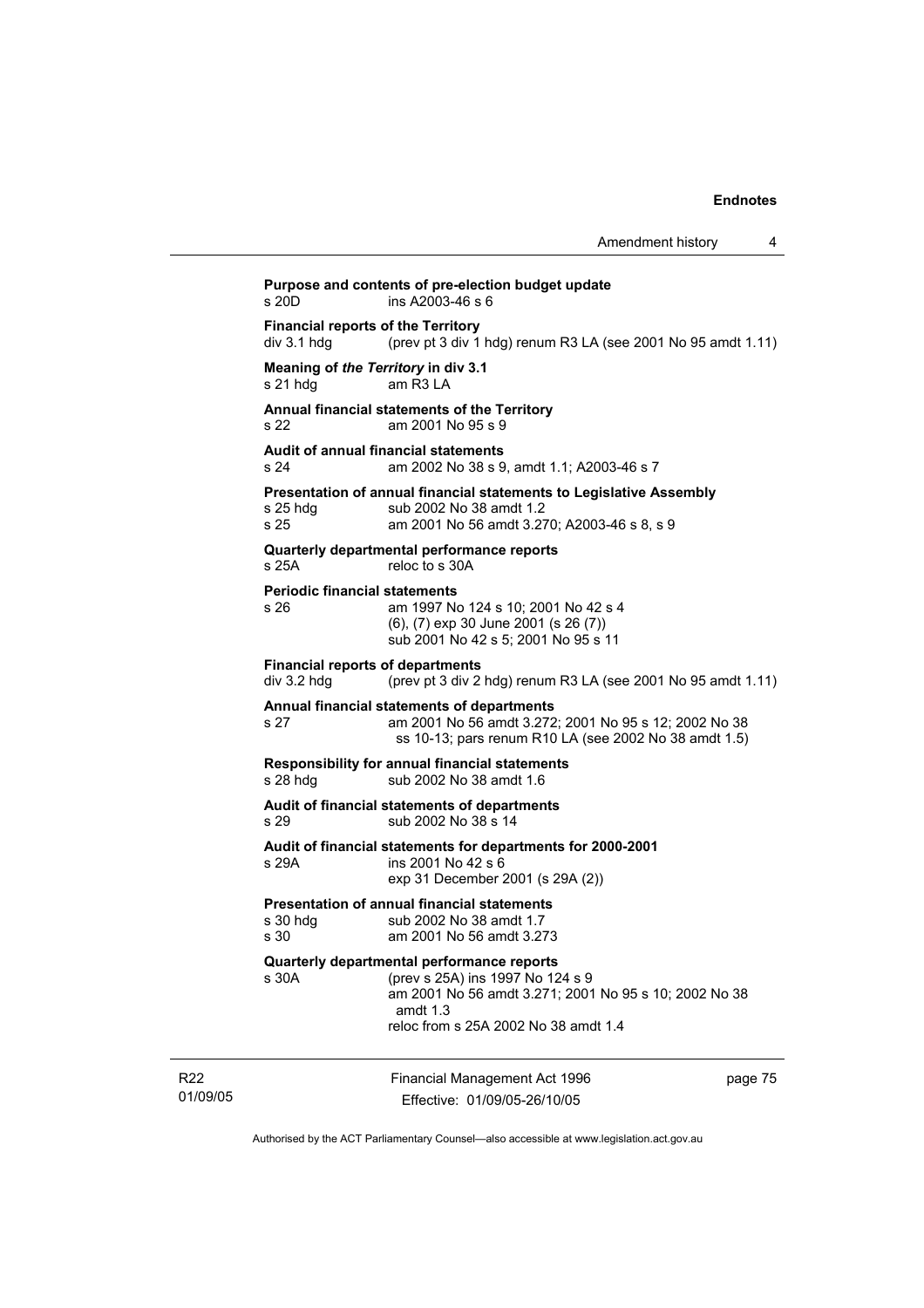**Purpose and contents of pre-election budget update**
s 20D ins A2003-46 s 6

**Financial reports of the Territory**
div 3.1 hdg (prev pt 3 div 1 hdg) renum R3 LA (see 2001 No 95 amdt 1.11)

**Meaning of *the Territory* in div 3.1**
s 21 hdg am R3 LA

**Annual financial statements of the Territory**
s 22 am 2001 No 95 s 9

**Audit of annual financial statements**
s 24 am 2002 No 38 s 9, amdt 1.1; A2003-46 s 7

**Presentation of annual financial statements to Legislative Assembly**
s 25 hdg sub 2002 No 38 amdt 1.2
s 25 am 2001 No 56 amdt 3.270; A2003-46 s 8, s 9

**Quarterly departmental performance reports**
s 25A reloc to s 30A

**Periodic financial statements**
s 26 am 1997 No 124 s 10; 2001 No 42 s 4
(6), (7) exp 30 June 2001 (s 26 (7))
sub 2001 No 42 s 5; 2001 No 95 s 11

**Financial reports of departments**
div 3.2 hdg (prev pt 3 div 2 hdg) renum R3 LA (see 2001 No 95 amdt 1.11)

**Annual financial statements of departments**
s 27 am 2001 No 56 amdt 3.272; 2001 No 95 s 12; 2002 No 38 ss 10-13; pars renum R10 LA (see 2002 No 38 amdt 1.5)

**Responsibility for annual financial statements**
s 28 hdg sub 2002 No 38 amdt 1.6

**Audit of financial statements of departments**
s 29 sub 2002 No 38 s 14

**Audit of financial statements for departments for 2000-2001**
s 29A ins 2001 No 42 s 6
exp 31 December 2001 (s 29A (2))

**Presentation of annual financial statements**
s 30 hdg sub 2002 No 38 amdt 1.7
s 30 am 2001 No 56 amdt 3.273

**Quarterly departmental performance reports**
s 30A (prev s 25A) ins 1997 No 124 s 9
am 2001 No 56 amdt 3.271; 2001 No 95 s 10; 2002 No 38 amdt 1.3
reloc from s 25A 2002 No 38 amdt 1.4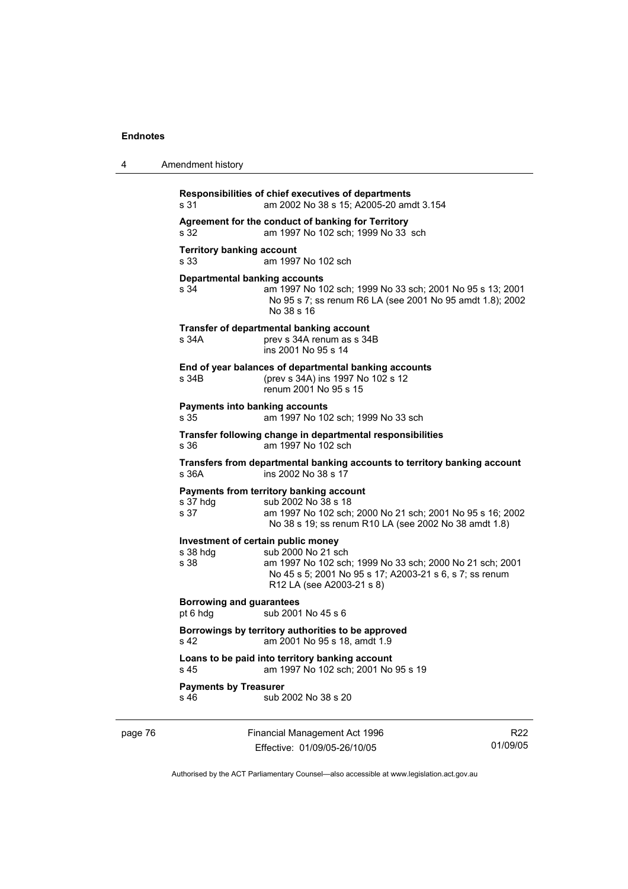**Responsibilities of chief executives of departments**
s 31 am 2002 No 38 s 15; A2005-20 amdt 3.154

**Agreement for the conduct of banking for Territory**
s 32 am 1997 No 102 sch; 1999 No 33 sch

**Territory banking account**
s 33 am 1997 No 102 sch

**Departmental banking accounts**
s 34 am 1997 No 102 sch; 1999 No 33 sch; 2001 No 95 s 13; 2001 No 95 s 7; ss renum R6 LA (see 2001 No 95 amdt 1.8); 2002 No 38 s 16

**Transfer of departmental banking account**
s 34A prev s 34A renum as s 34B
ins 2001 No 95 s 14

**End of year balances of departmental banking accounts**
s 34B (prev s 34A) ins 1997 No 102 s 12
renum 2001 No 95 s 15

**Payments into banking accounts**
s 35 am 1997 No 102 sch; 1999 No 33 sch

**Transfer following change in departmental responsibilities**
s 36 am 1997 No 102 sch

**Transfers from departmental banking accounts to territory banking account**
s 36A ins 2002 No 38 s 17

**Payments from territory banking account**
s 37 hdg sub 2002 No 38 s 18
s 37 am 1997 No 102 sch; 2000 No 21 sch; 2001 No 95 s 16; 2002 No 38 s 19; ss renum R10 LA (see 2002 No 38 amdt 1.8)

**Investment of certain public money**
s 38 hdg sub 2000 No 21 sch
s 38 am 1997 No 102 sch; 1999 No 33 sch; 2000 No 21 sch; 2001 No 45 s 5; 2001 No 95 s 17; A2003-21 s 6, s 7; ss renum R12 LA (see A2003-21 s 8)

**Borrowing and guarantees**
pt 6 hdg sub 2001 No 45 s 6

**Borrowings by territory authorities to be approved**
s 42 am 2001 No 95 s 18, amdt 1.9

**Loans to be paid into territory banking account**
s 45 am 1997 No 102 sch; 2001 No 95 s 19

**Payments by Treasurer**
s 46 sub 2002 No 38 s 20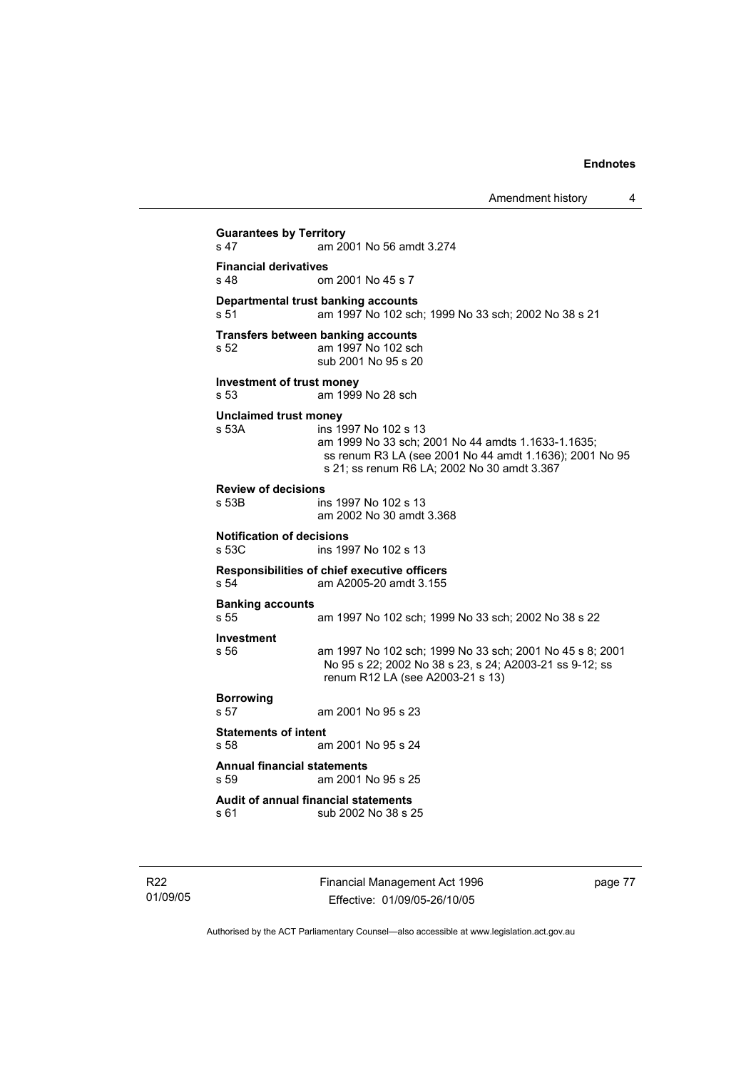**Guarantees by Territory**
s 47 am 2001 No 56 amdt 3.274

**Financial derivatives**
s 48 om 2001 No 45 s 7

**Departmental trust banking accounts**
s 51 am 1997 No 102 sch; 1999 No 33 sch; 2002 No 38 s 21

**Transfers between banking accounts**
s 52 am 1997 No 102 sch
sub 2001 No 95 s 20

**Investment of trust money**
s 53 am 1999 No 28 sch

**Unclaimed trust money**
s 53A ins 1997 No 102 s 13
am 1999 No 33 sch; 2001 No 44 amdts 1.1633-1.1635; ss renum R3 LA (see 2001 No 44 amdt 1.1636); 2001 No 95 s 21; ss renum R6 LA; 2002 No 30 amdt 3.367

**Review of decisions**
s 53B ins 1997 No 102 s 13
am 2002 No 30 amdt 3.368

**Notification of decisions**
s 53C ins 1997 No 102 s 13

**Responsibilities of chief executive officers**
s 54 am A2005-20 amdt 3.155

**Banking accounts**
s 55 am 1997 No 102 sch; 1999 No 33 sch; 2002 No 38 s 22

**Investment**
s 56 am 1997 No 102 sch; 1999 No 33 sch; 2001 No 45 s 8; 2001 No 95 s 22; 2002 No 38 s 23, s 24; A2003-21 ss 9-12; ss renum R12 LA (see A2003-21 s 13)

**Borrowing**
s 57 am 2001 No 95 s 23

**Statements of intent**
s 58 am 2001 No 95 s 24

**Annual financial statements**
s 59 am 2001 No 95 s 25

**Audit of annual financial statements**
s 61 sub 2002 No 38 s 25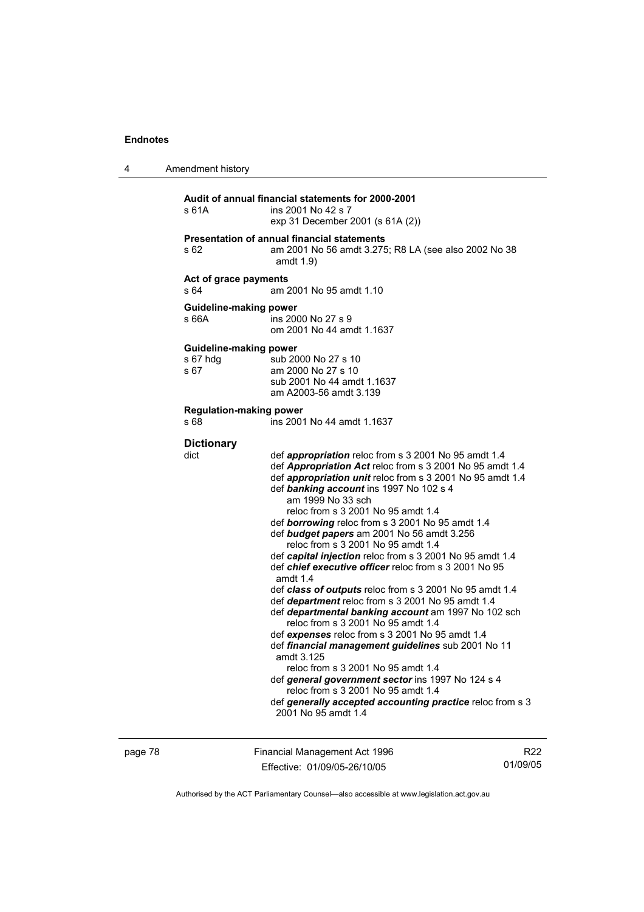**Audit of annual financial statements for 2000-2001**

s 61A — ins 2001 No 42 s 7
exp 31 December 2001 (s 61A (2))

**Presentation of annual financial statements**

s 62 — am 2001 No 56 amdt 3.275; R8 LA (see also 2002 No 38 amdt 1.9)

**Act of grace payments**

s 64 — am 2001 No 95 amdt 1.10

**Guideline-making power**

s 66A — ins 2000 No 27 s 9
om 2001 No 44 amdt 1.1637

**Guideline-making power**

s 67 hdg — sub 2000 No 27 s 10

s 67 — am 2000 No 27 s 10
sub 2001 No 44 amdt 1.1637
am A2003-56 amdt 3.139

**Regulation-making power**

s 68 — ins 2001 No 44 amdt 1.1637

**Dictionary**

dict

def ***appropriation*** reloc from s 3 2001 No 95 amdt 1.4

def ***Appropriation Act*** reloc from s 3 2001 No 95 amdt 1.4

def ***appropriation unit*** reloc from s 3 2001 No 95 amdt 1.4

def ***banking account*** ins 1997 No 102 s 4
am 1999 No 33 sch
reloc from s 3 2001 No 95 amdt 1.4

def ***borrowing*** reloc from s 3 2001 No 95 amdt 1.4

def ***budget papers*** am 2001 No 56 amdt 3.256
reloc from s 3 2001 No 95 amdt 1.4

def ***capital injection*** reloc from s 3 2001 No 95 amdt 1.4

def ***chief executive officer*** reloc from s 3 2001 No 95 amdt 1.4

def ***class of outputs*** reloc from s 3 2001 No 95 amdt 1.4

def ***department*** reloc from s 3 2001 No 95 amdt 1.4

def ***departmental banking account*** am 1997 No 102 sch
reloc from s 3 2001 No 95 amdt 1.4

def ***expenses*** reloc from s 3 2001 No 95 amdt 1.4

def ***financial management guidelines*** sub 2001 No 11 amdt 3.125
reloc from s 3 2001 No 95 amdt 1.4

def ***general government sector*** ins 1997 No 124 s 4
reloc from s 3 2001 No 95 amdt 1.4

def ***generally accepted accounting practice*** reloc from s 3 2001 No 95 amdt 1.4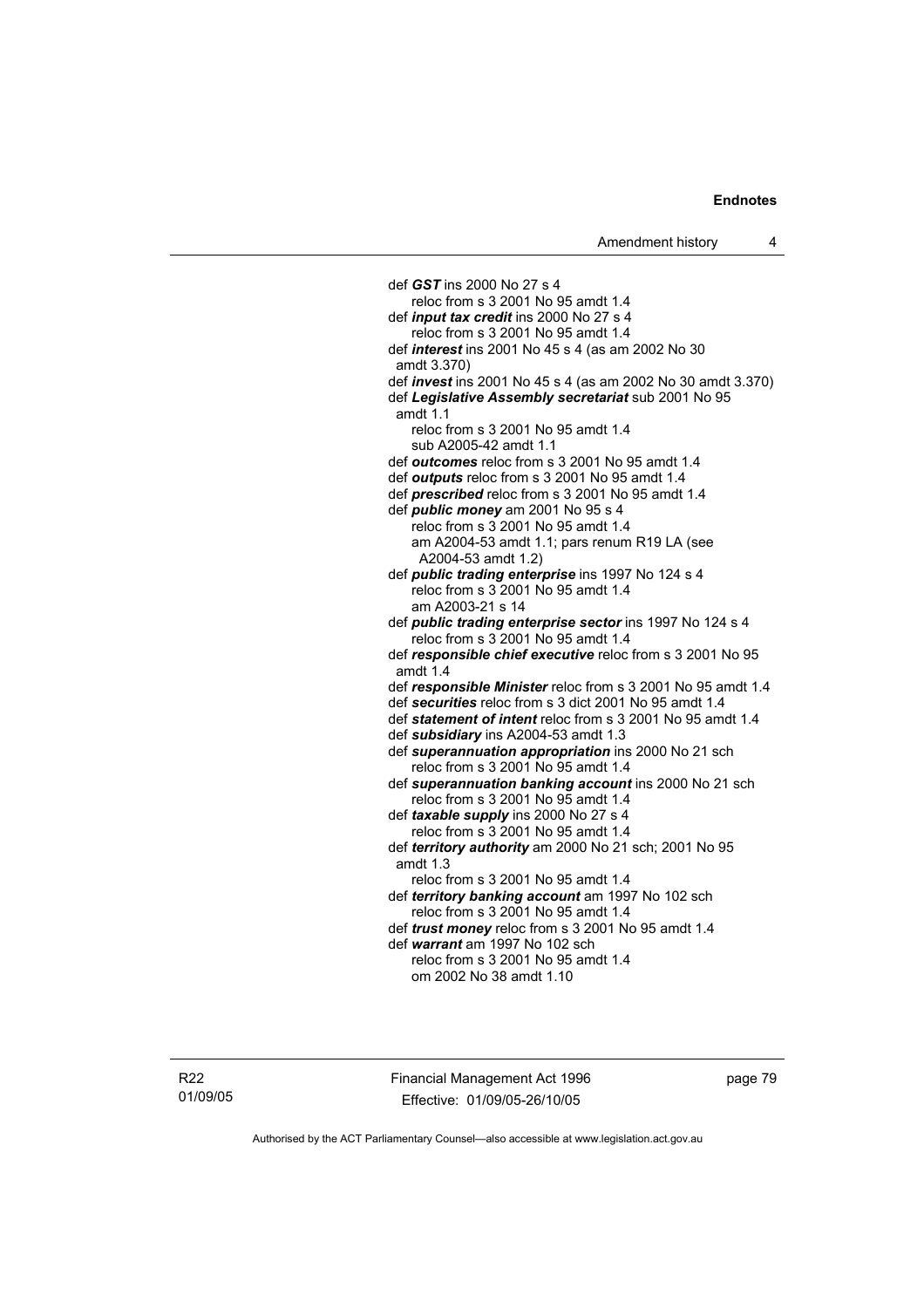def ***GST*** ins 2000 No 27 s 4
reloc from s 3 2001 No 95 amdt 1.4
def ***input tax credit*** ins 2000 No 27 s 4
reloc from s 3 2001 No 95 amdt 1.4
def ***interest*** ins 2001 No 45 s 4 (as am 2002 No 30 amdt 3.370)
def ***invest*** ins 2001 No 45 s 4 (as am 2002 No 30 amdt 3.370)
def ***Legislative Assembly secretariat*** sub 2001 No 95 amdt 1.1
reloc from s 3 2001 No 95 amdt 1.4
sub A2005-42 amdt 1.1
def ***outcomes*** reloc from s 3 2001 No 95 amdt 1.4
def ***outputs*** reloc from s 3 2001 No 95 amdt 1.4
def ***prescribed*** reloc from s 3 2001 No 95 amdt 1.4
def ***public money*** am 2001 No 95 s 4
reloc from s 3 2001 No 95 amdt 1.4
am A2004-53 amdt 1.1; pars renum R19 LA (see A2004-53 amdt 1.2)
def ***public trading enterprise*** ins 1997 No 124 s 4
reloc from s 3 2001 No 95 amdt 1.4
am A2003-21 s 14
def ***public trading enterprise sector*** ins 1997 No 124 s 4
reloc from s 3 2001 No 95 amdt 1.4
def ***responsible chief executive*** reloc from s 3 2001 No 95 amdt 1.4
def ***responsible Minister*** reloc from s 3 2001 No 95 amdt 1.4
def ***securities*** reloc from s 3 dict 2001 No 95 amdt 1.4
def ***statement of intent*** reloc from s 3 2001 No 95 amdt 1.4
def ***subsidiary*** ins A2004-53 amdt 1.3
def ***superannuation appropriation*** ins 2000 No 21 sch
reloc from s 3 2001 No 95 amdt 1.4
def ***superannuation banking account*** ins 2000 No 21 sch
reloc from s 3 2001 No 95 amdt 1.4
def ***taxable supply*** ins 2000 No 27 s 4
reloc from s 3 2001 No 95 amdt 1.4
def ***territory authority*** am 2000 No 21 sch; 2001 No 95 amdt 1.3
reloc from s 3 2001 No 95 amdt 1.4
def ***territory banking account*** am 1997 No 102 sch
reloc from s 3 2001 No 95 amdt 1.4
def ***trust money*** reloc from s 3 2001 No 95 amdt 1.4
def ***warrant*** am 1997 No 102 sch
reloc from s 3 2001 No 95 amdt 1.4
om 2002 No 38 amdt 1.10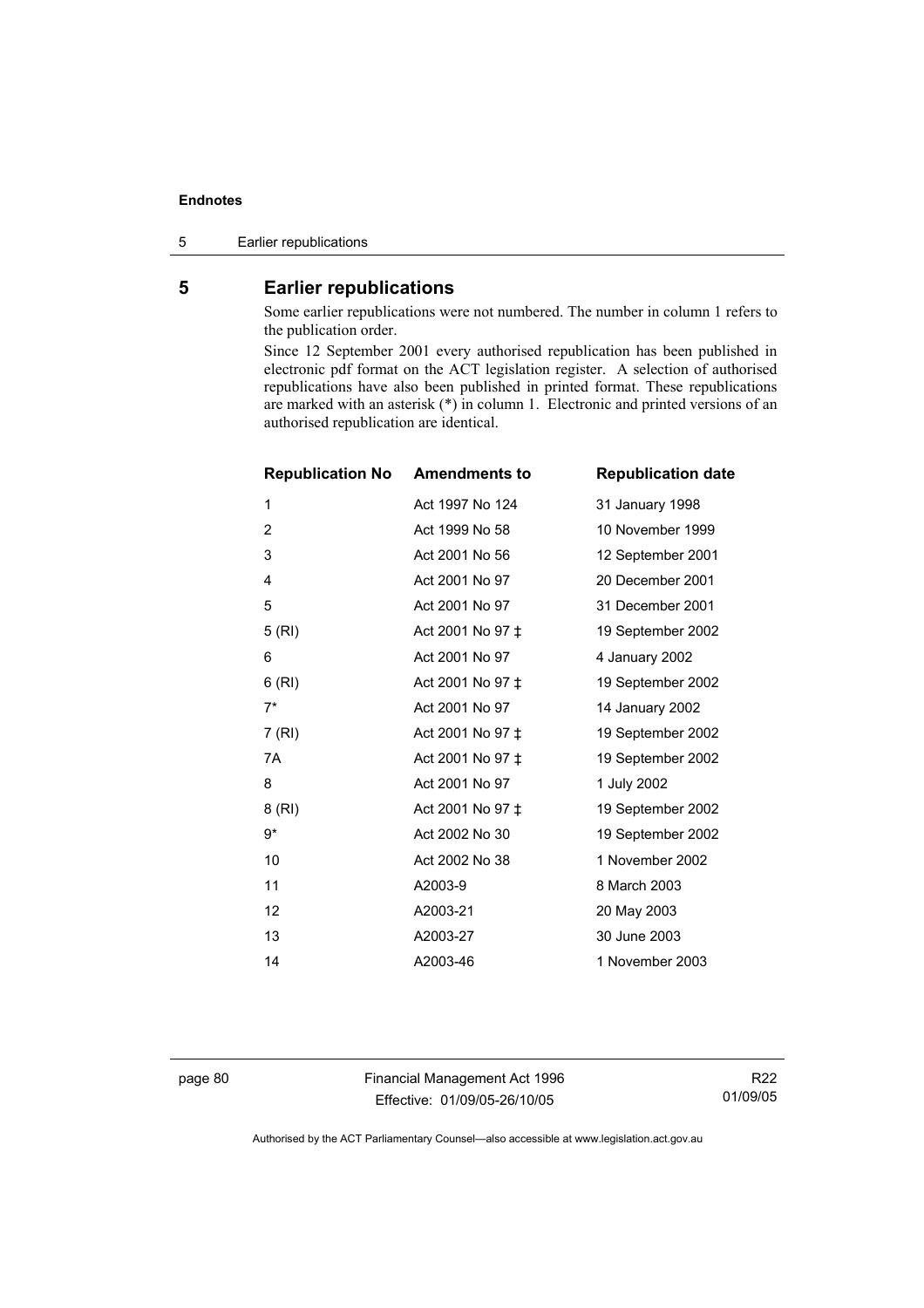## 5 Earlier republications

Some earlier republications were not numbered. The number in column 1 refers to the publication order.

Since 12 September 2001 every authorised republication has been published in electronic pdf format on the ACT legislation register. A selection of authorised republications have also been published in printed format. These republications are marked with an asterisk (*) in column 1. Electronic and printed versions of an authorised republication are identical.

| Republication No | Amendments to | Republication date |
|---|---|---|
| 1 | Act 1997 No 124 | 31 January 1998 |
| 2 | Act 1999 No 58 | 10 November 1999 |
| 3 | Act 2001 No 56 | 12 September 2001 |
| 4 | Act 2001 No 97 | 20 December 2001 |
| 5 | Act 2001 No 97 | 31 December 2001 |
| 5 (RI) | Act 2001 No 97 ‡ | 19 September 2002 |
| 6 | Act 2001 No 97 | 4 January 2002 |
| 6 (RI) | Act 2001 No 97 ‡ | 19 September 2002 |
| 7* | Act 2001 No 97 | 14 January 2002 |
| 7 (RI) | Act 2001 No 97 ‡ | 19 September 2002 |
| 7A | Act 2001 No 97 ‡ | 19 September 2002 |
| 8 | Act 2001 No 97 | 1 July 2002 |
| 8 (RI) | Act 2001 No 97 ‡ | 19 September 2002 |
| 9* | Act 2002 No 30 | 19 September 2002 |
| 10 | Act 2002 No 38 | 1 November 2002 |
| 11 | A2003-9 | 8 March 2003 |
| 12 | A2003-21 | 20 May 2003 |
| 13 | A2003-27 | 30 June 2003 |
| 14 | A2003-46 | 1 November 2003 |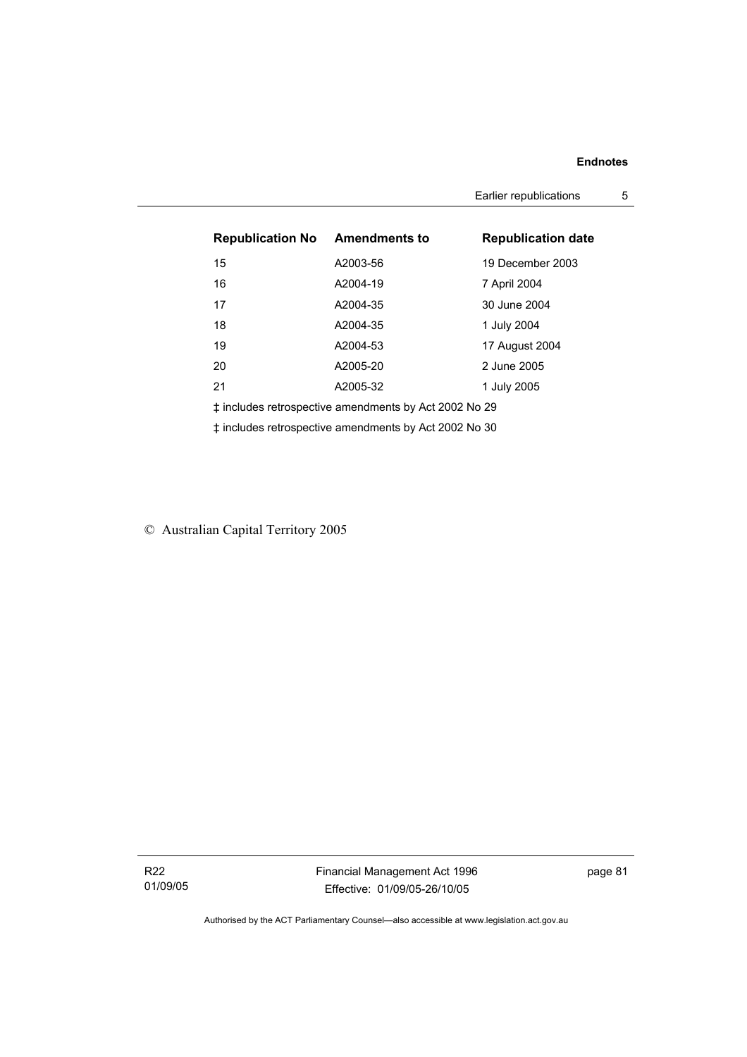| Republication No | Amendments to | Republication date |
|---|---|---|
| 15 | A2003-56 | 19 December 2003 |
| 16 | A2004-19 | 7 April 2004 |
| 17 | A2004-35 | 30 June 2004 |
| 18 | A2004-35 | 1 July 2004 |
| 19 | A2004-53 | 17 August 2004 |
| 20 | A2005-20 | 2 June 2005 |
| 21 | A2005-32 | 1 July 2005 |

‡ includes retrospective amendments by Act 2002 No 29

‡ includes retrospective amendments by Act 2002 No 30

© Australian Capital Territory 2005